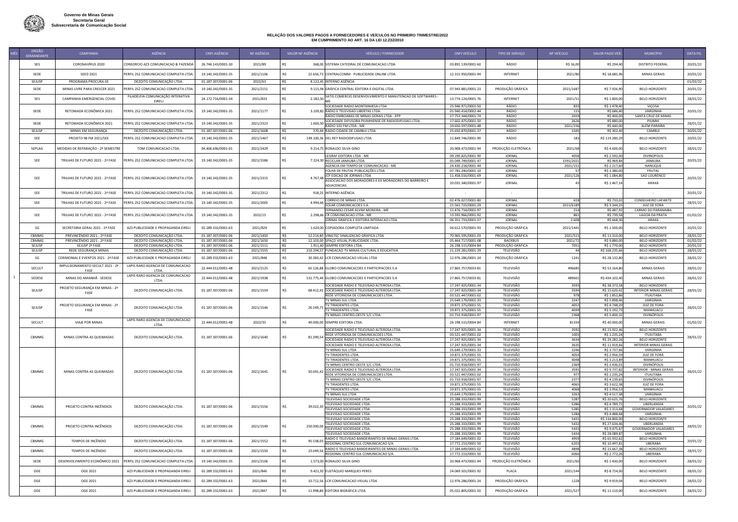Governo de Minas Gerais
Secretaria Geral
Subsecretaria de Comunicação Social

## RELAÇÃO DOS VALORES PAGOS A FORNECEDORES E VEÍCULOS NO PRIMEIRO TRIMESTRE/2022
## EM CUMPRIMENTO AO ART. 16 DA LEI 12.232/2010

| MÊS | ÓRGÃO DEMANDANTE | CAMPANHA | AGÊNCIA | CNPJ AGÊNCIA | NF AGÊNCIA | VALOR NF AGÊNCIA | VEÍCULO / FORNECEDOR | CNPJ VEÍCULO | TIPO DE SERVIÇO | NF VEÍCULO | VALOR PAGO VEÍC. | MUNICÍPIO | DATA PG. |
|---|---|---|---|---|---|---|---|---|---|---|---|---|---|
| 1 | SES | CORONAVÍRUS 2020 | CONSORCIO AZ3 COMUNICACAO & FAZENDA | 26.746.143/0001-30 | 2021/89 | R$ 368,00 | SISTEMA CATEDRAL DE COMUNICACAO LTDA | 03.891.139/0001-60 | RÁDIO | R$ 16,00 | R$ 294,40 | DISTRITO FEDERAL | 20/01/22 |
| | SEDE | SEED 2021 | PERFIL 252 COMUNICACAO COMPLETA LTDA. | 19.140.342/0001-35 | 2021/1106 | R$ 22.656,73 | CENTRALCOMM - PUBLICIDADE ONLINE LTDA. | 12.315.950/0001-94 | INTERNET | 2021/80 | R$ 18.685,96 | MINAS GERAIS | 20/01/22 |
| | SEJUSP | PROGRAMA PROCURA-SE | DEZOITO COMUNICAÇÃO LTDA. | 01.187.307/0001-06 | 2022/63 | R$ 8.122,45 | INTERNO AGÊNCIA | - | - | - | - | - | 01/02/22 |
| | SEDE | MINAS LIVRE PARA CRESCER 2021 | PERFIL 252 COMUNICACAO COMPLETA LTDA. | 19.140.342/0001-35 | 2021/2151 | R$ 9.115,94 | GRÁFICA CENTRAL EDITORA E DIGITAL LTDA. | 07.943.881/0001-23 | PRODUÇÃO GRÁFICA | 2021/1687 | R$ 7.926,90 | BELO HORIZONTE | 20/01/22 |
| | SES | CAMPANHA EMERGENCIAL COVID | FIDELFIA COMUNICAÇÃO INTERATIVA EIRELI | 24.172.716/0001-34 | 2021/833 | R$ 2.182,50 | SATIS COMERCIO DESENVOLVIMENTO E MANUTENCAO DE SOFTWARES - ME | 13.774.124/0001-76 | INTERNET | 2021/51 | R$ 1.800,00 | BELO HORIZONTE | 28/01/22 |
| | SEDE | RETOMADA ECONÔMICA 2021 | PERFIL 252 COMUNICACAO COMPLETA LTDA. | 19.140.342/0001-35 | 2021/1177 | R$ 3.109,82 | SOCIEDADE RADIO MONTANHESA LTDA | 25.946.971/0001-50 | RÁDIO | 833 | R$ 1.478,40 | VIÇOSA | 20/01/22 |
| | | | | | | | RADIO E TELEVISAO LIBERTAS LTDA. | 01.940.414/0002-44 | RÁDIO | 115 | R$ 686,40 | VARGINHA | |
| | | | | | | | RADIO EMBOABAS DE MINAS GERAIS LTDA - EPP | 17.753.344/0001-74 | RÁDIO | 2659 | R$ 400,00 | SANTA CRUZ DE MINAS | |
| | SEDE | RETOMADA ECONÔMICA 2021 | PERFIL 252 COMUNICACAO COMPLETA LTDA. | 19.140.342/0001-35 | 2021/2323 | R$ 1.600,50 | SOCIEDADE DIFUSORA PIUMHIENSE DE RADIODIFUSAO LTDA. | 17.602.475/0001-50 | RÁDIO | 2626 | R$ 880,00 | PIUMHI | 28/01/22 |
| | | | | | | | RADIO 102 FM LTDA - ME | 19.650.597/0001-48 | RÁDIO | 2021/236 | R$ 440,00 | ALÉM PARAÍBA | |
| | SEJUSP | MINAS EM SEGURANÇA | DEZOITO COMUNICAÇÃO LTDA. | 01.187.307/0001-06 | 2021/1608 | R$ 370,44 | RADIO CIDADE DE CAMBUI LTDA. | 25.650.870/0001-37 | RÁDIO | 3345 | R$ 302,40 | CAMBUI | 20/01/22 |
| | SEE | PROJETO 98 FM 2021/SEE | PERFIL 252 COMUNICACAO COMPLETA LTDA. | 19.140.342/0001-35 | 2021/1467 | R$ 149.100,36 | DEL REY RADIODIFUSAO LTDA | 11.849.746/0001-90 | RÁDIO | 183 | R$ 119.280,29 | BELO HORIZONTE | 20/01/22 |
| | SEPLAG | MEDIDAS DE REPARAÇÃO - 2º SEMESTRE | TOM COMUNICACAO LTDA. | 04.406.696/0001-01 | 2021/2429 | R$ 9.214,75 | RONALDO SILVA GINO | 20.968.473/0001-94 | PRODUÇÃO ELETRÔNICA | 2021/68 | R$ 4.600,00 | BELO HORIZONTE | 28/01/22 |
| | SEE | TRILHAS DE FUTURO 2021 - 2ª FASE | PERFIL 252 COMUNICACAO COMPLETA LTDA. | 19.140.342/0001-35 | 2021/1586 | R$ 7.224,30 | LEGRAF EDITORA LTDA - ME | 09.190.825/0001-90 | JORNAL | 4058 | R$ 2.592,00 | DIVINOPOLIS | 20/01/22 |
| | | | | | | | RECICLAR JANAUBA LTDA. | 05.049.749/0001-47 | JORNAL | 1591/2021 | R$ 969,84 | JANAUBA | |
| | | | | | | | AGENCIA EM TEMPO DE COMUNICACAO - ME | 24.430.218/0001-44 | JORNAL | 2021/151 | R$ 2.217,60 | NANUQUE | |
| | SEE | TRILHAS DE FUTURO 2021 - 2ª FASE | PERFIL 252 COMUNICACAO COMPLETA LTDA. | 19.140.342/0001-35 | 2021/2315 | R$ 4.767,48 | FOLHA DE FRUTAL PUBLICAÇÕES LTDA | 07.781.240/0001-10 | JORNAL | 57 | R$ 1.380,00 | FRUTAL | 20/01/22 |
| | | | | | | | JCP EDICAO DE JORNAIS LTDA | 11.458.016/0001-69 | JORNAL | 2021/126 | R$ 1.084,80 | SAO LOURENCO | |
| | | | | | | | ASSOCIACAO DOS MORADORES E EX MORADORES DO BARREIRO E ADJACENCIAS | 20.031.340/0001-97 | JORNAL | 43 | R$ 1.467,14 | ARAXÁ | |
| | SEE | TRILHAS DE FUTURO 2021 - 2ª FASE | PERFIL 252 COMUNICACAO COMPLETA LTDA. | 19.140.342/0001-35 | 2021/2312 | R$ 918,25 | INTERNO AGÊNCIA | - | - | - | - | - | 20/01/22 |
| | SEE | TRILHAS DE FUTURO 2021 - 2ª FASE | PERFIL 252 COMUNICACAO COMPLETA LTDA. | 19.140.342/0001-35 | 2021/2005 | R$ 4.994,66 | CORREIO DE MINAS LTDA. | 02.476.027/0001-80 | JORNAL | 618 | R$ 733,02 | CONSELHEIRO LAFAIETE | 28/01/22 |
| | | | | | | | SOLAR COMUNICACOES S.A. | 21.561.725/0001-29 | JORNAL | 2021/6189 | R$ 3.344,25 | JUIZ DE FORA | |
| | SEE | TRILHAS DE FUTURO 2021 - 2ª FASE | PERFIL 252 COMUNICACAO COMPLETA LTDA. | 19.140.342/0001-35 | 2022/15 | R$ 2.298,66 | FERNANDO CESAR ALVIM MOREIRA - ME | 11.476.714/0001-97 | JORNAL | 214 | R$ 487,92 | CARMO DO PARANAIBA | 01/02/22 |
| | | | | | | | CR COMUNICACAO LTDA - ME | 13.591.966/0001-92 | JORNAL | 861 | R$ 739,58 | LAGOA DA PRATA | |
| | | | | | | | JORNAL GRAFICA E EDITORA INTERACAO LTDA | 06.351.733/0001-57 | JORNAL | 2.608 | R$ 668,30 | ARAXA | |
| | SG | SECRETARIA GERAL 2021 - 2ª FASE | AZ3 PUBLICIDADE E PROPAGANDA EIRELI | 02.289.332/0001-63 | 2021/829 | R$ 1.620,00 | COPIADORA COMPLETA LIMITADA | 04.612.570/0001-93 | PRODUÇÃO GRÁFICA | 2021/1441 | R$ 1.500,00 | BELO HORIZONTE | 20/01/22 |
| | CBMMG | PREVINCÊNDIO 2021 - 2ª FASE | DEZOITO COMUNICAÇÃO LTDA. | 01.187.307/0001-06 | 2021/1450 | R$ 12.214,80 | VINILTEC SINALIZACAO GRAFICA LTDA | 70.965.595/0001-03 | PRODUÇÃO GRÁFICA | 2021/515 | R$ 11.310,00 | BELO HORIZONTE | 28/01/22 |
| | CBMMG | PREVINCÊNDIO 2021 - 2ª FASE | DEZOITO COMUNICAÇÃO LTDA. | 01.187.307/0001-06 | 2021/1650 | R$ 12.103,00 | SPAÇO VISUAL PUBLICIDADE LTDA. | 05.464.717/0001-08 | BACKBUS | 2021/72 | R$ 9.880,00 | BELO HORIZONTE | 01/02/22 |
| | SEJUSP | SEJUSP 2ª FASE | DEZOITO COMUNICAÇÃO LTDA. | 01.187.307/0001-06 | 2021/1511 | R$ 1.911,60 | SEMPRE EDITORA LTDA. | 26.198.515/0004-84 | PRODUÇÃO GRÁFICA | 7051 | R$ 1.770,00 | BELO HORIZONTE | 20/01/22 |
| | SEJUSP | REDE SEGURANÇA MINAS | DEZOITO COMUNICAÇÃO LTDA. | 01.187.307/0001-06 | 2021/1555 | R$ 210.294,57 | FUNDACAO TV MINAS CULTURAL E EDUCATIVA | 21.229.281/0001-29 | TELEVISÃO | 44 | R$ 168.235,66 | BELO HORIZONTE | 28/01/22 |
| | SG | CERIMONIAL E EVENTOS 2021 - 2ª FASE | AZ3 PUBLICIDADE E PROPAGANDA EIRELI | 02.289.332/0001-63 | 2021/848 | R$ 30.383,42 | LCR COMUNICACAO VISUAL LTDA | 12.976.286/0001-24 | PRODUÇÃO GRÁFICA | 1241 | R$ 28.132,80 | BELO HORIZONTE | 28/01/22 |
| | SECULT | IMPULSIONAMENTO SECULT 2021 - 2ª FASE | LAPIS RARO AGENCIA DE COMUNICACAO LTDA. | 22.444.012/0001-48 | 2021/2125 | R$ 65.126,88 | GLOBO COMUNICACOES E PARTICIPACOES S.A | 27.865.757/0033-81 | TELEVISÃO | 496685 | R$ 53.164,80 | MINAS GERAIS | 28/01/22 |
| | SEDESE | MINAS DO AMANHÃ - SEDESE | LAPIS RARO AGENCIA DE COMUNICACAO LTDA. | 22.444.012/0001-48 | 2021/1938 | R$ 531.775,44 | GLOBO COMUNICACOES E PARTICIPACOES S.A | 27.865.757/0033-81 | TELEVISÃO | 489601 | R$ 434.102,40 | MINAS GERAIS | 28/01/22 |
| | SEJUSP | PROJETO SEGURANÇA EM MINAS - 2ª FASE | DEZOITO COMUNICAÇÃO LTDA. | 01.187.307/0001-06 | 2021/1559 | R$ 68.412,41 | SOCIEDADE RADIO E TELEVISAO ALTEROSA LTDA. | 17.247.925/0001-34 | TELEVISÃO | 3593 | R$ 38.373,58 | BELO HORIZONTE | 28/01/22 |
| | | | | | | | SOCIEDADE RADIO E TELEVISAO ALTEROSA LTDA. | 17.247.925/0001-34 | TELEVISÃO | 3594 | R$ 15.620,42 | INTERIOR MINAS GERAIS | |
| | | | | | | | REDE VITORIOSA DE COMUNICACOES LTDA. | 03.521.447/0001-02 | TELEVISÃO | 978 | R$ 1.852,86 | ITUIUTABA | |
| | SEJUSP | PROJETO SEGURANÇA EM MINAS - 2ª FASE | DEZOITO COMUNICAÇÃO LTDA. | 01.187.307/0001-06 | 2021/1546 | R$ 26.549,75 | TV MINAS SUL LTDA | 25.649.179/0001-33 | TELEVISÃO | 3247 | R$ 5.898,46 | VARGINHA | 28/01/22 |
| | | | | | | | TV TIRADENTES LTDA. | 19.871.375/0001-55 | TELEVISÃO | 4053 | R$ 4.748,29 | JUIZ DE FORA | |
| | | | | | | | TV TIRADENTES LTDA. | 19.871.375/0001-55 | TELEVISÃO | 4049 | R$ 5.192,73 | MANHUACU | |
| | | | | | | | TV MINAS CENTRO-OESTE S/C LTDA. | 01.710.918/0001-97 | TELEVISÃO | 2368 | R$ 5.400,32 | DIVINÓPOLIS | |
| | SECULT | VIAJE POR MINAS | LAPIS RARO AGENCIA DE COMUNICACAO LTDA. | 22.444.012/0001-48 | 2022/35 | R$ 49.000,00 | SEMPRE EDITORA LTDA. | 26.198.515/0004-84 | INTERNET | 81334 | R$ 40.000,00 | MINAS GERAIS | 01/02/22 |
| | CBMMG | MINAS CONTRA AS QUEIMADAS | DEZOITO COMUNICAÇÃO LTDA. | 01.187.307/0001-06 | 2021/1640 | R$ 81.290,54 | SOCIEDADE RADIO E TELEVISAO ALTEROSA LTDA. | 17.247.925/0001-34 | TELEVISÃO | 3592 | R$ 23.922,46 | BELO HORIZONTE | 28/01/22 |
| | | | | | | | REDE VITORIOSA DE COMUNICACOES LTDA. | 03.521.447/0001-02 | TELEVISÃO | 1003 | R$ 1.235,24 | ITUIUTABA | |
| | | | | | | | SOCIEDADE RADIO E TELEVISAO ALTEROSA LTDA. | 17.247.925/0001-34 | TELEVISÃO | 3634 | R$ 29.282,26 | BELO HORIZONTE | |
| | | | | | | | SOCIEDADE RADIO E TELEVISAO ALTEROSA LTDA. | 17.247.925/0001-34 | TELEVISÃO | 3635 | R$ 11.919,66 | INTERIOR MINAS GERAIS | |
| | CBMMG | MINAS CONTRA AS QUEIMADAS | DEZOITO COMUNICAÇÃO LTDA. | 01.187.307/0001-06 | 2021/1641 | R$ 50.691,42 | TV MINAS SUL LTDA | 25.649.179/0001-33 | TELEVISÃO | 3246 | R$ 3.737,66 | VARGINHA | 28/01/22 |
| | | | | | | | TV TIRADENTES LTDA. | 19.871.375/0001-55 | TELEVISÃO | 4054 | R$ 2.956,59 | JUIZ DE FORA | |
| | | | | | | | TV TIRADENTES LTDA. | 19.871.375/0001-55 | TELEVISÃO | 4048 | R$ 3.213,89 | MANHUACU | |
| | | | | | | | TV MINAS CENTRO-OESTE S/C LTDA. | 01.710.918/0001-97 | TELEVISÃO | 2369 | R$ 3.436,01 | DIVINÓPOLIS | |
| | | | | | | | SOCIEDADE RADIO E TELEVISAO ALTEROSA LTDA. | 17.247.925/0001-34 | TELEVISÃO | 3591 | R$ 9.737,82 | INTERIOR - MINAS GERAIS | |
| | | | | | | | REDE VITORIOSA DE COMUNICACOES LTDA. | 03.521.447/0001-02 | TELEVISÃO | 977 | R$ 1.235,24 | ITUIUTABA | |
| | | | | | | | TV MINAS CENTRO-OESTE S/C LTDA. | 01.710.918/0001-97 | TELEVISÃO | 2377 | R$ 4.139,65 | DIVINÓPOLIS | |
| | | | | | | | TV TIRADENTES LTDA. | 19.871.375/0001-55 | TELEVISÃO | 4065 | R$ 3.622,38 | JUIZ DE FORA | |
| | | | | | | | TV TIRADENTES LTDA. | 19.871.375/0001-55 | TELEVISÃO | 4068 | R$ 3.956,53 | MANHUACU | |
| | | | | | | | TV MINAS SUL LTDA | 25.649.179/0001-33 | TELEVISÃO | 3263 | R$ 4.517,38 | VARGINHA | |
| | CBMMG | PROJETO CONTRA INCÊNDIOS | DEZOITO COMUNICAÇÃO LTDA. | 01.187.307/0001-06 | 2021/1556 | R$ 39.022,30 | TELEVISAO SOCIEDADE LTDA. | 25.288.333/0001-99 | TELEVISÃO | 5287 | R$ 20.625,76 | BELO HORIZONTE | 20/01/22 |
| | | | | | | | TELEVISAO SOCIEDADE LTDA. | 25.288.333/0001-99 | TELEVISÃO | 5286 | R$ 4.789,72 | UBERLANDIA | |
| | | | | | | | TELEVISAO SOCIEDADE LTDA. | 25.288.333/0001-99 | TELEVISÃO | 5285 | R$ 1.313,68 | GOVERNADOR VALADARES | |
| | | | | | | | TELEVISAO SOCIEDADE LTDA. | 25.288.333/0001-99 | TELEVISÃO | 5284 | R$ 4.488,68 | VARGINHA | |
| | CBMMG | PROJETO CONTRA INCÊNDIOS | DEZOITO COMUNICAÇÃO LTDA. | 01.187.307/0001-06 | 2021/1549 | R$ 250.000,00 | TELEVISAO SOCIEDADE LTDA. | 25.288.333/0001-99 | TELEVISÃO | 5431 | R$ 134.800,00 | BELO HORIZONTE | 28/01/22 |
| | | | | | | | TELEVISAO SOCIEDADE LTDA. | 25.288.333/0001-99 | TELEVISÃO | 5432 | R$ 27.634,46 | UBERLANDIA | |
| | | | | | | | TELEVISAO SOCIEDADE LTDA. | 25.288.333/0001-99 | TELEVISÃO | 5433 | R$ 9.475,67 | GOVERNADOR VALADARES | |
| | | | | | | | TELEVISAO SOCIEDADE LTDA. | 25.288.333/0001-99 | TELEVISÃO | 5434 | R$ 28.089,87 | VARGINHA | |
| | CBMMG | TEMPOS DE INCÊNDIO | DEZOITO COMUNICAÇÃO LTDA. | 01.187.307/0001-06 | 2021/1552 | R$ 95.538,03 | RADIO E TELEVISAO BANDEIRANTES DE MINAS GERAIS LTDA. | 17.184.649/0001-02 | TELEVISÃO | 4959 | R$ 65.932,62 | BELO HORIZONTE | 20/01/22 |
| | | | | | | | REGIONAL CENTRO SUL COMUNICACAO S/A. | 17.772.153/0001-50 | TELEVISÃO | 6203 | R$ 10.497,81 | UBERABA | |
| | CBMMG | TEMPOS DE INCÊNDIO | DEZOITO COMUNICAÇÃO LTDA. | 01.187.307/0001-06 | 2021/1550 | R$ 23.049,56 | RADIO E TELEVISAO BANDEIRANTES DE MINAS GERAIS LTDA. | 17.184.649/0001-02 | TELEVISÃO | 4898 | R$ 15.667,38 | BELO HORIZONTE | 28/01/22 |
| | | | | | | | REGIONAL CENTRO SUL COMUNICACAO S/A. | 17.772.153/0001-50 | TELEVISÃO | 6066 | R$ 2.772,26 | UBERABA | |
| | SEDE | DESENVOLVIMENTO ECONÔMICO 2021 | PERFIL 252 COMUNICACAO COMPLETA LTDA. | 19.140.342/0001-35 | 2021/2106 | R$ 1.573,00 | RONALDO SILVA GINO | 20.968.473/0001-94 | PRODUÇÃO ELETRÔNICA | 2021/60 | R$ 1.430,00 | BELO HORIZONTE | 28/01/22 |
| | OGE | OGE 2021 | AZ3 PUBLICIDADE E PROPAGANDA EIRELI | 02.289.332/0001-63 | 2021/846 | R$ 9.421,92 | EUSTÁQUIO MARQUES PERES | 24.069.501/0001-92 | PLACA | 2021/144 | R$ 8.724,00 | BELO HORIZONTE | 28/01/22 |
| | OGE | OGE 2021 | AZ3 PUBLICIDADE E PROPAGANDA EIRELI | 02.289.332/0001-63 | 2021/844 | R$ 10.712,56 | LCR COMUNICACAO VISUAL LTDA | 12.976.286/0001-24 | PRODUÇÃO GRÁFICA | 1228 | R$ 9.919,04 | BELO HORIZONTE | 28/01/22 |
| | OGE | OGE 2021 | AZ3 PUBLICIDADE E PROPAGANDA EIRELI | 02.289.332/0001-63 | 2021/847 | R$ 11.998,80 | EDITORA BIGRÁFICA LTDA | 05.022.805/0001-50 | PRODUÇÃO GRÁFICA | 2021/527 | R$ 11.110,00 | BELO HORIZONTE | 28/01/22 |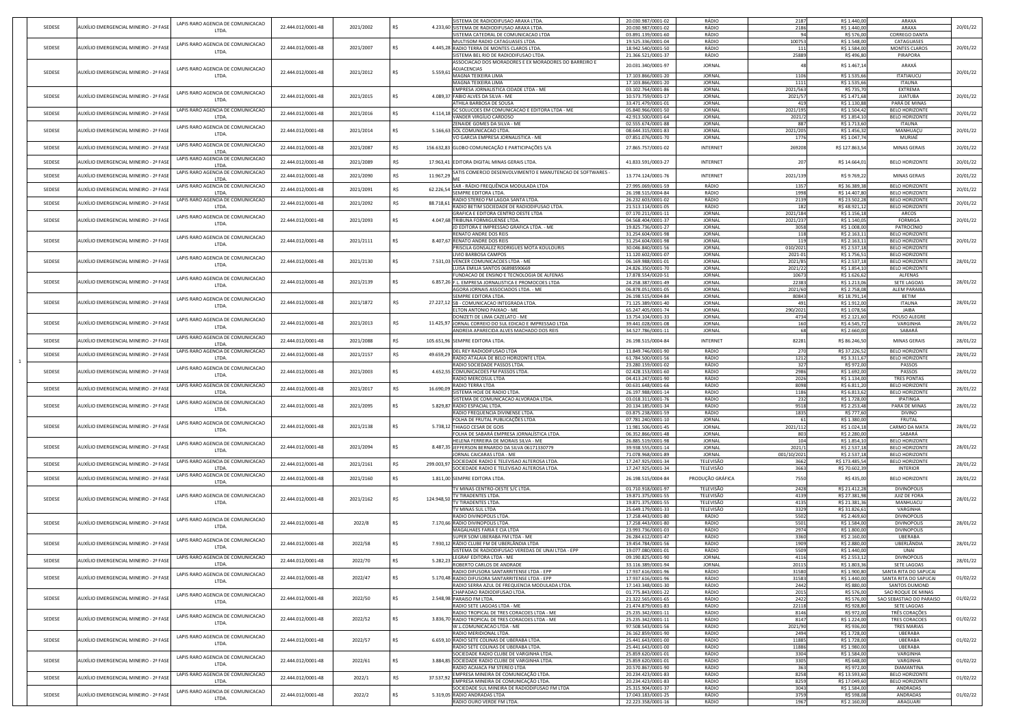| | | | | | | | | | | | | | | |
|---|---|---|---|---|---|---|---|---|---|---|---|---|---|---|
| | SEDESE | AUXÍLIO EMERGENCIAL MINEIRO - 2ª FASE | LAPIS RARO AGENCIA DE COMUNICACAO LTDA. | 22.444.012/0001-48 | 2021/2002 | R$ | 4.233,60 | SISTEMA DE RADIODIFUSAO ARAXA LTDA. | 20.030.987/0001-02 | RÁDIO | 2187 | R$ 1.440,00 | ARAXA | 20/01/22 |
| | | | | | | | | SISTEMA DE RADIODIFUSAO ARAXA LTDA. | 20.030.987/0001-02 | RÁDIO | 2186 | R$ 1.440,00 | ARAXA | |
| | | | | | | | | SISTEMA CATEDRAL DE COMUNICACAO LTDA | 03.891.139/0001-60 | RÁDIO | 94 | R$ 576,00 | CORREGO DANTA | |
| | SEDESE | AUXÍLIO EMERGENCIAL MINEIRO - 2ª FASE | LAPIS RARO AGENCIA DE COMUNICACAO LTDA. | 22.444.012/0001-48 | 2021/2007 | R$ | 4.445,28 | MULTISOM RADIO CATAGUASES LTDA. | 19.525.336/0001-04 | RÁDIO | 100753 | R$ 1.548,00 | CATAGUASES | 20/01/22 |
| | | | | | | | | RADIO TERRA DE MONTES CLAROS LTDA. | 18.942.540/0001-50 | RÁDIO | 111 | R$ 1.584,00 | MONTES CLAROS | |
| | | | | | | | | SISTEMA BEL RIO DE RADIODIFUSAO LTDA. | 21.366.521/0001-37 | RÁDIO | 25889 | R$ 496,80 | PIRAPORA | |
| | SEDESE | AUXÍLIO EMERGENCIAL MINEIRO - 2ª FASE | LAPIS RARO AGENCIA DE COMUNICACAO LTDA. | 22.444.012/0001-48 | 2021/2012 | R$ | 5.559,61 | ASSOCIACAO DOS MORADORES E EX MORADORES DO BARREIRO E ADJACENCIAS | 20.031.340/0001-97 | JORNAL | 48 | R$ 1.467,14 | ARAXÁ | 20/01/22 |
| | | | | | | | | MAGNA TEIXEIRA LIMA | 17.103.866/0001-20 | JORNAL | 1106 | R$ 1.535,66 | ITATIAIUCU | |
| | | | | | | | | MAGNA TEIXEIRA LIMA | 17.103.866/0001-20 | JORNAL | 1111 | R$ 1.535,66 | ITAUNA | |
| | SEDESE | AUXÍLIO EMERGENCIAL MINEIRO - 2ª FASE | LAPIS RARO AGENCIA DE COMUNICACAO LTDA. | 22.444.012/0001-48 | 2021/2015 | R$ | 4.089,37 | EMPRESA JORNALISTICA CIDADE LTDA - ME | 03.102.764/0001-86 | JORNAL | 2021/563 | R$ 735,70 | EXTREMA | 20/01/22 |
| | | | | | | | | FABIO ALVES DA SILVA - ME | 10.573.759/0001-17 | JORNAL | 2021/57 | R$ 1.471,68 | JUATUBA | |
| | | | | | | | | ATHILA BARBOSA DE SOUSA | 33.471.479/0001-01 | JORNAL | 419 | R$ 1.130,88 | PARÁ DE MINAS | |
| | SEDESE | AUXÍLIO EMERGENCIAL MINEIRO - 2ª FASE | LAPIS RARO AGENCIA DE COMUNICACAO LTDA. | 22.444.012/0001-48 | 2021/2016 | R$ | 4.114,18 | SC SOLUCOES EM COMUNICACAO E EDITORA LTDA - ME | 05.840.966/0001-50 | JORNAL | 2021/195 | R$ 1.504,42 | BELO HORIZONTE | 20/01/22 |
| | | | | | | | | VANDER VIRGILIO CARDOSO | 42.913.500/0001-64 | JORNAL | 2021/2 | R$ 1.854,10 | BELO HORIZONTE | |
| | SEDESE | AUXÍLIO EMERGENCIAL MINEIRO - 2ª FASE | LAPIS RARO AGENCIA DE COMUNICACAO LTDA. | 22.444.012/0001-48 | 2021/2014 | R$ | 5.166,63 | ZENAIDE GOMES DA SILVA - ME | 02.555.674/0001-88 | JORNAL | 887 | R$ 1.713,60 | ITAUNA | 20/01/22 |
| | | | | | | | | SOL COMUNICACAO LTDA. | 08.644.315/0001-83 | JORNAL | 2021/205 | R$ 1.456,32 | MANHUAÇU | |
| | | | | | | | | VO GARCIA EMPRESA JORNALISTICA - ME | 07.851.076/0001-70 | JORNAL | 1776 | R$ 1.047,74 | MURIAÉ | |
| | SEDESE | AUXÍLIO EMERGENCIAL MINEIRO - 2ª FASE | LAPIS RARO AGENCIA DE COMUNICACAO LTDA. | 22.444.012/0001-48 | 2021/2087 | R$ | 156.632,83 | GLOBO COMUNICAÇÃO E PARTICIPAÇÕES S/A | 27.865.757/0001-02 | INTERNET | 269208 | R$ 127.863,54 | MINAS GERAIS | 20/01/22 |
| | SEDESE | AUXÍLIO EMERGENCIAL MINEIRO - 2ª FASE | LAPIS RARO AGENCIA DE COMUNICACAO LTDA. | 22.444.012/0001-48 | 2021/2089 | R$ | 17.963,41 | EDITORA DIGITAL MINAS GERAIS LTDA. | 41.833.591/0003-27 | INTERNET | 207 | R$ 14.664,01 | BELO HORIZONTE | 20/01/22 |
| | SEDESE | AUXÍLIO EMERGENCIAL MINEIRO - 2ª FASE | LAPIS RARO AGENCIA DE COMUNICACAO LTDA. | 22.444.012/0001-48 | 2021/2090 | R$ | 11.967,29 | SATIS COMERCIO DESENVOLVIMENTO E MANUTENCAO DE SOFTWARES - ME | 13.774.124/0001-76 | INTERNET | 2021/139 | R$ 9.769,22 | MINAS GERAIS | 20/01/22 |
| | SEDESE | AUXÍLIO EMERGENCIAL MINEIRO - 2ª FASE | LAPIS RARO AGENCIA DE COMUNICACAO LTDA. | 22.444.012/0001-48 | 2021/2091 | R$ | 62.226,54 | SAR - RÁDIO FREQUÊNCIA MODULADA LTDA | 27.995.069/0001-59 | RÁDIO | 1357 | R$ 36.389,38 | BELO HORIZONTE | 20/01/22 |
| | | | | | | | | SEMPRE EDITORA LTDA. | 26.198.515/0004-84 | RÁDIO | 1998 | R$ 14.407,80 | BELO HORIZONTE | |
| | SEDESE | AUXÍLIO EMERGENCIAL MINEIRO - 2ª FASE | LAPIS RARO AGENCIA DE COMUNICACAO LTDA. | 22.444.012/0001-48 | 2021/2092 | R$ | 88.718,61 | RADIO STEREO FM LAGOA SANTA LTDA. | 26.232.603/0001-02 | RÁDIO | 2139 | R$ 23.502,28 | BELO HORIZONTE | 20/01/22 |
| | | | | | | | | RADIO BETIM SOCIEDADE DE RADIODIFUSAO LTDA. | 21.513.114/0001-05 | RÁDIO | 182 | R$ 48.921,12 | BELO HORIZONTE | |
| | SEDESE | AUXÍLIO EMERGENCIAL MINEIRO - 2ª FASE | LAPIS RARO AGENCIA DE COMUNICACAO LTDA. | 22.444.012/0001-48 | 2021/2093 | R$ | 4.047,68 | GRAFICA E EDITORA CENTRO OESTE LTDA | 07.170.211/0001-11 | JORNAL | 2021/184 | R$ 1.156,18 | ARCOS | 20/01/22 |
| | | | | | | | | TRIBUNA FORMIGUENSE LTDA. | 04.568.404/0001-37 | JORNAL | 2021/237 | R$ 1.140,05 | FORMIGA | |
| | | | | | | | | JD EDITORA E IMPRESSAO GRAFICA LTDA. - ME | 19.825.736/0001-27 | JORNAL | 3058 | R$ 1.008,00 | PATROCÍNIO | |
| | SEDESE | AUXÍLIO EMERGENCIAL MINEIRO - 2ª FASE | LAPIS RARO AGENCIA DE COMUNICACAO LTDA. | 22.444.012/0001-48 | 2021/2111 | R$ | 8.407,67 | RENATO ANDRE DOS REIS | 31.254.604/0001-98 | JORNAL | 118 | R$ 2.163,11 | BELO HORIZONTE | 20/01/22 |
| | | | | | | | | RENATO ANDRE DOS REIS | 31.254.604/0001-98 | JORNAL | 119 | R$ 2.163,11 | BELO HORIZONTE | |
| | | | | | | | | PRISCILA GONSALEZ RODRIGUES MOTA KOULOURIS | 30.046.840/0001-56 | JORNAL | 010/2021 | R$ 2.537,18 | BELO HORIZONTE | |
| | SEDESE | AUXÍLIO EMERGENCIAL MINEIRO - 2ª FASE | LAPIS RARO AGENCIA DE COMUNICACAO LTDA. | 22.444.012/0001-48 | 2021/2130 | R$ | 7.531,03 | LIVIO BARBOSA CAMPOS | 11.120.602/0001-07 | JORNAL | 2021-01 | R$ 1.756,51 | BELO HORIZONTE | 28/01/22 |
| | | | | | | | | VENCER COMUNICACOES LTDA - ME | 06.169.988/0001-01 | JORNAL | 2021/85 | R$ 2.537,18 | BELO HORIZONTE | |
| | | | | | | | | LUISA EMILIA SANTOS 06898590669 | 24.826.350/0001-70 | JORNAL | 2021/22 | R$ 1.854,10 | BELO HORIZONTE | |
| | SEDESE | AUXÍLIO EMERGENCIAL MINEIRO - 2ª FASE | LAPIS RARO AGENCIA DE COMUNICACAO LTDA. | 22.444.012/0001-48 | 2021/2139 | R$ | 6.857,26 | FUNDACAO DE ENSINO E TECNOLOGIA DE ALFENAS | 17.878.554/0020-51 | JORNAL | 10673 | R$ 1.626,62 | ALFENAS | 28/01/22 |
| | | | | | | | | F.L. EMPRESA JORNALISTICA E PROMOCOES LTDA | 24.258.387/0001-49 | JORNAL | 22383 | R$ 1.213,06 | SETE LAGOAS | |
| | | | | | | | | AGORA JORNAIS ASSOCIADOS LTDA. - ME | 06.878.051/0001-05 | JORNAL | 2021/60 | R$ 2.758,08 | ALEM PARAIBA | |
| | SEDESE | AUXÍLIO EMERGENCIAL MINEIRO - 2ª FASE | LAPIS RARO AGENCIA DE COMUNICACAO LTDA. | 22.444.012/0001-48 | 2021/1872 | R$ | 27.227,12 | SEMPRE EDITORA LTDA. | 26.198.515/0004-84 | JORNAL | 80843 | R$ 18.791,14 | BETIM | 28/01/22 |
| | | | | | | | | SB - COMUNICACAO INTEGRADA LTDA. | 71.125.389/0001-40 | JORNAL | 491 | R$ 1.912,00 | ITAUNA | |
| | | | | | | | | ELTON ANTONIO PAIXAO - ME | 65.247.405/0001-74 | JORNAL | 290/2021 | R$ 1.078,56 | JAIBA | |
| | SEDESE | AUXÍLIO EMERGENCIAL MINEIRO - 2ª FASE | LAPIS RARO AGENCIA DE COMUNICACAO LTDA. | 22.444.012/0001-48 | 2021/2013 | R$ | 11.425,97 | DONIZETI DE LIMA CAZELATO - ME | 13.754.104/0001-33 | JORNAL | 4734 | R$ 2.121,60 | POUSO ALEGRE | 28/01/22 |
| | | | | | | | | JORNAL CORREIO DO SUL EDICAO E IMPRESSAO LTDA | 39.441.028/0001-08 | JORNAL | 160 | R$ 4.545,72 | VARGINHA | |
| | | | | | | | | ANDREIA APARECIDA ALVES MACHADO DOS REIS | 34.527.786/0001-11 | JORNAL | 68 | R$ 2.660,00 | SABARÁ | |
| | SEDESE | AUXÍLIO EMERGENCIAL MINEIRO - 2ª FASE | LAPIS RARO AGENCIA DE COMUNICACAO LTDA. | 22.444.012/0001-48 | 2021/2088 | R$ | 105.651,96 | SEMPRE EDITORA LTDA. | 26.198.515/0004-84 | INTERNET | 82281 | R$ 86.246,50 | MINAS GERAIS | 28/01/22 |
| 1 | SEDESE | AUXÍLIO EMERGENCIAL MINEIRO - 2ª FASE | LAPIS RARO AGENCIA DE COMUNICACAO LTDA. | 22.444.012/0001-48 | 2021/2157 | R$ | 49.659,29 | DEL REY RADIODIFUSAO LTDA | 11.849.746/0001-90 | RÁDIO | 270 | R$ 37.226,52 | BELO HORIZONTE | 28/01/22 |
| | | | | | | | | RADIO ATALAIA DE BELO HORIZONTE LTDA. | 61.784.500/0001-56 | RÁDIO | 1212 | R$ 3.311,67 | BELO HORIZONTE | |
| | SEDESE | AUXÍLIO EMERGENCIAL MINEIRO - 2ª FASE | LAPIS RARO AGENCIA DE COMUNICACAO LTDA. | 22.444.012/0001-48 | 2021/2003 | R$ | 4.652,55 | RADIO SOCIEDADE PASSOS LTDA. | 23.280.159/0001-02 | RÁDIO | 327 | R$ 972,00 | PASSOS | 28/01/22 |
| | | | | | | | | COMUNICACOES FM PASSOS LTDA. | 02.428.153/0001-60 | RÁDIO | 2986 | R$ 1.692,00 | PASSOS | |
| | | | | | | | | RADIO MERCOSUL LTDA | 04.413.247/0001-90 | RÁDIO | 2026 | R$ 1.134,00 | TRES PONTAS | |
| | SEDESE | AUXÍLIO EMERGENCIAL MINEIRO - 2ª FASE | LAPIS RARO AGENCIA DE COMUNICACAO LTDA. | 22.444.012/0001-48 | 2021/2017 | R$ | 16.690,09 | RADIO TERRA LTDA | 00.631.648/0001-66 | RÁDIO | 8098 | R$ 6.811,20 | BELO HORIZONTE | 28/01/22 |
| | | | | | | | | SISTEMA HOJE DE RADIO LTDA. | 26.197.988/0001-14 | RÁDIO | 1186 | R$ 6.813,62 | BELO HORIZONTE | |
| | SEDESE | AUXÍLIO EMERGENCIAL MINEIRO - 2ª FASE | LAPIS RARO AGENCIA DE COMUNICACAO LTDA. | 22.444.012/0001-48 | 2021/2095 | R$ | 5.829,87 | SISTEMA DE COMUNICACAO ALVORADA LTDA. | 03.018.311/0001-76 | RÁDIO | 232 | R$ 1.728,00 | IPATINGA | 28/01/22 |
| | | | | | | | | RADIO ESPACIAL LTDA. | 20.134.185/0001-34 | RÁDIO | 9518 | R$ 2.253,48 | PARA DE MINAS | |
| | | | | | | | | RADIO FREQUENCIA DIVINENSE LTDA. | 03.875.238/0001-59 | RÁDIO | 1835 | R$ 777,60 | DIVINO | |
| | SEDESE | AUXÍLIO EMERGENCIAL MINEIRO - 2ª FASE | LAPIS RARO AGENCIA DE COMUNICACAO LTDA. | 22.444.012/0001-48 | 2021/2138 | R$ | 5.738,12 | FOLHA DE FRUTAL PUBLICAÇÕES LTDA | 07.781.240/0001-10 | JORNAL | 61 | R$ 1.380,00 | FRUTAL | 28/01/22 |
| | | | | | | | | THIAGO CESAR DE GOIS | 11.981.506/0001-45 | JORNAL | 2021/112 | R$ 1.024,18 | CARMO DA MATA | |
| | | | | | | | | FOLHA DE SABARÁ EMPRESA JORNALÍSTICA LTDA. | 06.352.866/0001-48 | JORNAL | 803 | R$ 2.280,00 | SABARÁ | |
| | SEDESE | AUXÍLIO EMERGENCIAL MINEIRO - 2ª FASE | LAPIS RARO AGENCIA DE COMUNICACAO LTDA. | 22.444.012/0001-48 | 2021/2094 | R$ | 8.487,35 | HELENA FERREIRA DE MORAIS SILVA - ME | 26.885.519/0001-98 | JORNAL | 104 | R$ 1.854,10 | BELO HORIZONTE | 28/01/22 |
| | | | | | | | | JEFFERSON BERNARDO DA SILVA 06171330779 | 39.938.555/0001-14 | JORNAL | 2021/1 | R$ 2.537,18 | BELO HORIZONTE | |
| | | | | | | | | JORNAL CAICARAS LTDA - ME | 71.078.968/0001-89 | JORNAL | 001/10/2021 | R$ 2.537,18 | BELO HORIZONTE | |
| | SEDESE | AUXÍLIO EMERGENCIAL MINEIRO - 2ª FASE | LAPIS RARO AGENCIA DE COMUNICACAO LTDA. | 22.444.012/0001-48 | 2021/2161 | R$ | 299.003,97 | SOCIEDADE RADIO E TELEVISAO ALTEROSA LTDA. | 17.247.925/0001-34 | TELEVISÃO | 3662 | R$ 173.485,54 | BELO HORIZONTE | 28/01/22 |
| | | | | | | | | SOCIEDADE RADIO E TELEVISAO ALTEROSA LTDA. | 17.247.925/0001-34 | TELEVISÃO | 3663 | R$ 70.602,39 | INTERIOR | |
| | SEDESE | AUXÍLIO EMERGENCIAL MINEIRO - 2ª FASE | LAPIS RARO AGENCIA DE COMUNICACAO LTDA. | 22.444.012/0001-48 | 2021/2160 | R$ | 1.811,00 | SEMPRE EDITORA LTDA. | 26.198.515/0004-84 | PRODUÇÃO GRÁFICA | 7550 | R$ 435,00 | BELO HORIZONTE | 28/01/22 |
| | SEDESE | AUXÍLIO EMERGENCIAL MINEIRO - 2ª FASE | LAPIS RARO AGENCIA DE COMUNICACAO LTDA. | 22.444.012/0001-48 | 2021/2162 | R$ | 124.948,50 | TV MINAS CENTRO-OESTE S/C LTDA. | 01.710.918/0001-97 | TELEVISÃO | 2428 | R$ 21.412,28 | DIVINÓPOLIS | 28/01/22 |
| | | | | | | | | TV TIRADENTES LTDA. | 19.871.375/0001-55 | TELEVISÃO | 4139 | R$ 27.381,98 | JUIZ DE FORA | |
| | | | | | | | | TV TIRADENTES LTDA. | 19.871.375/0001-55 | TELEVISÃO | 4135 | R$ 21.381,36 | MANHUACU | |
| | | | | | | | | TV MINAS SUL LTDA | 25.649.179/0001-33 | TELEVISÃO | 3329 | R$ 31.826,61 | VARGINHA | |
| | SEDESE | AUXÍLIO EMERGENCIAL MINEIRO - 2ª FASE | LAPIS RARO AGENCIA DE COMUNICACAO LTDA. | 22.444.012/0001-48 | 2022/8 | R$ | 7.170,66 | RADIO DIVINOPOLIS LTDA. | 17.258.443/0001-80 | RÁDIO | 5502 | R$ 2.469,60 | DIVINOPOLIS | 28/01/22 |
| | | | | | | | | RADIO DIVINOPOLIS LTDA. | 17.258.443/0001-80 | RÁDIO | 5501 | R$ 1.584,00 | DIVINOPOLIS | |
| | | | | | | | | MAGALHAES FARIA E CIA LTDA | 23.993.736/0001-03 | RÁDIO | 2974 | R$ 1.800,00 | DIVINOPOLIS | |
| | SEDESE | AUXÍLIO EMERGENCIAL MINEIRO - 2ª FASE | LAPIS RARO AGENCIA DE COMUNICACAO LTDA. | 22.444.012/0001-48 | 2022/58 | R$ | 7.930,12 | SUPER SOM UBERABA FM LTDA - ME | 26.284.612/0001-47 | RÁDIO | 3360 | R$ 2.160,00 | UBERABA | 28/01/22 |
| | | | | | | | | RÁDIO CLUBE FM DE UBERLÂNDIA LTDA | 19.454.784/0001-56 | RÁDIO | 1909 | R$ 2.880,00 | UBERLÂNDIA | |
| | | | | | | | | SISTEMA DE RADIODIFUSAO VEREDAS DE UNAI LTDA - EPP | 19.077.080/0001-01 | RÁDIO | 5509 | R$ 1.440,00 | UNAI | |
| | SEDESE | AUXÍLIO EMERGENCIAL MINEIRO - 2ª FASE | LAPIS RARO AGENCIA DE COMUNICACAO LTDA. | 22.444.012/0001-48 | 2022/70 | R$ | 5.282,23 | LEGRAF EDITORA LTDA - ME | 09.190.825/0001-90 | JORNAL | 4116 | R$ 2.553,12 | DIVINÓPOLIS | 28/01/22 |
| | | | | | | | | ROBERTO CARLOS DE ANDRADE | 33.116.389/0001-94 | JORNAL | 20115 | R$ 1.803,36 | SETE LAGOAS | |
| | SEDESE | AUXÍLIO EMERGENCIAL MINEIRO - 2ª FASE | LAPIS RARO AGENCIA DE COMUNICACAO LTDA. | 22.444.012/0001-48 | 2022/47 | R$ | 5.170,48 | RADIO DIFUSORA SANTARRITENSE LTDA - EPP | 17.937.616/0001-96 | RÁDIO | 31580 | R$ 1.900,80 | SANTA RITA DO SAPUCAI | 01/02/22 |
| | | | | | | | | RADIO DIFUSORA SANTARRITENSE LTDA - EPP | 17.937.616/0001-96 | RÁDIO | 31583 | R$ 1.440,00 | SANTA RITA DO SAPUCAI | |
| | | | | | | | | RADIO SERRA AZUL DE FREQUENCIA MODULADA LTDA. | 17.143.348/0001-30 | RÁDIO | 2442 | R$ 880,00 | SANTOS DUMOND | |
| | SEDESE | AUXÍLIO EMERGENCIAL MINEIRO - 2ª FASE | LAPIS RARO AGENCIA DE COMUNICACAO LTDA. | 22.444.012/0001-48 | 2022/50 | R$ | 2.548,98 | CHAPADAO RADIODIFUSAO LTDA. | 01.775.843/0001-22 | RÁDIO | 2015 | R$ 576,00 | SAO ROQUE DE MINAS | 01/02/22 |
| | | | | | | | | PARAISO FM LTDA. | 21.322.565/0001-65 | RÁDIO | 2422 | R$ 576,00 | SAO SEBASTIAO DO PARAISO | |
| | | | | | | | | RADIO SETE LAGOAS LTDA - ME | 21.474.879/0001-83 | RÁDIO | 22118 | R$ 928,80 | SETE LAGOAS | |
| | SEDESE | AUXÍLIO EMERGENCIAL MINEIRO - 2ª FASE | LAPIS RARO AGENCIA DE COMUNICACAO LTDA. | 22.444.012/0001-48 | 2022/52 | R$ | 3.836,70 | RADIO TROPICAL DE TRES CORACOES LTDA - ME | 25.235.342/0001-11 | RÁDIO | 8148 | R$ 972,00 | TRÊS CORAÇÕES | 01/02/22 |
| | | | | | | | | RADIO TROPICAL DE TRES CORACOES LTDA - ME | 25.235.342/0001-11 | RÁDIO | 8147 | R$ 1.224,00 | TRES CORACOES | |
| | | | | | | | | W.L.COMUNICACAO LTDA - ME | 97.508.543/0001-56 | RÁDIO | 2021/90 | R$ 936,00 | TRES MARIAS | |
| | SEDESE | AUXÍLIO EMERGENCIAL MINEIRO - 2ª FASE | LAPIS RARO AGENCIA DE COMUNICACAO LTDA. | 22.444.012/0001-48 | 2022/57 | R$ | 6.659,10 | RADIO MERIDIONAL LTDA. | 26.162.859/0001-90 | RÁDIO | 2494 | R$ 1.728,00 | UBERABA | 01/02/22 |
| | | | | | | | | RADIO SETE COLINAS DE UBERABA LTDA. | 25.441.643/0001-00 | RÁDIO | 11885 | R$ 1.728,00 | UBERABA | |
| | | | | | | | | RADIO SETE COLINAS DE UBERABA LTDA. | 25.441.643/0001-00 | RÁDIO | 11886 | R$ 1.980,00 | UBERABA | |
| | SEDESE | AUXÍLIO EMERGENCIAL MINEIRO - 2ª FASE | LAPIS RARO AGENCIA DE COMUNICACAO LTDA. | 22.444.012/0001-48 | 2022/61 | R$ | 3.884,85 | SOCIEDADE RADIO CLUBE DE VARGINHA LTDA. | 25.859.620/0001-01 | RÁDIO | 3304 | R$ 1.584,00 | VARGINHA | 01/02/22 |
| | | | | | | | | SOCIEDADE RADIO CLUBE DE VARGINHA LTDA. | 25.859.620/0001-01 | RÁDIO | 3305 | R$ 648,00 | VARGINHA | |
| | | | | | | | | RADIO ACAIACA FM STEREO LTDA | 20.570.867/0001-90 | RÁDIO | 363 | R$ 972,00 | DIAMANTINA | |
| | SEDESE | AUXÍLIO EMERGENCIAL MINEIRO - 2ª FASE | LAPIS RARO AGENCIA DE COMUNICACAO LTDA. | 22.444.012/0001-48 | 2022/1 | R$ | 37.537,92 | EMPRESA MINEIRA DE COMUNICAÇÃO LTDA. | 20.234.423/0001-83 | RÁDIO | 8258 | R$ 13.593,60 | BELO HORIZONTE | 01/02/22 |
| | | | | | | | | EMPRESA MINEIRA DE COMUNICAÇÃO LTDA. | 20.234.423/0001-83 | RÁDIO | 8259 | R$ 17.049,60 | BELO HORIZONTE | |
| | SEDESE | AUXÍLIO EMERGENCIAL MINEIRO - 2ª FASE | LAPIS RARO AGENCIA DE COMUNICACAO LTDA. | 22.444.012/0001-48 | 2022/2 | R$ | 5.319,05 | SOCIEDADE SUL MINEIRA DE RADIODIFUSAO FM LTDA | 25.315.904/0001-37 | RÁDIO | 3043 | R$ 1.584,00 | ANDRADAS | 01/02/22 |
| | | | | | | | | RADIO ANDRADAS LTDA | 17.043.183/0001-25 | RÁDIO | 3759 | R$ 598,08 | ANDRADAS | |
| | | | | | | | | RADIO OURO VERDE FM LTDA. | 22.223.358/0001-16 | RÁDIO | 1967 | R$ 2.160,00 | ARAGUARI | |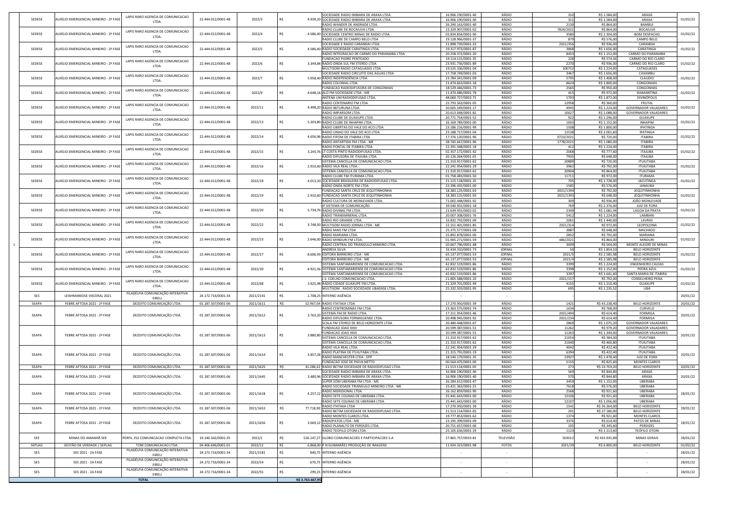| | Órgão | Campanha | Agência | CNPJ | PI | Valor | Veículo | CNPJ | Meio | Nº | Valor | Município | Data |
|---|---|---|---|---|---|---|---|---|---|---|---|---|---|
| | SEDESE | AUXÍLIO EMERGENCIAL MINEIRO - 2ª FASE | LAPIS RARO AGENCIA DE COMUNICACAO LTDA. | 22.444.012/0001-48 | 2022/3 | R$ 4.939,20 | SOCIEDADE RADIO IMBIARA DE ARAXA LTDA. | 16.906.190/0001-40 | RÁDIO | 310 | R$ 1.584,00 | ARAXÁ | 01/02/22 |
| | | | | | | | SOCIEDADE RADIO IMBIARA DE ARAXA LTDA. | 16.906.190/0001-40 | RÁDIO | 311 | R$ 1.584,00 | ARAXA | |
| | | | | | | | RADIO WANDER DE ANDRADE LTDA. | 26.290.163/0001-40 | RÁDIO | 2130 | R$ 864,00 | BAMBUI | |
| | SEDESE | AUXÍLIO EMERGENCIAL MINEIRO - 2ª FASE | LAPIS RARO AGENCIA DE COMUNICACAO LTDA. | 22.444.012/0001-48 | 2022/4 | R$ 4.586,40 | RADIO CLUBE DE BOCAIUVA LTDA. | 23.329.907/0001-02 | RÁDIO | 7824/2021 | R$ 864,00 | BOCAIUVA | 01/02/22 |
| | | | | | | | SOCIEDADE CENTRO MINAS DE RADIO LTDA | 03.834.834/0001-90 | RÁDIO | 3580 | R$ 2.304,00 | BOM DESPACHO | |
| | | | | | | | RADIO CLUBE DE CAMPO BELO LTDA | 19.128.966/0001-37 | RÁDIO | 879 | R$ 576,00 | CAMPO BELO | |
| | SEDESE | AUXÍLIO EMERGENCIAL MINEIRO - 2ª FASE | LAPIS RARO AGENCIA DE COMUNICACAO LTDA. | 22.444.012/0001-48 | 2022/5 | R$ 4.586,40 | SOCIEDADE E RADIO CARANDAI LTDA. | 21.898.739/0001-32 | RÁDIO | 2021/356 | R$ 936,00 | CARANDAI | 01/02/22 |
| | | | | | | | RADIO SOCIEDADE CARATINGA LTDA. | 19.317.973/0001-87 | RÁDIO | 3868 | R$ 1.656,00 | CARATINGA | |
| | | | | | | | RADIO INTEGRACAO DE CARMO DO PARANAIBA LTDA | 20.258.372/0001-20 | RÁDIO | 8453 | R$ 1.152,00 | CARMO DO PARANAIBA | |
| | SEDESE | AUXÍLIO EMERGENCIAL MINEIRO - 2ª FASE | LAPIS RARO AGENCIA DE COMUNICACAO LTDA. | 22.444.012/0001-48 | 2022/6 | R$ 3.349,84 | FUNDACAO PADRE PENTEADO | 19.114.115/0001-35 | RÁDIO | 228 | R$ 574,56 | CARMO DO RIO CLARO | 01/02/22 |
| | | | | | | | RADIO ONDA SUL FM STEREO LTDA | 23.931.736/0001-89 | RÁDIO | 2270 | R$ 936,00 | CARMO DO RIO CLARO | |
| | | | | | | | MULTISOM RADIO CATAGUASES LTDA. | 19.525.336/0001-04 | RÁDIO | 100752 | R$ 1.224,00 | CATAGUASES | |
| | SEDESE | AUXÍLIO EMERGENCIAL MINEIRO - 2ª FASE | LAPIS RARO AGENCIA DE COMUNICACAO LTDA. | 22.444.012/0001-48 | 2022/7 | R$ 5.958,40 | SOCIEDADE RADIO CIRCUITO DAS AGUAS LTDA | 17.758.749/0001-03 | RÁDIO | 3467 | R$ 1.656,00 | CAXAMBU | 01/02/22 |
| | | | | | | | RÁDIO INDEPENDÊNCIA LTDA | 23.784.341/0001-09 | RÁDIO | 5795 | R$ 1.408,00 | CLAUDIO | |
| | | | | | | | RADIO COLONIAL LTDA. | 21.474.663/0001-18 | RÁDIO | 8624 | R$ 1.800,00 | CONGONHAS | |
| | SEDESE | AUXÍLIO EMERGENCIAL MINEIRO - 2ª FASE | LAPIS RARO AGENCIA DE COMUNICACAO LTDA. | 22.444.012/0001-48 | 2022/9 | R$ 4.648,14 | FUNDACAO RADIODIFUSORA DE CONGONHAS | 18.529.446/0001-73 | RÁDIO | 2565 | R$ 950,40 | CONGONHAS | 01/02/22 |
| | | | | | | | ALO FM SOCIEDADE LTDA - ME | 11.474.686/0001-79 | RÁDIO | 415 | R$ 972,00 | DIAMANTINA | |
| | | | | | | | ANTENA UM RADIODIFUSAO LTDA. | 48.060.727/0002-71 | RÁDIO | 1703 | R$ 1.872,00 | DIVINÓPOLIS | |
| | SEDESE | AUXÍLIO EMERGENCIAL MINEIRO - 2ª FASE | LAPIS RARO AGENCIA DE COMUNICACAO LTDA. | 22.444.012/0001-48 | 2022/11 | R$ 4.498,20 | RADIO CENTENARIO FM LTDA. | 25.793.563/0001-05 | RÁDIO | 12958 | R$ 360,00 | FRUTAL | 01/02/22 |
| | | | | | | | RADIO IBITURUNA LTDA. | 20.605.549/0001-17 | RÁDIO | 4945 | R$ 1.224,00 | GOVERNADOR VALADARES | |
| | | | | | | | RADIO IMPARSOM LTDA. | 20.613.048/0001-82 | RÁDIO | 10027 | R$ 2.088,00 | GOVERNADOR VALADARES | |
| | SEDESE | AUXÍLIO EMERGENCIAL MINEIRO - 2ª FASE | LAPIS RARO AGENCIA DE COMUNICACAO LTDA. | 22.444.012/0001-48 | 2022/13 | R$ 5.203,80 | RADIO CLUBE DE GUAXUPE LTDA. | 20.771.754/0001-52 | RÁDIO | 922 | R$ 1.296,00 | GUAXUPE | 01/02/22 |
| | | | | | | | RADIO CLUBE DE INHAPIM LTDA. | 26.169.789/0001-00 | RÁDIO | 1003 | R$ 1.152,00 | INHAPIM | |
| | | | | | | | RADIO LIBERTAS DO VALE DO ACO LTDA | 23.186.216/0001-99 | RÁDIO | 1508 | R$ 1.800,00 | IPATINGA | |
| | SEDESE | AUXÍLIO EMERGENCIAL MINEIRO - 2ª FASE | LAPIS RARO AGENCIA DE COMUNICACAO LTDA. | 22.444.012/0001-48 | 2022/14 | R$ 4.656,96 | RADIO UNIAO DO VALE DO ACO LTDA. | 23.188.717/0001-04 | RÁDIO | 12538 | R$ 2.001,60 | IPATINGA | 01/02/22 |
| | | | | | | | RADIO FIFOM DE ITABIRA LTDA | 17.376.120/0001-90 | RÁDIO | 0723/2021 | R$ 720,00 | ITABIRA | |
| | | | | | | | RADIO ANTARTIDA FM LTDA - ME | 38.745.667/0001-96 | RÁDIO | 1778/2021 | R$ 1.080,00 | ITABIRA | |
| | SEDESE | AUXÍLIO EMERGENCIAL MINEIRO - 2ª FASE | LAPIS RARO AGENCIA DE COMUNICACAO LTDA. | 22.444.012/0001-48 | 2022/15 | R$ 3.245,76 | RADIO PONTAL DE ITABIRA LTDA. | 22.291.348/0001-18 | RÁDIO | 412 | R$ 1.224,00 | ITABIRA | 01/02/22 |
| | | | | | | | LT COSTA PINTO RADIODIFUSAO LTDA. | 02.357.172/0001-42 | RÁDIO | 2068 | R$ 777,60 | ITAJUBA | |
| | | | | | | | RADIO DIFUSORA DE ITAJUBA LTDA. | 20.126.264/0001-01 | RÁDIO | 7935 | R$ 648,00 | ITAJUBA | |
| | SEDESE | AUXÍLIO EMERGENCIAL MINEIRO - 2ª FASE | LAPIS RARO AGENCIA DE COMUNICACAO LTDA. | 22.444.012/0001-48 | 2022/16 | R$ 2.910,60 | SISTEMA CANCELLA DE COMUNICACAO LTDA. | 21.310.917/0001-62 | RÁDIO | 20889 | R$ 720,00 | ITUIUTABA | 01/02/22 |
| | | | | | | | RADIO VILA REAL LTDA. | 22.241.954/0001-29 | RÁDIO | 3962 | R$ 792,00 | ITUIUTABA | |
| | | | | | | | SISTEMA CANCELLA DE COMUNICACAO LTDA. | 21.310.917/0001-62 | RÁDIO | 20904 | R$ 864,00 | ITUIUTABA | |
| | SEDESE | AUXÍLIO EMERGENCIAL MINEIRO - 2ª FASE | LAPIS RARO AGENCIA DE COMUNICACAO LTDA. | 22.444.012/0001-48 | 2022/18 | R$ 4.013,10 | RADIO CLUBE FM ITURAMA LTDA. | 01.758.483/0001-50 | RÁDIO | 11711 | R$ 972,00 | ITURAMA | 01/02/22 |
| | | | | | | | SOCIEDADE BRASILEIRA DE RADIODIFUSAO LTDA. | 21.115.118/0001-35 | RÁDIO | 705 | R$ 1.728,00 | JACUTINGA | |
| | | | | | | | RADIO ONDA NORTE FM LTDA | 23.396.435/0001-00 | RÁDIO | 1585 | R$ 576,00 | JANAUBA | |
| | SEDESE | AUXÍLIO EMERGENCIAL MINEIRO - 2ª FASE | LAPIS RARO AGENCIA DE COMUNICACAO LTDA. | 22.444.012/0001-48 | 2022/19 | R$ 2.910,60 | FUNDACAO SANTA CRUZ DE JEQUITINHONHA | 18.383.125/0001-03 | RÁDIO | 2021/1394 | R$ 792,00 | JEQUITINHONHA | 01/02/22 |
| | | | | | | | FUNDACAO SANTA CRUZ DE JEQUITINHONHA | 18.383.125/0001-03 | RÁDIO | 2021/1393 | R$ 648,00 | JEQUITINHONHA | |
| | | | | | | | RADIO CULTURA DE MONLEVADE LTDA. | 71.002.448/0001-92 | RÁDIO | 309 | R$ 936,00 | JOÃO MONLEVADE | |
| | SEDESE | AUXÍLIO EMERGENCIAL MINEIRO - 2ª FASE | LAPIS RARO AGENCIA DE COMUNICACAO LTDA. | 22.444.012/0001-48 | 2022/20 | R$ 5.734,76 | JF SISTEMA DE COMUNICAÇÃO | 39.540.931/0001-18 | RÁDIO | 769 | R$ 2.376,00 | JUIZ DE FORA | 01/02/22 |
| | | | | | | | RADIO DIVINAL FM LTDA. | 21.639.455/0002-02 | RÁDIO | 2349 | R$ 1.081,44 | LAGOA DA PRATA | |
| | | | | | | | RADIO TRANSMINERAL LTDA. | 20.007.308/0001-76 | RÁDIO | 5412 | R$ 1.224,00 | LAMBARI | |
| | SEDESE | AUXÍLIO EMERGENCIAL MINEIRO - 2ª FASE | LAPIS RARO AGENCIA DE COMUNICACAO LTDA. | 22.444.012/0001-48 | 2022/22 | R$ 3.748,50 | RADIO RIO GRANDE LTDA. | 16.832.792/0001-09 | RÁDIO | 2061 | R$ 1.440,00 | LAVRAS | 01/02/22 |
| | | | | | | | MULTISOM RADIO JORNAL LTDA - ME | 22.151.401/0001-85 | RÁDIO | 2021/314 | R$ 972,00 | LEOPOLDINA | |
| | | | | | | | RADIO MAIS FM LTDA | 25.375.577/0001-09 | RÁDIO | 3887 | R$ 648,00 | MACHADO | |
| | SEDESE | AUXÍLIO EMERGENCIAL MINEIRO - 2ª FASE | LAPIS RARO AGENCIA DE COMUNICACAO LTDA. | 22.444.012/0001-48 | 2022/23 | R$ 2.646,00 | RADIO MARIANA LTDA. | 25.898.878/0001-00 | RÁDIO | 2852 | R$ 792,00 | MARIANA | 01/02/22 |
| | | | | | | | RADIO MINDURI FM LTDA. | 01.905.271/0001-59 | RÁDIO | 486/2021 | R$ 864,00 | MINDURI | |
| 1 | | | | | | | RADIO CENTRAL DO TRIANGULO MINEIRO LTDA. | 20.667.796/0001-48 | RÁDIO | 3009 | R$ 504,00 | MONTE ALEGRE DE MINAS | |
| | SEDESE | AUXÍLIO EMERGENCIAL MINEIRO - 2ª FASE | LAPIS RARO AGENCIA DE COMUNICACAO LTDA. | 22.444.012/0001-48 | 2022/27 | R$ 8.606,93 | ANDREIA SILVA | 33.434.310/0001-73 | JORNAL | 50 | R$ 1.854,10 | BELO HORIZONTE | 01/02/22 |
| | | | | | | | EDITORA BARREIRO LTDA - ME | 65.137.077/0001-53 | JORNAL | 2021/5 | R$ 2.585,98 | BELO HORIZONTE | |
| | | | | | | | EDITORA BARREIRO LTDA - ME | 65.137.077/0001-53 | JORNAL | 2021/4 | R$ 2.585,98 | BELO HORIZONTE | |
| | SEDESE | AUXÍLIO EMERGENCIAL MINEIRO - 2ª FASE | LAPIS RARO AGENCIA DE COMUNICACAO LTDA. | 22.444.012/0001-48 | 2022/30 | R$ 4.921,56 | SISTEMA SANTAMARIENSE DE COMUNICACAO LTDA. | 42.832.519/0001-86 | RÁDIO | 3399 | R$ 1.224,00 | ENGENHEIRO CALDAS | 01/02/22 |
| | | | | | | | SISTEMA SANTAMARIENSE DE COMUNICACAO LTDA. | 42.832.519/0001-86 | RÁDIO | 3398 | R$ 1.152,00 | PEDRA AZUL | |
| | | | | | | | SISTEMA SANTAMARIENSE DE COMUNICACAO LTDA. | 42.832.519/0001-86 | RÁDIO | 3397 | R$ 1.641,60 | SANTA MARIA DE ITABIRA | |
| | SEDESE | AUXÍLIO EMERGENCIAL MINEIRO - 2ª FASE | LAPIS RARO AGENCIA DE COMUNICACAO LTDA. | 22.444.012/0001-48 | 2022/68 | R$ 3.925,98 | J.S. COELHO COMUNICACAO LTDA. | 21.805.588/0001-20 | RÁDIO | 2021/157 | R$ 792,00 | CONSELHEIRO PENA | 01/02/22 |
| | | | | | | | RADIO CIDADE GUAXUPE FM LTDA. | 21.329.701/0001-49 | RÁDIO | 4155 | R$ 1.210,40 | GUAXUPE | |
| | | | | | | | MULTISOM - RADIO SOCIEDADE UBAENSE LTDA. | 25.332.503/0001-95 | RÁDIO | 695 | R$ 1.235,52 | UBÁ | |
| | SES | LEISHMANIOSE VISCERAL 2021 | FILADÉLFIA COMUNICAÇÃO INTERATIVA EIRELI | 24.172.716/0001-34 | 2021/2141 | R$ 1.708,25 | INTERNO AGÊNCIA | - | - | | | - | 20/01/22 |
| | SEAPA | FEBRE AFTOSA 2021 - 2ª FASE | DEZOITO COMUNICAÇÃO LTDA. | 01.187.307/0001-06 | 2021/1611 | R$ 52.967,04 | RADIO ITATIAIA LTDA | 17.270.950/0001-39 | RÁDIO | 1421 | R$ 43.238,40 | BELO HORIZONTE | 20/01/22 |
| | SEAPA | FEBRE AFTOSA 2021 - 2ª FASE | DEZOITO COMUNICAÇÃO LTDA. | 01.187.307/0001-06 | 2021/1612 | R$ 3.763,20 | RADIO CENTROMINAS FM LTDA. | 23.363.575/0001-74 | RÁDIO | 1634 | R$ 768,00 | CURVELO | 20/01/22 |
| | | | | | | | SISTEMA FM DE RADIO LTDA. | 17.211.954/0001-46 | RÁDIO | 2021/494 | R$ 614,40 | FORMIGA | |
| | | | | | | | RADIO DIFUSORA FORMIGUENSE LTDA. | 20.498.945/0001-92 | RÁDIO | 2021/234 | R$ 614,40 | FORMIGA | |
| | | | | | | | SCALA FM STEREO DE BELO HORIZONTE LTDA | 20.480.448/0001-67 | RÁDIO | 2869 | R$ 1.075,20 | GOVERNADOR VALADARES | |
| | SEAPA | FEBRE AFTOSA 2021 - 2ª FASE | DEZOITO COMUNICAÇÃO LTDA. | 01.187.307/0001-06 | 2021/1613 | R$ 3.880,80 | FUNDACAO JOAO XXIII | 20.599.387/0001-51 | RÁDIO | 11262 | R$ 979,20 | GOVERNADOR VALADARES | 20/01/22 |
| | | | | | | | FUNDACAO JOAO XXIII | 20.599.387/0001-51 | RÁDIO | 11263 | R$ 1.344,00 | GOVERNADOR VALADARES | |
| | | | | | | | SISTEMA CANCELLA DE COMUNICACAO LTDA. | 21.310.917/0001-62 | RÁDIO | 21054 | R$ 384,00 | ITUIUTABA | |
| | | | | | | | SISTEMA CANCELLA DE COMUNICACAO LTDA. | 21.310.917/0001-62 | RÁDIO | 21040 | R$ 460,80 | ITUIUTABA | |
| | SEAPA | FEBRE AFTOSA 2021 - 2ª FASE | DEZOITO COMUNICAÇÃO LTDA. | 01.187.307/0001-06 | 2021/1614 | R$ 3.857,28 | RADIO VILA REAL LTDA. | 22.241.954/0001-29 | RÁDIO | 4042 | R$ 422,40 | ITUIUTABA | 20/01/22 |
| | | | | | | | RADIO PLATINA DE ITUIUTABA LTDA. | 21.315.791/0001-19 | RÁDIO | 6394 | R$ 422,40 | ITUIUTABA | |
| | | | | | | | RADIO MANCHESTER LTDA - EPP | 18.540.179/0001-35 | RÁDIO | 23927 | R$ 1.478,40 | JUIZ DE FORA | |
| | | | | | | | FUNDACAO JOSE DE PAIVA NETTO | 00.564.475/0001-00 | RÁDIO | 5155 | R$ 825,60 | MONTES CLAROS | |
| | SEAPA | FEBRE AFTOSA 2021 - 2ª FASE | DEZOITO COMUNICAÇÃO LTDA. | 01.187.307/0001-06 | 2021/1625 | R$ 41.286,42 | RADIO BETIM SOCIEDADE DE RADIODIFUSAO LTDA. | 21.513.114/0001-05 | RÁDIO | 273 | R$ 33.703,20 | BELO HORIZONTE | 20/01/22 |
| | SEAPA | FEBRE AFTOSA 2021 - 2ª FASE | DEZOITO COMUNICAÇÃO LTDA. | 01.187.307/0001-06 | 2021/1645 | R$ 3.480,96 | SOCIEDADE RADIO IMBIARA DE ARAXA LTDA. | 16.906.190/0001-40 | RÁDIO | 569 | R$ 844,80 | ARAXÁ | 20/01/22 |
| | | | | | | | SOCIEDADE RADIO IMBIARA DE ARAXA LTDA. | 16.906.190/0001-40 | RÁDIO | 570 | R$ 844,80 | ARAXA | |
| | | | | | | | SUPER SOM UBERABA FM LTDA - ME | 26.284.612/0001-47 | RÁDIO | 3459 | R$ 1.152,00 | UBERABA | |
| | SEAPA | FEBRE AFTOSA 2021 - 2ª FASE | DEZOITO COMUNICAÇÃO LTDA. | 01.187.307/0001-06 | 2021/1618 | R$ 4.257,12 | RADIO SOCIEDADE TRIANGULO MINEIRO LTDA - ME | 25.421.363/0001-21 | RÁDIO | 7618 | R$ 576,00 | UBERABA | 28/01/22 |
| | | | | | | | RADIO MERIDIONAL LTDA. | 26.162.859/0001-90 | RÁDIO | 2568 | R$ 921,60 | UBERABA | |
| | | | | | | | RADIO SETE COLINAS DE UBERABA LTDA. | 25.441.643/0001-00 | RÁDIO | 12106 | R$ 921,60 | UBERABA | |
| | | | | | | | RADIO SETE COLINAS DE UBERABA LTDA. | 25.441.643/0001-00 | RÁDIO | 12107 | R$ 1.056,00 | UBERABA | |
| | SEAPA | FEBRE AFTOSA 2021 - 2ª FASE | DEZOITO COMUNICAÇÃO LTDA. | 01.187.307/0001-06 | 2021/1653 | R$ 77.718,90 | RADIO ITATIAIA LTDA | 17.270.950/0001-39 | RÁDIO | 1541 | R$ 36.264,00 | BELO HORIZONTE | 28/01/22 |
| | | | | | | | RADIO BETIM SOCIEDADE DE RADIODIFUSAO LTDA. | 21.513.114/0001-05 | RÁDIO | 291 | R$ 27.180,00 | BELO HORIZONTE | |
| | SEAPA | FEBRE AFTOSA 2021 - 2ª FASE | DEZOITO COMUNICAÇÃO LTDA. | 01.187.307/0001-06 | 2021/1656 | R$ 3.669,12 | RADIO MONTES CLAROS LTDA. | 19.777.853/0001-62 | RÁDIO | 1374 | R$ 921,60 | MONTES CLAROS | 28/01/22 |
| | | | | | | | RADIOPATOS LTDA - ME | 23.195.399/0001-09 | RÁDIO | 3376 | R$ 614,40 | PATOS DE MINAS | |
| | | | | | | | RADIO PLANALTO DE PERDIZES LTDA. | 20.751.657/0001-06 | RÁDIO | 105 | R$ 345,60 | PERDIZES | |
| | | | | | | | RADIO TEOFILO OTONI LTDA. | 25.105.636/0001-29 | RÁDIO | 1123 | R$ 1.113,60 | TEÓFILO OTONI | |
| | SEE | MINAS DO AMANHÃ SEE | PERFIL 252 COMUNICACAO COMPLETA LTDA. | 19.140.342/0001-35 | 2022/1 | R$ 526.147,27 | GLOBO COMUNICACOES E PARTICIPACOES S.A | 27.865.757/0033-81 | TELEVISÃO | 503012 | R$ 433.935,89 | MINAS GERAIS | 28/01/22 |
| | SEPLAG | GESTÃO DE VERDADE / SEPLAG | TOM COMUNICACAO LTDA. | 04.406.696/0001-01 | 2022/12 | R$ 6.868,00 | P N GUIMARÃES PRODUÇÃO DE IMAGENS | 11.924.323/0001-98 | FOTOS | 2021/39 | R$ 6.800,00 | BELO HORIZONTE | 01/02/22 |
| | SES | SES 2021 - 2A FASE | FILADÉLFIA COMUNICAÇÃO INTERATIVA EIRELI | 24.172.716/0001-34 | 2021/2181 | R$ 840,75 | INTERNO AGÊNCIA | - | - | | | - | 28/01/22 |
| | SES | SES 2021 - 2A FASE | FILADÉLFIA COMUNICAÇÃO INTERATIVA EIRELI | 24.172.716/0001-34 | 2022/54 | R$ 670,75 | INTERNO AGÊNCIA | - | - | | | - | 28/01/22 |
| | SES | SES 2021 - 2A FASE | FILADÉLFIA COMUNICAÇÃO INTERATIVA EIRELI | 24.172.716/0001-34 | 2022/55 | R$ 299,25 | INTERNO AGÊNCIA | - | - | | | - | 28/01/22 |
| | | | TOTAL | | | R$ 3.763.667,95 | | | | | | | |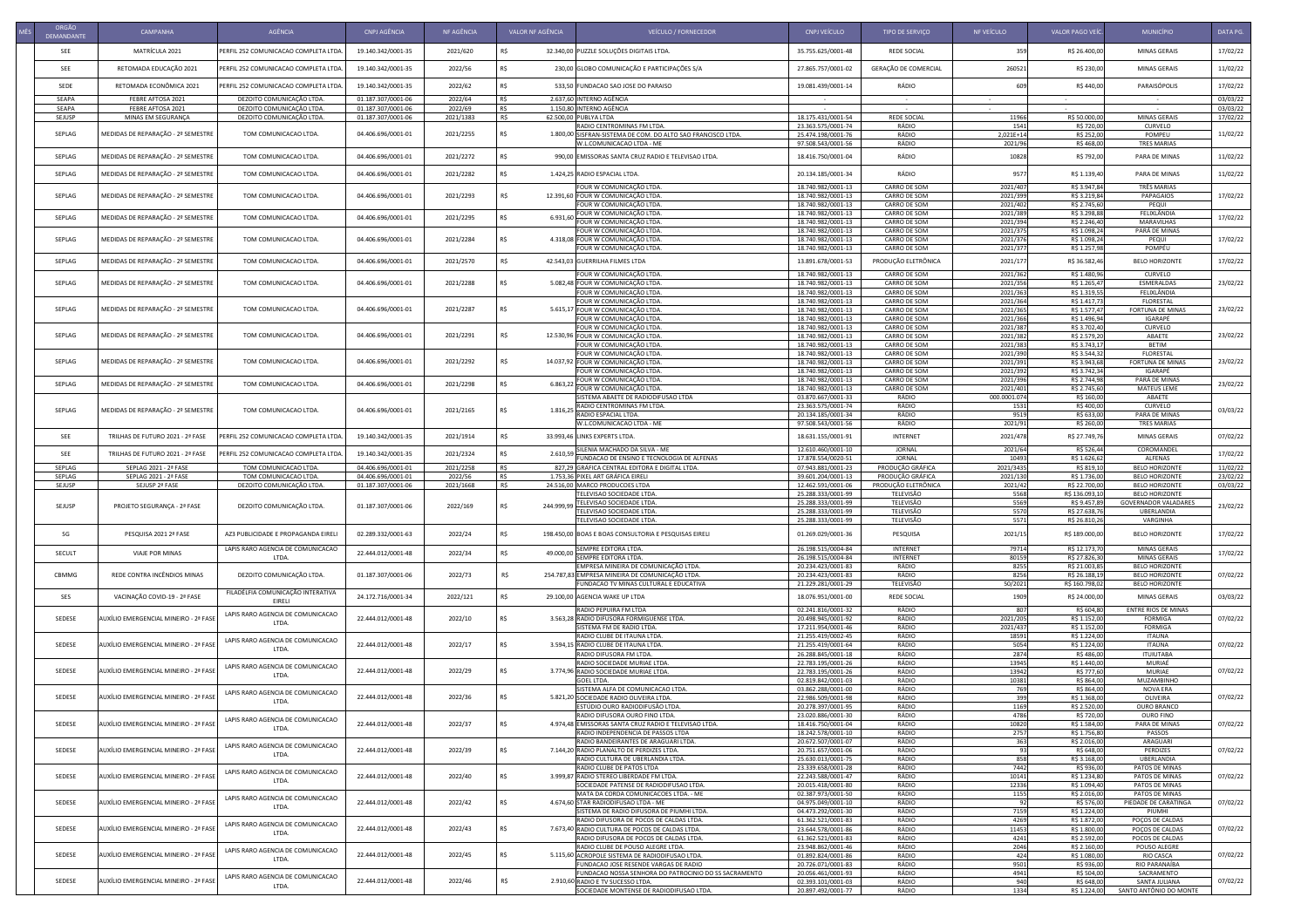| MÊS | ÓRGÃO DEMANDANTE | CAMPANHA | AGÊNCIA | CNPJ AGÊNCIA | NF AGÊNCIA | VALOR NF AGÊNCIA | VEÍCULO / FORNECEDOR | CNPJ VEÍCULO | TIPO DE SERVIÇO | NF VEÍCULO | VALOR PAGO VEÍC. | MUNICÍPIO | DATA PG. |
|---|---|---|---|---|---|---|---|---|---|---|---|---|---|
| | SEE | MATRÍCULA 2021 | PERFIL 252 COMUNICACAO COMPLETA LTDA. | 19.140.342/0001-35 | 2021/620 | R$ 32.340,00 | PUZZLE SOLUÇÕES DIGITAIS LTDA. | 35.755.625/0001-48 | REDE SOCIAL | 359 | R$ 26.400,00 | MINAS GERAIS | 17/02/22 |
| | SEE | RETOMADA EDUCAÇÃO 2021 | PERFIL 252 COMUNICACAO COMPLETA LTDA. | 19.140.342/0001-35 | 2022/56 | R$ 230,00 | GLOBO COMUNICAÇÃO E PARTICIPAÇÕES S/A | 27.865.757/0001-02 | GERAÇÃO DE COMERCIAL | 260521 | R$ 230,00 | MINAS GERAIS | 11/02/22 |
| | SEDE | RETOMADA ECONÔMICA 2021 | PERFIL 252 COMUNICACAO COMPLETA LTDA. | 19.140.342/0001-35 | 2022/62 | R$ 533,50 | FUNDACAO SAO JOSE DO PARAISO | 19.081.439/0001-14 | RÁDIO | 609 | R$ 440,00 | PARAISÓPOLIS | 17/02/22 |
| | SEAPA | FEBRE AFTOSA 2021 | DEZOITO COMUNICAÇÃO LTDA. | 01.187.307/0001-06 | 2022/64 | R$ 2.637,60 | INTERNO AGÊNCIA | - | - | - | - | - | 03/03/22 |
| | SEAPA | FEBRE AFTOSA 2021 | DEZOITO COMUNICAÇÃO LTDA. | 01.187.307/0001-06 | 2022/69 | R$ 1.150,80 | INTERNO AGÊNCIA | - | - | - | - | - | 03/03/22 |
| | SEJUSP | MINAS EM SEGURANÇA | DEZOITO COMUNICAÇÃO LTDA. | 01.187.307/0001-06 | 2021/1383 | R$ 62.500,00 | PUBLYA LTDA | 18.175.431/0001-54 | REDE SOCIAL | 11966 | R$ 50.000,00 | MINAS GERAIS | 17/02/22 |
| | SEPLAG | MEDIDAS DE REPARAÇÃO - 2º SEMESTRE | TOM COMUNICACAO LTDA. | 04.406.696/0001-01 | 2021/2255 | R$ 1.800,00 | RADIO CENTROMINAS FM LTDA. | 23.363.575/0001-74 | RÁDIO | 1541 | R$ 720,00 | CURVELO | 11/02/22 |
| | | | | | | | SISFRAN-SISTEMA DE COM. DO ALTO SAO FRANCISCO LTDA. | 25.474.198/0001-76 | RÁDIO | 2,021E+14 | R$ 252,00 | POMPEU | |
| | | | | | | | W.L.COMUNICACAO LTDA - ME | 97.508.543/0001-56 | RÁDIO | 2021/96 | R$ 468,00 | TRES MARIAS | |
| | SEPLAG | MEDIDAS DE REPARAÇÃO - 2º SEMESTRE | TOM COMUNICACAO LTDA. | 04.406.696/0001-01 | 2021/2272 | R$ 990,00 | EMISSORAS SANTA CRUZ RADIO E TELEVISAO LTDA. | 18.416.750/0001-04 | RÁDIO | 10828 | R$ 792,00 | PARA DE MINAS | 11/02/22 |
| | SEPLAG | MEDIDAS DE REPARAÇÃO - 2º SEMESTRE | TOM COMUNICACAO LTDA. | 04.406.696/0001-01 | 2021/2282 | R$ 1.424,25 | RADIO ESPACIAL LTDA. | 20.134.185/0001-34 | RÁDIO | 9577 | R$ 1.139,40 | PARA DE MINAS | 11/02/22 |
| | SEPLAG | MEDIDAS DE REPARAÇÃO - 2º SEMESTRE | TOM COMUNICACAO LTDA. | 04.406.696/0001-01 | 2021/2293 | R$ 12.391,60 | FOUR W COMUNICAÇÃO LTDA. | 18.740.982/0001-13 | CARRO DE SOM | 2021/407 | R$ 3.947,84 | TRÊS MARIAS | 17/02/22 |
| | | | | | | | FOUR W COMUNICAÇÃO LTDA. | 18.740.982/0001-13 | CARRO DE SOM | 2021/399 | R$ 3.219,84 | PAPAGAIOS | |
| | | | | | | | FOUR W COMUNICAÇÃO LTDA. | 18.740.982/0001-13 | CARRO DE SOM | 2021/402 | R$ 2.745,60 | PEQUI | |
| | SEPLAG | MEDIDAS DE REPARAÇÃO - 2º SEMESTRE | TOM COMUNICACAO LTDA. | 04.406.696/0001-01 | 2021/2295 | R$ 6.931,60 | FOUR W COMUNICAÇÃO LTDA. | 18.740.982/0001-13 | CARRO DE SOM | 2021/389 | R$ 3.298,88 | FELIXLÂNDIA | 17/02/22 |
| | | | | | | | FOUR W COMUNICAÇÃO LTDA. | 18.740.982/0001-13 | CARRO DE SOM | 2021/394 | R$ 2.246,40 | MARAVILHAS | |
| | SEPLAG | MEDIDAS DE REPARAÇÃO - 2º SEMESTRE | TOM COMUNICACAO LTDA. | 04.406.696/0001-01 | 2021/2284 | R$ 4.318,08 | FOUR W COMUNICAÇÃO LTDA. | 18.740.982/0001-13 | CARRO DE SOM | 2021/375 | R$ 1.098,24 | PARÁ DE MINAS | 17/02/22 |
| | | | | | | | FOUR W COMUNICAÇÃO LTDA. | 18.740.982/0001-13 | CARRO DE SOM | 2021/376 | R$ 1.098,24 | PEQUI | |
| | | | | | | | FOUR W COMUNICAÇÃO LTDA. | 18.740.982/0001-13 | CARRO DE SOM | 2021/377 | R$ 1.257,98 | POMPÉU | |
| | SEPLAG | MEDIDAS DE REPARAÇÃO - 2º SEMESTRE | TOM COMUNICACAO LTDA. | 04.406.696/0001-01 | 2021/2570 | R$ 42.543,03 | GUERRILHA FILMES LTDA | 13.891.678/0001-53 | PRODUÇÃO ELETRÔNICA | 2021/177 | R$ 36.582,46 | BELO HORIZONTE | 17/02/22 |
| | SEPLAG | MEDIDAS DE REPARAÇÃO - 2º SEMESTRE | TOM COMUNICACAO LTDA. | 04.406.696/0001-01 | 2021/2288 | R$ 5.082,48 | FOUR W COMUNICAÇÃO LTDA. | 18.740.982/0001-13 | CARRO DE SOM | 2021/362 | R$ 1.480,96 | CURVELO | 23/02/22 |
| | | | | | | | FOUR W COMUNICAÇÃO LTDA. | 18.740.982/0001-13 | CARRO DE SOM | 2021/356 | R$ 1.265,47 | ESMERALDAS | |
| | | | | | | | FOUR W COMUNICAÇÃO LTDA. | 18.740.982/0001-13 | CARRO DE SOM | 2021/363 | R$ 1.319,55 | FELIXLÂNDIA | |
| | SEPLAG | MEDIDAS DE REPARAÇÃO - 2º SEMESTRE | TOM COMUNICACAO LTDA. | 04.406.696/0001-01 | 2021/2287 | R$ 5.615,17 | FOUR W COMUNICAÇÃO LTDA. | 18.740.982/0001-13 | CARRO DE SOM | 2021/364 | R$ 1.417,73 | FLORESTAL | 23/02/22 |
| | | | | | | | FOUR W COMUNICAÇÃO LTDA. | 18.740.982/0001-13 | CARRO DE SOM | 2021/365 | R$ 1.577,47 | FORTUNA DE MINAS | |
| | | | | | | | FOUR W COMUNICAÇÃO LTDA. | 18.740.982/0001-13 | CARRO DE SOM | 2021/366 | R$ 1.496,94 | IGARAPÉ | |
| | SEPLAG | MEDIDAS DE REPARAÇÃO - 2º SEMESTRE | TOM COMUNICACAO LTDA. | 04.406.696/0001-01 | 2021/2291 | R$ 12.530,96 | FOUR W COMUNICAÇÃO LTDA. | 18.740.982/0001-13 | CARRO DE SOM | 2021/387 | R$ 3.702,40 | CURVELO | 23/02/22 |
| | | | | | | | FOUR W COMUNICAÇÃO LTDA. | 18.740.982/0001-13 | CARRO DE SOM | 2021/382 | R$ 2.579,20 | ABAETE | |
| | | | | | | | FOUR W COMUNICAÇÃO LTDA. | 18.740.982/0001-13 | CARRO DE SOM | 2021/383 | R$ 3.743,17 | BETIM | |
| | SEPLAG | MEDIDAS DE REPARAÇÃO - 2º SEMESTRE | TOM COMUNICACAO LTDA. | 04.406.696/0001-01 | 2021/2292 | R$ 14.037,92 | FOUR W COMUNICAÇÃO LTDA. | 18.740.982/0001-13 | CARRO DE SOM | 2021/390 | R$ 3.544,32 | FLORESTAL | 23/02/22 |
| | | | | | | | FOUR W COMUNICAÇÃO LTDA. | 18.740.982/0001-13 | CARRO DE SOM | 2021/391 | R$ 3.943,68 | FORTUNA DE MINAS | |
| | | | | | | | FOUR W COMUNICAÇÃO LTDA. | 18.740.982/0001-13 | CARRO DE SOM | 2021/392 | R$ 3.742,34 | IGARAPÉ | |
| | SEPLAG | MEDIDAS DE REPARAÇÃO - 2º SEMESTRE | TOM COMUNICACAO LTDA. | 04.406.696/0001-01 | 2021/2298 | R$ 6.863,22 | FOUR W COMUNICAÇÃO LTDA. | 18.740.982/0001-13 | CARRO DE SOM | 2021/396 | R$ 2.744,98 | PARÁ DE MINAS | 23/02/22 |
| | | | | | | | FOUR W COMUNICAÇÃO LTDA. | 18.740.982/0001-13 | CARRO DE SOM | 2021/401 | R$ 2.745,60 | MATEUS LEME | |
| | SEPLAG | MEDIDAS DE REPARAÇÃO - 2º SEMESTRE | TOM COMUNICACAO LTDA. | 04.406.696/0001-01 | 2021/2165 | R$ 1.816,25 | SISTEMA ABAETE DE RADIODIFUSAO LTDA | 03.870.667/0001-33 | RÁDIO | 000.0001.074 | R$ 160,00 | ABAETE | 03/03/22 |
| | | | | | | | RADIO CENTROMINAS FM LTDA. | 23.363.575/0001-74 | RÁDIO | 1531 | R$ 400,00 | CURVELO | |
| | | | | | | | RADIO ESPACIAL LTDA. | 20.134.185/0001-34 | RÁDIO | 9519 | R$ 633,00 | PARA DE MINAS | |
| | | | | | | | W.L.COMUNICACAO LTDA - ME | 97.508.543/0001-56 | RÁDIO | 2021/91 | R$ 260,00 | TRES MARIAS | |
| | SEE | TRILHAS DE FUTURO 2021 - 2ª FASE | PERFIL 252 COMUNICACAO COMPLETA LTDA. | 19.140.342/0001-35 | 2021/1914 | R$ 33.993,46 | LINKS EXPERTS LTDA. | 18.631.155/0001-91 | INTERNET | 2021/478 | R$ 27.749,76 | MINAS GERAIS | 07/02/22 |
| | SEE | TRILHAS DE FUTURO 2021 - 2ª FASE | PERFIL 252 COMUNICACAO COMPLETA LTDA. | 19.140.342/0001-35 | 2021/2324 | R$ 2.610,59 | SILENIA MACHADO DA SILVA - ME | 12.610.460/0001-10 | JORNAL | 2021/64 | R$ 526,44 | COROMANDEL | 17/02/22 |
| | | | | | | | FUNDACAO DE ENSINO E TECNOLOGIA DE ALFENAS | 17.878.554/0020-51 | JORNAL | 10493 | R$ 1.626,62 | ALFENAS | |
| | SEPLAG | SEPLAG 2021 - 2ª FASE | TOM COMUNICACAO LTDA. | 04.406.696/0001-01 | 2021/2258 | R$ 827,29 | GRÁFICA CENTRAL EDITORA E DIGITAL LTDA. | 07.943.881/0001-23 | PRODUÇÃO GRÁFICA | 2021/3435 | R$ 819,10 | BELO HORIZONTE | 11/02/22 |
| | SEPLAG | SEPLAG 2021 - 2ª FASE | TOM COMUNICACAO LTDA. | 04.406.696/0001-01 | 2022/56 | R$ 1.753,36 | PIXEL ART GRÁFICA EIRELI | 39.601.204/0001-13 | PRODUÇÃO GRÁFICA | 2021/130 | R$ 1.736,00 | BELO HORIZONTE | 23/02/22 |
| | SEJUSP | SEJUSP 2ª FASE | DEZOITO COMUNICAÇÃO LTDA. | 01.187.307/0001-06 | 2021/1668 | R$ 24.516,00 | MARCO PRODUCOES LTDA | 12.462.591/0001-06 | PRODUÇÃO ELETRÔNICA | 2021/42 | R$ 22.700,00 | BELO HORIZONTE | 03/03/22 |
| | SEJUSP | PROJETO SEGURANÇA - 2ª FASE | DEZOITO COMUNICAÇÃO LTDA. | 01.187.307/0001-06 | 2022/169 | R$ 244.999,99 | TELEVISAO SOCIEDADE LTDA. | 25.288.333/0001-99 | TELEVISÃO | 5568 | R$ 136.093,10 | BELO HORIZONTE | 23/02/22 |
| | | | | | | | TELEVISAO SOCIEDADE LTDA. | 25.288.333/0001-99 | TELEVISÃO | 5569 | R$ 9.457,89 | GOVERNADOR VALADARES | |
| | | | | | | | TELEVISAO SOCIEDADE LTDA. | 25.288.333/0001-99 | TELEVISÃO | 5570 | R$ 27.638,76 | UBERLANDIA | |
| | | | | | | | TELEVISAO SOCIEDADE LTDA. | 25.288.333/0001-99 | TELEVISÃO | 5571 | R$ 26.810,26 | VARGINHA | |
| | SG | PESQUISA 2021 2ª FASE | AZ3 PUBLICIDADE E PROPAGANDA EIRELI | 02.289.332/0001-63 | 2022/24 | R$ 198.450,00 | BOAS E BOAS CONSULTORIA E PESQUISAS EIRELI | 01.269.029/0001-36 | PESQUISA | 2021/15 | R$ 189.000,00 | BELO HORIZONTE | 17/02/22 |
| | SECULT | VIAJE POR MINAS | LAPIS RARO AGENCIA DE COMUNICACAO LTDA. | 22.444.012/0001-48 | 2022/34 | R$ 49.000,00 | SEMPRE EDITORA LTDA. | 26.198.515/0004-84 | INTERNET | 79714 | R$ 12.173,70 | MINAS GERAIS | 17/02/22 |
| | | | | | | | SEMPRE EDITORA LTDA. | 26.198.515/0004-84 | INTERNET | 80159 | R$ 27.826,30 | MINAS GERAIS | |
| | CBMMG | REDE CONTRA INCÊNDIOS MINAS | DEZOITO COMUNICAÇÃO LTDA. | 01.187.307/0001-06 | 2022/73 | R$ 254.787,83 | EMPRESA MINEIRA DE COMUNICAÇÃO LTDA. | 20.234.423/0001-83 | RÁDIO | 8255 | R$ 21.003,85 | BELO HORIZONTE | 07/02/22 |
| | | | | | | | EMPRESA MINEIRA DE COMUNICAÇÃO LTDA. | 20.234.423/0001-83 | RÁDIO | 8256 | R$ 26.188,19 | BELO HORIZONTE | |
| | | | | | | | FUNDACAO TV MINAS CULTURAL E EDUCATIVA | 21.229.281/0001-29 | TELEVISÃO | 50/2021 | R$ 160.798,02 | BELO HORIZONTE | |
| | SES | VACINAÇÃO COVID-19 - 2ª FASE | FILADÉLFIA COMUNICAÇÃO INTERATIVA EIRELI | 24.172.716/0001-34 | 2022/121 | R$ 29.100,00 | AGENCIA WAKE UP LTDA | 18.076.951/0001-00 | REDE SOCIAL | 1909 | R$ 24.000,00 | MINAS GERAIS | 03/03/22 |
| | SEDESE | AUXÍLIO EMERGENCIAL MINEIRO - 2ª FASE | LAPIS RARO AGENCIA DE COMUNICACAO LTDA. | 22.444.012/0001-48 | 2022/10 | R$ 3.563,28 | RADIO PEPUIRA FM LTDA. | 02.241.816/0001-32 | RÁDIO | 807 | R$ 604,80 | ENTRE RIOS DE MINAS | 07/02/22 |
| | | | | | | | RADIO DIFUSORA FORMIGUENSE LTDA. | 20.498.945/0001-92 | RÁDIO | 2021/205 | R$ 1.152,00 | FORMIGA | |
| | | | | | | | SISTEMA FM DE RADIO LTDA. | 17.211.954/0001-46 | RÁDIO | 2021/437 | R$ 1.152,00 | FORMIGA | |
| | SEDESE | AUXÍLIO EMERGENCIAL MINEIRO - 2ª FASE | LAPIS RARO AGENCIA DE COMUNICACAO LTDA. | 22.444.012/0001-48 | 2022/17 | R$ 3.594,15 | RADIO CLUBE DE ITAUNA LTDA. | 21.255.419/0002-45 | RÁDIO | 18591 | R$ 1.224,00 | ITAUNA | 07/02/22 |
| | | | | | | | RADIO CLUBE DE ITAUNA LTDA. | 21.255.419/0001-64 | RÁDIO | 5054 | R$ 1.224,00 | ITAUNA | |
| | | | | | | | RADIO DIFUSORA FM LTDA. | 26.288.845/0001-18 | RÁDIO | 2874 | R$ 486,00 | ITUIUTABA | |
| | SEDESE | AUXÍLIO EMERGENCIAL MINEIRO - 2ª FASE | LAPIS RARO AGENCIA DE COMUNICACAO LTDA. | 22.444.012/0001-48 | 2022/29 | R$ 3.774,96 | RADIO SOCIEDADE MURIAE LTDA. | 22.783.195/0001-26 | RÁDIO | 13945 | R$ 1.440,00 | MURIAÉ | 07/02/22 |
| | | | | | | | RADIO SOCIEDADE MURIAE LTDA. | 22.783.195/0001-26 | RÁDIO | 13942 | R$ 777,60 | MURIAE | |
| | | | | | | | GOEL LTDA. | 02.819.842/0001-03 | RÁDIO | 10381 | R$ 864,00 | MUZAMBINHO | |
| | SEDESE | AUXÍLIO EMERGENCIAL MINEIRO - 2ª FASE | LAPIS RARO AGENCIA DE COMUNICACAO LTDA. | 22.444.012/0001-48 | 2022/36 | R$ 5.821,20 | SISTEMA ALFA DE COMUNICACAO LTDA. | 03.862.288/0001-00 | RÁDIO | 769 | R$ 864,00 | NOVA ERA | 07/02/22 |
| | | | | | | | SOCIEDADE RADIO OLIVEIRA LTDA. | 22.986.509/0001-98 | RÁDIO | 399 | R$ 1.368,00 | OLIVEIRA | |
| | | | | | | | ESTÚDIO OURO RADIODIFUSÃO LTDA. | 20.278.397/0001-95 | RÁDIO | 1169 | R$ 2.520,00 | OURO BRANCO | |
| | SEDESE | AUXÍLIO EMERGENCIAL MINEIRO - 2ª FASE | LAPIS RARO AGENCIA DE COMUNICACAO LTDA. | 22.444.012/0001-48 | 2022/37 | R$ 4.974,48 | RADIO DIFUSORA OURO FINO LTDA. | 23.020.886/0001-30 | RÁDIO | 4786 | R$ 720,00 | OURO FINO | 07/02/22 |
| | | | | | | | EMISSORAS SANTA CRUZ RADIO E TELEVISAO LTDA. | 18.416.750/0001-04 | RÁDIO | 10820 | R$ 1.584,00 | PARA DE MINAS | |
| | | | | | | | RADIO INDEPENDENCIA DE PASSOS LTDA | 18.242.578/0001-10 | RÁDIO | 2757 | R$ 1.756,80 | PASSOS | |
| | SEDESE | AUXÍLIO EMERGENCIAL MINEIRO - 2ª FASE | LAPIS RARO AGENCIA DE COMUNICACAO LTDA. | 22.444.012/0001-48 | 2022/39 | R$ 7.144,20 | RADIO BANDEIRANTES DE ARAGUARI LTDA. | 20.672.507/0001-07 | RÁDIO | 363 | R$ 2.016,00 | ARAGUARI | 07/02/22 |
| | | | | | | | RADIO PLANALTO DE PERDIZES LTDA. | 20.751.657/0001-06 | RÁDIO | 93 | R$ 648,00 | PERDIZES | |
| | | | | | | | RADIO CULTURA DE UBERLANDIA LTDA. | 25.630.013/0001-75 | RÁDIO | 858 | R$ 3.168,00 | UBERLANDIA | |
| | SEDESE | AUXÍLIO EMERGENCIAL MINEIRO - 2ª FASE | LAPIS RARO AGENCIA DE COMUNICACAO LTDA. | 22.444.012/0001-48 | 2022/40 | R$ 3.999,87 | RADIO CLUBE DE PATOS LTDA | 23.339.658/0001-28 | RÁDIO | 7442 | R$ 936,00 | PATOS DE MINAS | 07/02/22 |
| | | | | | | | RADIO STEREO LIBERDADE FM LTDA. | 22.243.588/0001-47 | RÁDIO | 10141 | R$ 1.234,80 | PATOS DE MINAS | |
| | | | | | | | SOCIEDADE PATENSE DE RADIODIFUSAO LTDA. | 20.015.418/0001-80 | RÁDIO | 12336 | R$ 1.094,40 | PATOS DE MINAS | |
| | SEDESE | AUXÍLIO EMERGENCIAL MINEIRO - 2ª FASE | LAPIS RARO AGENCIA DE COMUNICACAO LTDA. | 22.444.012/0001-48 | 2022/42 | R$ 4.674,60 | MATA DA CORDA COMUNICACOES LTDA. - ME | 02.387.973/0001-50 | RÁDIO | 1155 | R$ 2.016,00 | PATOS DE MINAS | 07/02/22 |
| | | | | | | | STAR RADIODIFUSAO LTDA - ME | 04.975.049/0001-10 | RÁDIO | 92 | R$ 576,00 | PIEDADE DE CARATINGA | |
| | | | | | | | SISTEMA DE RADIO DIFUSORA DE PIUMHI LTDA. | 04.473.292/0001-30 | RÁDIO | 7159 | R$ 1.224,00 | PIUMHI | |
| | SEDESE | AUXÍLIO EMERGENCIAL MINEIRO - 2ª FASE | LAPIS RARO AGENCIA DE COMUNICACAO LTDA. | 22.444.012/0001-48 | 2022/43 | R$ 7.673,40 | RADIO DIFUSORA DE POCOS DE CALDAS LTDA. | 61.362.521/0001-83 | RÁDIO | 4269 | R$ 1.872,00 | POÇOS DE CALDAS | 07/02/22 |
| | | | | | | | RADIO CULTURA DE POCOS DE CALDAS LTDA. | 23.644.578/0001-86 | RÁDIO | 11453 | R$ 1.800,00 | POCOS DE CALDAS | |
| | | | | | | | RADIO DIFUSORA DE POCOS DE CALDAS LTDA. | 61.362.521/0001-83 | RÁDIO | 4241 | R$ 2.592,00 | POCOS DE CALDAS | |
| | SEDESE | AUXÍLIO EMERGENCIAL MINEIRO - 2ª FASE | LAPIS RARO AGENCIA DE COMUNICACAO LTDA. | 22.444.012/0001-48 | 2022/45 | R$ 5.115,60 | RADIO CLUBE DE POUSO ALEGRE LTDA. | 23.948.862/0001-46 | RÁDIO | 2046 | R$ 2.160,00 | POUSO ALEGRE | 07/02/22 |
| | | | | | | | ACROPOLE SISTEMA DE RADIODIFUSAO LTDA. | 01.892.824/0001-86 | RÁDIO | 424 | R$ 1.080,00 | RIO CASCA | |
| | | | | | | | FUNDACAO JOSE RESENDE VARGAS DE RADIO | 20.726.071/0001-83 | RÁDIO | 9501 | R$ 936,00 | RIO PARANAÍBA | |
| | SEDESE | AUXÍLIO EMERGENCIAL MINEIRO - 2ª FASE | LAPIS RARO AGENCIA DE COMUNICACAO LTDA. | 22.444.012/0001-48 | 2022/46 | R$ 2.910,60 | FUNDACAO NOSSA SENHORA DO PATROCINIO DO SS SACRAMENTO | 20.056.461/0001-93 | RÁDIO | 4941 | R$ 504,00 | SACRAMENTO | 07/02/22 |
| | | | | | | | RADIO E TV SUCESSO LTDA. | 02.393.101/0001-03 | RÁDIO | 940 | R$ 648,00 | SANTA JULIANA | |
| | | | | | | | SOCIEDADE MONTENSE DE RADIODIFUSAO LTDA. | 20.897.492/0001-77 | RÁDIO | 1334 | R$ 1.224,00 | SANTO ANTÔNIO DO MONTE | |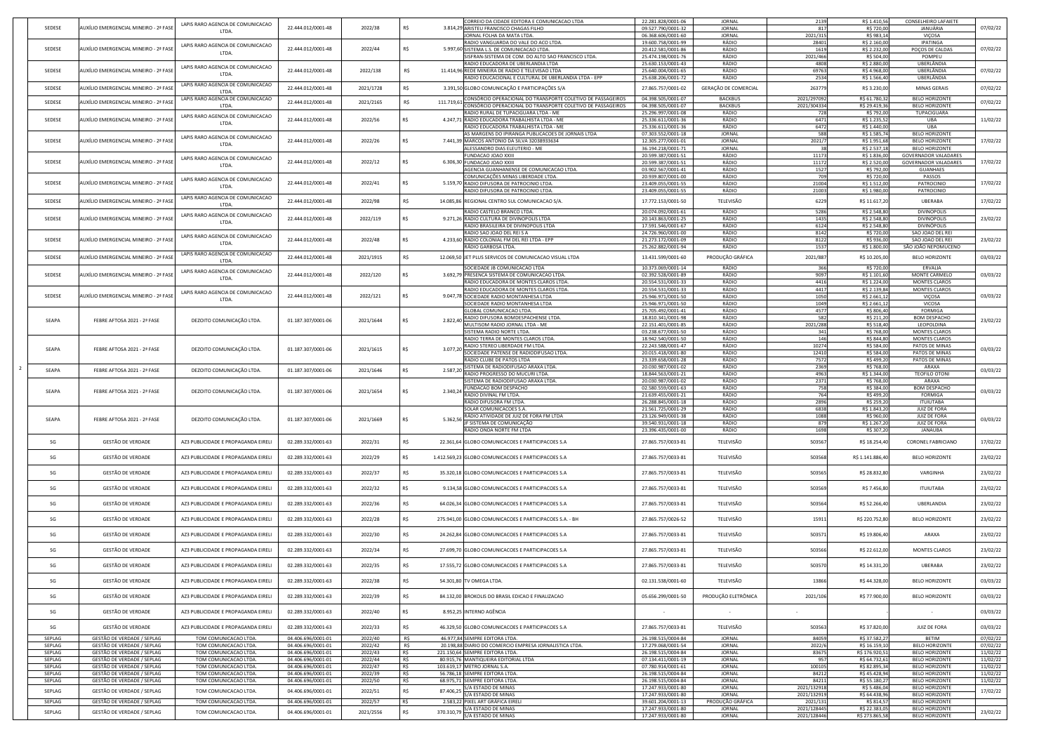| | | | | | | | | | | | | |
|---|---|---|---|---|---|---|---|---|---|---|---|---|
| SEDESE | AUXÍLIO EMERGENCIAL MINEIRO - 2ª FASE | LAPIS RARO AGENCIA DE COMUNICACAO LTDA. | 22.444.012/0001-48 | 2022/38 | R$ 3.814,29 | CORREIO DA CIDADE EDITORA E COMUNICACAO LTDA | 22.281.828/0001-06 | JORNAL | 2139 | R$ 1.410,56 | CONSELHEIRO LAFAIETE | 07/02/22 |
| | | | | | | ARISTEU FRANCISCO CHAGAS FILHO | 09.527.790/0001-32 | JORNAL | 817 | R$ 720,00 | JANUÁRIA | |
| | | | | | | JORNAL FOLHA DA MATA LTDA. | 06.368.606/0001-60 | JORNAL | 2021/315 | R$ 983,14 | VIÇOSA | |
| SEDESE | AUXÍLIO EMERGENCIAL MINEIRO - 2ª FASE | LAPIS RARO AGENCIA DE COMUNICACAO LTDA. | 22.444.012/0001-48 | 2022/44 | R$ 5.997,60 | RADIO VANGUARDA DO VALE DO ACO LTDA. | 19.600.758/0001-99 | RÁDIO | 28401 | R$ 2.160,00 | IPATINGA | 07/02/22 |
| | | | | | | SISTEMA L.S. DE COMUNICACAO LTDA. | 20.412.581/0001-86 | RÁDIO | 1619 | R$ 2.232,00 | POÇOS DE CALDAS | |
| | | | | | | SISFRAN-SISTEMA DE COM. DO ALTO SAO FRANCISCO LTDA. | 25.474.198/0001-76 | RÁDIO | 2021/466 | R$ 504,00 | POMPEU | |
| SEDESE | AUXÍLIO EMERGENCIAL MINEIRO - 2ª FASE | LAPIS RARO AGENCIA DE COMUNICACAO LTDA. | 22.444.012/0001-48 | 2022/138 | R$ 11.414,96 | RADIO EDUCADORA DE UBERLANDIA LTDA | 25.630.153/0001-43 | RÁDIO | 4808 | R$ 2.880,00 | UBERLÂNDIA | 07/02/22 |
| | | | | | | REDE MINEIRA DE RADIO E TELEVISAO LTDA | 25.640.004/0001-65 | RÁDIO | 69763 | R$ 4.968,00 | UBERLÂNDIA | |
| | | | | | | RADIO EDUCACIONAL E CULTURAL DE UBERLANDIA LTDA - EPP | 25.638.206/0001-72 | RÁDIO | 2534 | R$ 1.566,40 | UBERLÂNDIA | |
| SEDESE | AUXÍLIO EMERGENCIAL MINEIRO - 2ª FASE | LAPIS RARO AGENCIA DE COMUNICACAO LTDA. | 22.444.012/0001-48 | 2021/1728 | R$ 3.391,50 | GLOBO COMUNICAÇÃO E PARTICIPAÇÕES S/A | 27.865.757/0001-02 | GERAÇÃO DE COMERCIAL | 263779 | R$ 3.230,00 | MINAS GERAIS | 07/02/22 |
| SEDESE | AUXÍLIO EMERGENCIAL MINEIRO - 2ª FASE | LAPIS RARO AGENCIA DE COMUNICACAO LTDA. | 22.444.012/0001-48 | 2021/2165 | R$ 111.719,61 | CONSÓRCIO OPERACIONAL DO TRANSPORTE COLETIVO DE PASSAGEIROS | 04.398.505/0001-07 | BACKBUS | 2021/297092 | R$ 61.780,32 | BELO HORIZONTE | 07/02/22 |
| | | | | | | CONSÓRCIO OPERACIONAL DO TRANSPORTE COLETIVO DE PASSAGEIROS | 04.398.505/0001-07 | BACKBUS | 2021/304334 | R$ 29.419,36 | BELO HORIZONTE | |
| SEDESE | AUXÍLIO EMERGENCIAL MINEIRO - 2ª FASE | LAPIS RARO AGENCIA DE COMUNICACAO LTDA. | 22.444.012/0001-48 | 2022/56 | R$ 4.247,71 | RADIO RURAL DE TUPACIGUARA LTDA - ME | 25.296.997/0001-08 | RÁDIO | 728 | R$ 792,00 | TUPACIGUARA | 11/02/22 |
| | | | | | | RADIO EDUCADORA TRABALHISTA LTDA - ME | 25.336.611/0001-36 | RÁDIO | 6471 | R$ 1.235,52 | UBA | |
| | | | | | | RADIO EDUCADORA TRABALHISTA LTDA - ME | 25.336.611/0001-36 | RÁDIO | 6472 | R$ 1.440,00 | UBA | |
| SEDESE | AUXÍLIO EMERGENCIAL MINEIRO - 2ª FASE | LAPIS RARO AGENCIA DE COMUNICACAO LTDA. | 22.444.012/0001-48 | 2022/26 | R$ 7.441,39 | AS MARGENS DO IPIRANGA PUBLICACOES DE JORNAIS LTDA | 07.303.552/0001-18 | JORNAL | 588 | R$ 1.585,74 | BELO HORIZONTE | 17/02/22 |
| | | | | | | MARCOS ANTONIO DA SILVA 32038933634 | 12.305.277/0001-01 | JORNAL | 2021/7 | R$ 1.951,68 | BELO HORIZONTE | |
| | | | | | | ALESSANDRO DIAS ELEUTERIO - ME | 36.194.218/0001-71 | JORNAL | 38 | R$ 2.537,18 | BELO HORIZONTE | |
| SEDESE | AUXÍLIO EMERGENCIAL MINEIRO - 2ª FASE | LAPIS RARO AGENCIA DE COMUNICACAO LTDA. | 22.444.012/0001-48 | 2022/12 | R$ 6.306,30 | FUNDACAO JOAO XXIII | 20.599.387/0001-51 | RÁDIO | 11173 | R$ 1.836,00 | GOVERNADOR VALADARES | 17/02/22 |
| | | | | | | FUNDACAO JOAO XXIII | 20.599.387/0001-51 | RÁDIO | 11172 | R$ 2.520,00 | GOVERNADOR VALADARES | |
| | | | | | | AGENCIA GUANHANENSE DE COMUNICACAO LTDA. | 03.902.567/0001-41 | RÁDIO | 1527 | R$ 792,00 | GUANHAES | |
| SEDESE | AUXÍLIO EMERGENCIAL MINEIRO - 2ª FASE | LAPIS RARO AGENCIA DE COMUNICACAO LTDA. | 22.444.012/0001-48 | 2022/41 | R$ 5.159,70 | COMUNICAÇÕES MINAS LIBERDADE LTDA. | 20.939.807/0001-00 | RÁDIO | 709 | R$ 720,00 | PASSOS | 17/02/22 |
| | | | | | | RADIO DIFUSORA DE PATROCINIO LTDA. | 23.409.055/0001-55 | RÁDIO | 21004 | R$ 1.512,00 | PATROCINIO | |
| | | | | | | RADIO DIFUSORA DE PATROCINIO LTDA. | 23.409.055/0001-55 | RÁDIO | 21003 | R$ 1.980,00 | PATROCINIO | |
| SEDESE | AUXÍLIO EMERGENCIAL MINEIRO - 2ª FASE | LAPIS RARO AGENCIA DE COMUNICACAO LTDA. | 22.444.012/0001-48 | 2022/98 | R$ 14.085,86 | REGIONAL CENTRO SUL COMUNICACAO S/A. | 17.772.153/0001-50 | TELEVISÃO | 6229 | R$ 11.617,20 | UBERABA | 17/02/22 |
| SEDESE | AUXÍLIO EMERGENCIAL MINEIRO - 2ª FASE | LAPIS RARO AGENCIA DE COMUNICACAO LTDA. | 22.444.012/0001-48 | 2022/119 | R$ 9.271,26 | RADIO CASTELO BRANCO LTDA. | 20.074.092/0001-61 | RÁDIO | 5286 | R$ 2.548,80 | DIVINOPOLIS | 23/02/22 |
| | | | | | | RADIO CULTURA DE DIVINOPOLIS LTDA | 20.143.863/0001-25 | RÁDIO | 1435 | R$ 2.548,80 | DIVINOPOLIS | |
| | | | | | | RADIO BRASILEIRA DE DIVINOPOLIS LTDA | 17.591.546/0001-67 | RÁDIO | 6124 | R$ 2.548,80 | DIVINOPOLIS | |
| SEDESE | AUXÍLIO EMERGENCIAL MINEIRO - 2ª FASE | LAPIS RARO AGENCIA DE COMUNICACAO LTDA. | 22.444.012/0001-48 | 2022/48 | R$ 4.233,60 | RADIO SAO JOAO DEL REI S A | 24.726.960/0001-00 | RÁDIO | 8142 | R$ 720,00 | SAO JOAO DEL REI | 23/02/22 |
| | | | | | | RADIO COLONIAL FM DEL REI LTDA - EPP | 21.273.172/0001-09 | RÁDIO | 8122 | R$ 936,00 | SAO JOAO DEL REI | |
| | | | | | | RÁDIO GARBOSA LTDA. | 25.262.882/0001-94 | RÁDIO | 1537 | R$ 1.800,00 | SÃO JOÃO NEPOMUCENO | |
| SEDESE | AUXÍLIO EMERGENCIAL MINEIRO - 2ª FASE | LAPIS RARO AGENCIA DE COMUNICACAO LTDA. | 22.444.012/0001-48 | 2021/1915 | R$ 12.069,50 | JET PLUS SERVICOS DE COMUNICACAO VISUAL LTDA | 13.431.599/0001-60 | PRODUÇÃO GRÁFICA | 2021/887 | R$ 10.205,00 | BELO HORIZONTE | 03/03/22 |
| SEDESE | AUXÍLIO EMERGENCIAL MINEIRO - 2ª FASE | LAPIS RARO AGENCIA DE COMUNICACAO LTDA. | 22.444.012/0001-48 | 2022/120 | R$ 3.692,79 | SOCIEDADE JB COMUNICACAO LTDA | 10.373.069/0001-14 | RÁDIO | 366 | R$ 720,00 | ERVALIA | 03/03/22 |
| | | | | | | PRESENCA SISTEMA DE COMUNICACAO LTDA. | 02.392.528/0001-89 | RÁDIO | 9097 | R$ 1.101,60 | MONTE CARMELO | |
| | | | | | | RADIO EDUCADORA DE MONTES CLAROS LTDA. | 20.554.531/0001-33 | RÁDIO | 4416 | R$ 1.224,00 | MONTES CLAROS | |
| SEDESE | AUXÍLIO EMERGENCIAL MINEIRO - 2ª FASE | LAPIS RARO AGENCIA DE COMUNICACAO LTDA. | 22.444.012/0001-48 | 2022/121 | R$ 9.047,78 | RADIO EDUCADORA DE MONTES CLAROS LTDA. | 20.554.531/0001-33 | RÁDIO | 4417 | R$ 2.139,84 | MONTES CLAROS | 03/03/22 |
| | | | | | | SOCIEDADE RADIO MONTANHESA LTDA | 25.946.971/0001-50 | RÁDIO | 1050 | R$ 2.661,12 | VIÇOSA | |
| | | | | | | SOCIEDADE RADIO MONTANHESA LTDA | 25.946.971/0001-50 | RÁDIO | 1049 | R$ 2.661,12 | VIÇOSA | |
| SEAPA | FEBRE AFTOSA 2021 - 2ª FASE | DEZOITO COMUNICAÇÃO LTDA. | 01.187.307/0001-06 | 2021/1644 | R$ 2.822,40 | GLOBAL COMUNICACAO LTDA. | 25.705.492/0001-41 | RÁDIO | 4577 | R$ 806,40 | FORMIGA | 23/02/22 |
| | | | | | | RADIO DIFUSORA BOMDESPACHENSE LTDA. | 18.810.341/0001-98 | RÁDIO | 582 | R$ 211,20 | BOM DESPACHO | |
| | | | | | | MULTISOM RADIO JORNAL LTDA - ME | 22.151.401/0001-85 | RÁDIO | 2021/288 | R$ 518,40 | LEOPOLDINA | |
| | | | | | | SISTEMA RADIO NORTE LTDA. | 03.238.677/0001-50 | RÁDIO | 341 | R$ 768,00 | MONTES CLAROS | |
| SEAPA | FEBRE AFTOSA 2021 - 2ª FASE | DEZOITO COMUNICAÇÃO LTDA. | 01.187.307/0001-06 | 2021/1615 | R$ 3.077,20 | RADIO TERRA DE MONTES CLAROS LTDA. | 18.942.540/0001-50 | RÁDIO | 146 | R$ 844,80 | MONTES CLAROS | 03/03/22 |
| | | | | | | RADIO STEREO LIBERDADE FM LTDA. | 22.243.588/0001-47 | RÁDIO | 10274 | R$ 584,00 | PATOS DE MINAS | |
| | | | | | | SOCIEDADE PATENSE DE RADIODIFUSAO LTDA. | 20.015.418/0001-80 | RÁDIO | 12410 | R$ 584,00 | PATOS DE MINAS | |
| | | | | | | RADIO CLUBE DE PATOS LTDA | 23.339.658/0001-28 | RÁDIO | 7572 | R$ 499,20 | PATOS DE MINAS | |
| SEAPA | FEBRE AFTOSA 2021 - 2ª FASE | DEZOITO COMUNICAÇÃO LTDA. | 01.187.307/0001-06 | 2021/1646 | R$ 2.587,20 | SISTEMA DE RADIODIFUSAO ARAXA LTDA. | 20.030.987/0001-02 | RÁDIO | 2369 | R$ 768,00 | ARAXA | 03/03/22 |
| | | | | | | RADIO PROGRESSO DO MUCURI LTDA. | 18.844.563/0001-21 | RÁDIO | 4963 | R$ 1.344,00 | TEOFILO OTONI | |
| SEAPA | FEBRE AFTOSA 2021 - 2ª FASE | DEZOITO COMUNICAÇÃO LTDA. | 01.187.307/0001-06 | 2021/1654 | R$ 2.340,24 | SISTEMA DE RADIODIFUSAO ARAXA LTDA. | 20.030.987/0001-02 | RÁDIO | 2371 | R$ 768,00 | ARAXA | 03/03/22 |
| | | | | | | FUNDACAO BOM DESPACHO | 02.580.559/0001-63 | RÁDIO | 758 | R$ 384,00 | BOM DESPACHO | |
| | | | | | | RADIO DIVINAL FM LTDA. | 21.639.455/0001-21 | RÁDIO | 764 | R$ 499,20 | FORMIGA | |
| | | | | | | RADIO DIFUSORA FM LTDA. | 26.288.845/0001-18 | RÁDIO | 2896 | R$ 259,20 | ITUIUTABA | |
| SEAPA | FEBRE AFTOSA 2021 - 2ª FASE | DEZOITO COMUNICAÇÃO LTDA. | 01.187.307/0001-06 | 2021/1669 | R$ 5.362,56 | SOLAR COMUNICACOES S.A. | 21.561.725/0001-29 | RÁDIO | 6838 | R$ 1.843,20 | JUIZ DE FORA | 03/03/22 |
| | | | | | | RÁDIO ATIVIDADE DE JUIZ DE FORA FM LTDA | 23.126.949/0001-38 | RÁDIO | 1088 | R$ 960,00 | JUIZ DE FORA | |
| | | | | | | JF SISTEMA DE COMUNICAÇÃO | 39.540.931/0001-18 | RÁDIO | 879 | R$ 1.267,20 | JUIZ DE FORA | |
| | | | | | | RADIO ONDA NORTE FM LTDA | 23.396.435/0001-00 | RÁDIO | 1698 | R$ 307,20 | JANAUBA | |
| SG | GESTÃO DE VERDADE | AZ3 PUBLICIDADE E PROPAGANDA EIRELI | 02.289.332/0001-63 | 2022/31 | R$ 22.361,64 | GLOBO COMUNICACOES E PARTICIPACOES S.A | 27.865.757/0033-81 | TELEVISÃO | 503567 | R$ 18.254,40 | CORONEL FABRICIANO | 17/02/22 |
| SG | GESTÃO DE VERDADE | AZ3 PUBLICIDADE E PROPAGANDA EIRELI | 02.289.332/0001-63 | 2022/29 | R$ 1.412.569,23 | GLOBO COMUNICACOES E PARTICIPACOES S.A | 27.865.757/0033-81 | TELEVISÃO | 503568 | R$ 1.141.886,40 | BELO HORIZONTE | 23/02/22 |
| SG | GESTÃO DE VERDADE | AZ3 PUBLICIDADE E PROPAGANDA EIRELI | 02.289.332/0001-63 | 2022/37 | R$ 35.320,18 | GLOBO COMUNICACOES E PARTICIPACOES S.A | 27.865.757/0033-81 | TELEVISÃO | 503565 | R$ 28.832,80 | VARGINHA | 23/02/22 |
| SG | GESTÃO DE VERDADE | AZ3 PUBLICIDADE E PROPAGANDA EIRELI | 02.289.332/0001-63 | 2022/32 | R$ 9.134,58 | GLOBO COMUNICACOES E PARTICIPACOES S.A | 27.865.757/0033-81 | TELEVISÃO | 503569 | R$ 7.456,80 | ITUIUTABA | 23/02/22 |
| SG | GESTÃO DE VERDADE | AZ3 PUBLICIDADE E PROPAGANDA EIRELI | 02.289.332/0001-63 | 2022/36 | R$ 64.026,34 | GLOBO COMUNICACOES E PARTICIPACOES S.A | 27.865.757/0033-81 | TELEVISÃO | 503564 | R$ 52.266,40 | UBERLANDIA | 23/02/22 |
| SG | GESTÃO DE VERDADE | AZ3 PUBLICIDADE E PROPAGANDA EIRELI | 02.289.332/0001-63 | 2022/28 | R$ 275.941,00 | GLOBO COMUNICACOES E PARTICIPACOES S.A. - BH | 27.865.757/0026-52 | TELEVISÃO | 15911 | R$ 220.752,80 | BELO HORIZONTE | 23/02/22 |
| SG | GESTÃO DE VERDADE | AZ3 PUBLICIDADE E PROPAGANDA EIRELI | 02.289.332/0001-63 | 2022/30 | R$ 24.262,84 | GLOBO COMUNICACOES E PARTICIPACOES S.A | 27.865.757/0033-81 | TELEVISÃO | 503571 | R$ 19.806,40 | ARAXA | 23/02/22 |
| SG | GESTÃO DE VERDADE | AZ3 PUBLICIDADE E PROPAGANDA EIRELI | 02.289.332/0001-63 | 2022/34 | R$ 27.699,70 | GLOBO COMUNICACOES E PARTICIPACOES S.A | 27.865.757/0033-81 | TELEVISÃO | 503566 | R$ 22.612,00 | MONTES CLAROS | 23/02/22 |
| SG | GESTÃO DE VERDADE | AZ3 PUBLICIDADE E PROPAGANDA EIRELI | 02.289.332/0001-63 | 2022/35 | R$ 17.555,72 | GLOBO COMUNICACOES E PARTICIPACOES S.A | 27.865.757/0033-81 | TELEVISÃO | 503570 | R$ 14.331,20 | UBERABA | 23/02/22 |
| SG | GESTÃO DE VERDADE | AZ3 PUBLICIDADE E PROPAGANDA EIRELI | 02.289.332/0001-63 | 2022/38 | R$ 54.301,80 | TV OMEGA LTDA. | 02.131.538/0001-60 | TELEVISÃO | 13866 | R$ 44.328,00 | BELO HORIZONTE | 03/03/22 |
| SG | GESTÃO DE VERDADE | AZ3 PUBLICIDADE E PROPAGANDA EIRELI | 02.289.332/0001-63 | 2022/39 | R$ 84.132,00 | BROKOLIS DO BRASIL EDICAO E FINALIZACAO | 05.656.299/0001-50 | PRODUÇÃO ELETRÔNICA | 2021/106 | R$ 77.900,00 | BELO HORIZONTE | 03/03/22 |
| SG | GESTÃO DE VERDADE | AZ3 PUBLICIDADE E PROPAGANDA EIRELI | 02.289.332/0001-63 | 2022/40 | R$ 8.952,25 | INTERNO AGÊNCIA | - | - | - | - | - | 03/03/22 |
| SG | GESTÃO DE VERDADE | AZ3 PUBLICIDADE E PROPAGANDA EIRELI | 02.289.332/0001-63 | 2022/33 | R$ 46.329,50 | GLOBO COMUNICACOES E PARTICIPACOES S.A | 27.865.757/0033-81 | TELEVISÃO | 503563 | R$ 37.820,00 | JUIZ DE FORA | 03/03/22 |
| SEPLAG | GESTÃO DE VERDADE / SEPLAG | TOM COMUNICACAO LTDA. | 04.406.696/0001-01 | 2022/40 | R$ 46.977,84 | SEMPRE EDITORA LTDA. | 26.198.515/0004-84 | JORNAL | 84059 | R$ 37.582,27 | BETIM | 07/02/22 |
| SEPLAG | GESTÃO DE VERDADE / SEPLAG | TOM COMUNICACAO LTDA. | 04.406.696/0001-01 | 2022/42 | R$ 20.198,88 | DIARIO DO COMERCIO EMPRESA JORNALISTICA LTDA. | 17.279.068/0001-54 | JORNAL | 2022/6 | R$ 16.159,10 | BELO HORIZONTE | 07/02/22 |
| SEPLAG | GESTÃO DE VERDADE / SEPLAG | TOM COMUNICACAO LTDA. | 04.406.696/0001-01 | 2022/43 | R$ 221.150,64 | SEMPRE EDITORA LTDA. | 26.198.515/0004-84 | JORNAL | 83675 | R$ 176.920,51 | BELO HORIZONTE | 11/02/22 |
| SEPLAG | GESTÃO DE VERDADE / SEPLAG | TOM COMUNICACAO LTDA. | 04.406.696/0001-01 | 2022/44 | R$ 80.915,76 | MANTIQUEIRA EDITORIAL LTDA | 07.134.411/0001-19 | JORNAL | 957 | R$ 64.732,61 | BELO HORIZONTE | 11/02/22 |
| SEPLAG | GESTÃO DE VERDADE / SEPLAG | TOM COMUNICACAO LTDA. | 04.406.696/0001-01 | 2022/47 | R$ 103.619,17 | METRO JORNAL S.A. | 07.780.914/0001-61 | JORNAL | 100105 | R$ 82.895,34 | BELO HORIZONTE | 11/02/22 |
| SEPLAG | GESTÃO DE VERDADE / SEPLAG | TOM COMUNICACAO LTDA. | 04.406.696/0001-01 | 2022/39 | R$ 56.786,18 | SEMPRE EDITORA LTDA. | 26.198.515/0004-84 | JORNAL | 84212 | R$ 45.428,94 | BELO HORIZONTE | 11/02/22 |
| SEPLAG | GESTÃO DE VERDADE / SEPLAG | TOM COMUNICACAO LTDA. | 04.406.696/0001-01 | 2022/50 | R$ 68.975,71 | SEMPRE EDITORA LTDA. | 26.198.515/0004-84 | JORNAL | 84211 | R$ 55.180,27 | BELO HORIZONTE | 11/02/22 |
| SEPLAG | GESTÃO DE VERDADE / SEPLAG | TOM COMUNICACAO LTDA. | 04.406.696/0001-01 | 2022/51 | R$ 87.406,25 | S/A ESTADO DE MINAS | 17.247.933/0001-80 | JORNAL | 2021/132918 | R$ 5.486,04 | BELO HORIZONTE | 17/02/22 |
| | | | | | | S/A ESTADO DE MINAS | 17.247.933/0001-80 | JORNAL | 2021/132919 | R$ 64.438,96 | BELO HORIZONTE | |
| SEPLAG | GESTÃO DE VERDADE / SEPLAG | TOM COMUNICACAO LTDA. | 04.406.696/0001-01 | 2022/57 | R$ 2.583,22 | PIXEL ART GRÁFICA EIRELI | 39.601.204/0001-13 | PRODUÇÃO GRÁFICA | 2021/131 | R$ 814,57 | BELO HORIZONTE | |
| SEPLAG | GESTÃO DE VERDADE / SEPLAG | TOM COMUNICACAO LTDA. | 04.406.696/0001-01 | 2021/2556 | R$ 370.310,79 | S/A ESTADO DE MINAS | 17.247.933/0001-80 | JORNAL | 2021/128445 | R$ 22.383,05 | BELO HORIZONTE | 23/02/22 |
| | | | | | | S/A ESTADO DE MINAS | 17.247.933/0001-80 | JORNAL | 2021/128446 | R$ 273.865,58 | BELO HORIZONTE | |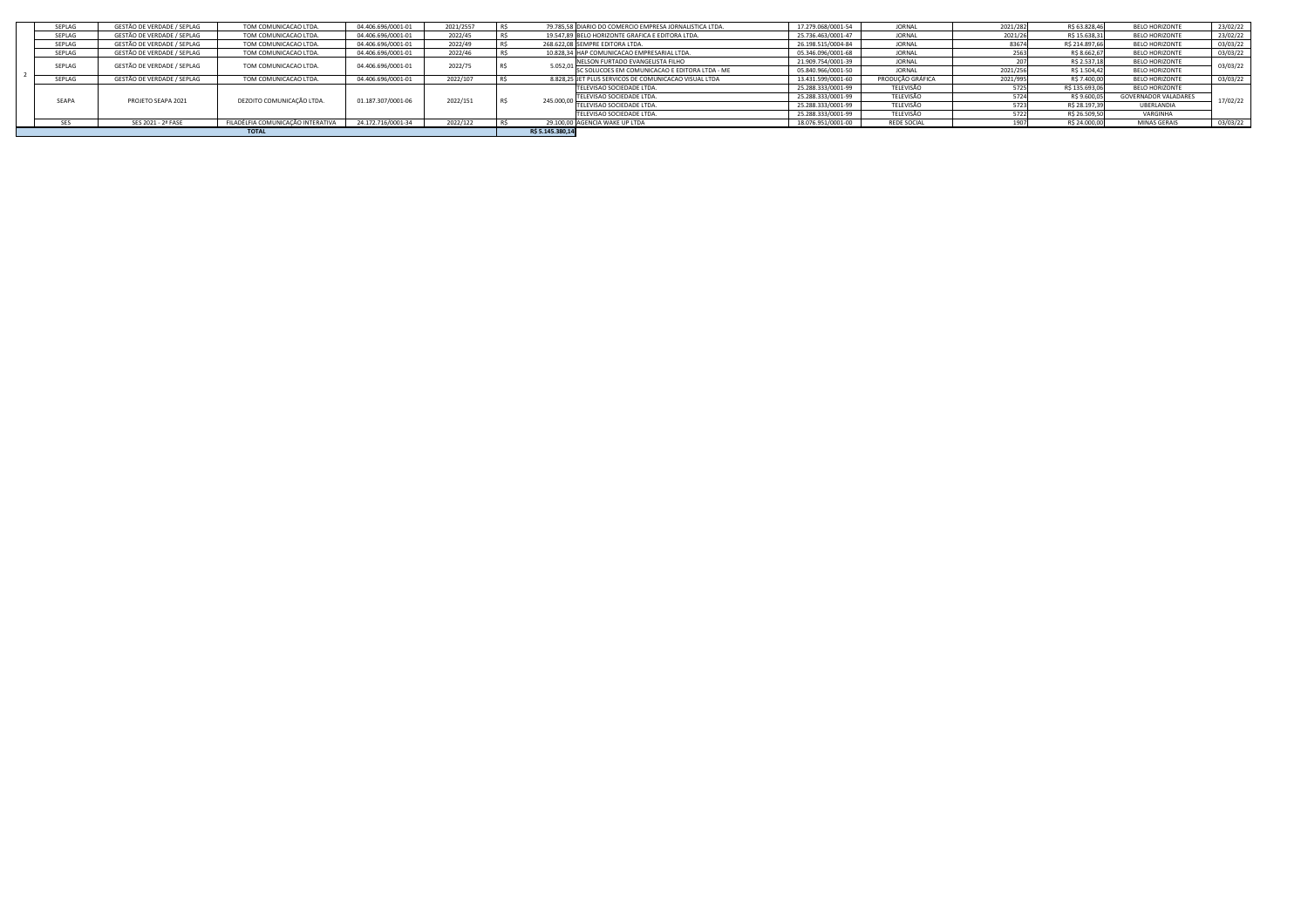|  |  |  |  |  |  |  |  |  |  |  |  |  |  |
|---|---|---|---|---|---|---|---|---|---|---|---|---|---|
| 2 | SEPLAG | GESTÃO DE VERDADE / SEPLAG | TOM COMUNICACAO LTDA. | 04.406.696/0001-01 | 2021/2557 | R$ 79.785,58 | DIARIO DO COMERCIO EMPRESA JORNALISTICA LTDA. | 17.279.068/0001-54 | JORNAL | 2021/282 | R$ 63.828,46 | BELO HORIZONTE | 23/02/22 |
|  | SEPLAG | GESTÃO DE VERDADE / SEPLAG | TOM COMUNICACAO LTDA. | 04.406.696/0001-01 | 2022/45 | R$ 19.547,89 | BELO HORIZONTE GRAFICA E EDITORA LTDA. | 25.736.463/0001-47 | JORNAL | 2021/26 | R$ 15.638,31 | BELO HORIZONTE | 23/02/22 |
|  | SEPLAG | GESTÃO DE VERDADE / SEPLAG | TOM COMUNICACAO LTDA. | 04.406.696/0001-01 | 2022/49 | R$ 268.622,08 | SEMPRE EDITORA LTDA. | 26.198.515/0004-84 | JORNAL | 83674 | R$ 214.897,66 | BELO HORIZONTE | 03/03/22 |
|  | SEPLAG | GESTÃO DE VERDADE / SEPLAG | TOM COMUNICACAO LTDA. | 04.406.696/0001-01 | 2022/46 | R$ 10.828,34 | HAP COMUNICACAO EMPRESARIAL LTDA. | 05.346.096/0001-68 | JORNAL | 2563 | R$ 8.662,67 | BELO HORIZONTE | 03/03/22 |
|  | SEPLAG | GESTÃO DE VERDADE / SEPLAG | TOM COMUNICACAO LTDA. | 04.406.696/0001-01 | 2022/75 | R$ 5.052,01 | NELSON FURTADO EVANGELISTA FILHO | 21.909.754/0001-39 | JORNAL | 207 | R$ 2.537,18 | BELO HORIZONTE | 03/03/22 |
|  |  |  |  |  |  |  | SC SOLUCOES EM COMUNICACAO E EDITORA LTDA - ME | 05.840.966/0001-50 | JORNAL | 2021/256 | R$ 1.504,42 | BELO HORIZONTE |  |
|  | SEPLAG | GESTÃO DE VERDADE / SEPLAG | TOM COMUNICACAO LTDA. | 04.406.696/0001-01 | 2022/107 | R$ 8.828,25 | JET PLUS SERVICOS DE COMUNICACAO VISUAL LTDA | 13.431.599/0001-60 | PRODUÇÃO GRÁFICA | 2021/995 | R$ 7.400,00 | BELO HORIZONTE | 03/03/22 |
|  | SEAPA | PROJETO SEAPA 2021 | DEZOITO COMUNICAÇÃO LTDA. | 01.187.307/0001-06 | 2022/151 | R$ 245.000,00 | TELEVISAO SOCIEDADE LTDA. | 25.288.333/0001-99 | TELEVISÃO | 5725 | R$ 135.693,06 | BELO HORIZONTE | 17/02/22 |
|  |  |  |  |  |  |  | TELEVISAO SOCIEDADE LTDA. | 25.288.333/0001-99 | TELEVISÃO | 5724 | R$ 9.600,05 | GOVERNADOR VALADARES |  |
|  |  |  |  |  |  |  | TELEVISAO SOCIEDADE LTDA. | 25.288.333/0001-99 | TELEVISÃO | 5723 | R$ 28.197,39 | UBERLANDIA |  |
|  |  |  |  |  |  |  | TELEVISAO SOCIEDADE LTDA. | 25.288.333/0001-99 | TELEVISÃO | 5722 | R$ 26.509,50 | VARGINHA |  |
|  | SES | SES 2021 - 2ª FASE | FILADÉLFIA COMUNICAÇÃO INTERATIVA | 24.172.716/0001-34 | 2022/122 | R$ 29.100,00 | AGENCIA WAKE UP LTDA | 18.076.951/0001-00 | REDE SOCIAL | 1907 | R$ 24.000,00 | MINAS GERAIS | 03/03/22 |
| TOTAL |  |  |  |  |  | R$ 5.145.380,14 |  |  |  |  |  |  |  |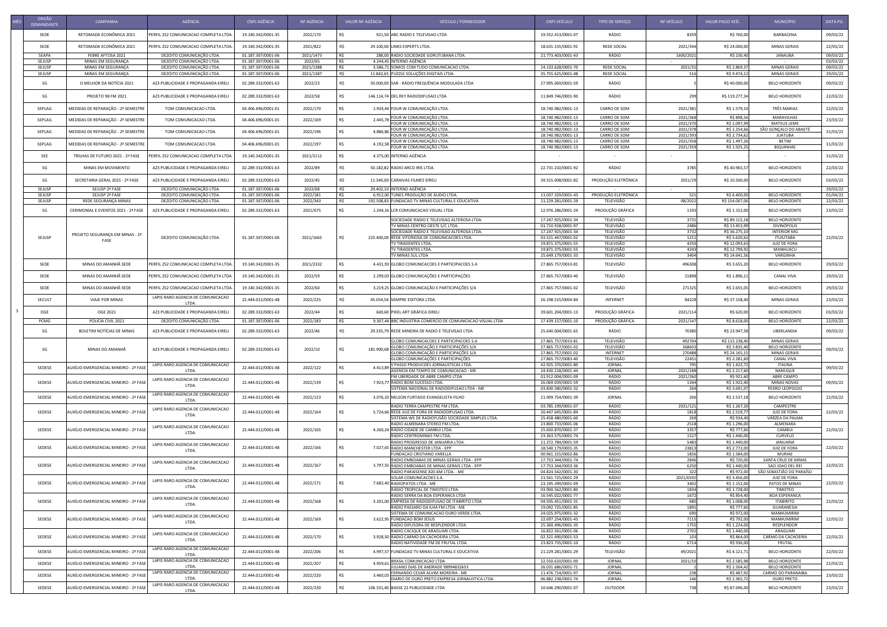| MÊS | ÓRGÃO DEMANDANTE | CAMPANHA | AGÊNCIA | CNPJ AGÊNCIA | NF AGÊNCIA | VALOR NF AGÊNCIA | VEÍCULO / FORNECEDOR | CNPJ VEÍCULO | TIPO DE SERVIÇO | NF VEÍCULO | VALOR PAGO VEÍC. | MUNICÍPIO | DATA PG. |
|---|---|---|---|---|---|---|---|---|---|---|---|---|---|
| 3 | SEDE | RETOMADA ECONÔMICA 2021 | PERFIL 252 COMUNICACAO COMPLETA LTDA. | 19.140.342/0001-35 | 2022/170 | R$ 921,50 | ABC RADIO E TELEVISAO LTDA | 19.552.413/0001-07 | RÁDIO | 8359 | R$ 760,00 | BARBACENA | 09/03/22 |
| | SEDE | RETOMADA ECONÔMICA 2021 | PERFIL 252 COMUNICACAO COMPLETA LTDA. | 19.140.342/0001-35 | 2021/822 | R$ 29.100,00 | LINKS EXPERTS LTDA. | 18.631.155/0001-91 | REDE SOCIAL | 2021/344 | R$ 24.000,00 | MINAS GERAIS | 22/03/22 |
| | SEAPA | FEBRE AFTOSA 2021 | DEZOITO COMUNICAÇÃO LTDA. | 01.187.307/0001-06 | 2022/1473 | R$ 288,00 | RADIO SOCIEDADE GORUTUBANA LTDA. | 21.773.403/0001-43 | RÁDIO | 1600/2021 | R$ 230,40 | JANAUBA | 09/03/22 |
| | SEJUSP | MINAS EM SEGURANÇA | DEZOITO COMUNICAÇÃO LTDA. | 01.187.307/0001-06 | 2022/65 | R$ 4.244,45 | INTERNO AGÊNCIA | - | - | - | - | - | 03/03/22 |
| | SEJUSP | MINAS EM SEGURANÇA | DEZOITO COMUNICAÇÃO LTDA. | 01.187.307/0001-06 | 2021/1388 | R$ 3.586,71 | SOMOS COM TUDO COMUNICACAO LTDA. | 14.133.628/0001-70 | REDE SOCIAL | 2021/55 | R$ 2.869,37 | MINAS GERAIS | 09/03/22 |
| | SEJUSP | MINAS EM SEGURANÇA | DEZOITO COMUNICAÇÃO LTDA. | 01.187.307/0001-06 | 2021/1387 | R$ 11.842,65 | PUZZLE SOLUÇÕES DIGITAIS LTDA. | 35.755.625/0001-48 | REDE SOCIAL | 516 | R$ 9.474,12 | MINAS GERAIS | 29/03/22 |
| | SG | O MELHOR DA NOTÍCIA 2021 | AZ3 PUBLICIDADE E PROPAGANDA EIRELI | 02.289.332/0001-63 | 2022/23 | R$ 50.000,00 | SAR - RÁDIO FREQUÊNCIA MODULADA LTDA | 27.995.069/0001-59 | RÁDIO | 5 | R$ 40.000,00 | BELO HORIZONTE | 09/03/22 |
| | SG | PROJETO 98 FM 2021 | AZ3 PUBLICIDADE E PROPAGANDA EIRELI | 02.289.332/0001-63 | 2022/58 | R$ 146.114,74 | DEL REY RADIODIFUSAO LTDA | 11.849.746/0001-90 | RÁDIO | 299 | R$ 119.277,34 | BELO HORIZONTE | 22/03/22 |
| | SEPLAG | MEDIDAS DE REPARAÇÃO - 2º SEMESTRE | TOM COMUNICACAO LTDA. | 04.406.696/0001-01 | 2022/170 | R$ 1.934,44 | FOUR W COMUNICAÇÃO LTDA. | 18.740.982/0001-13 | CARRO DE SOM | 2021/381 | R$ 1.579,14 | TRÊS MARIAS | 22/03/22 |
| | SEPLAG | MEDIDAS DE REPARAÇÃO - 2º SEMESTRE | TOM COMUNICACAO LTDA. | 04.406.696/0001-01 | 2022/169 | R$ 2.445,78 | FOUR W COMUNICAÇÃO LTDA. | 18.740.982/0001-13 | CARRO DE SOM | 2021/368 | R$ 898,56 | MARAVILHAS | 23/03/22 |
| | | | | | | | FOUR W COMUNICAÇÃO LTDA. | 18.740.982/0001-13 | CARRO DE SOM | 2021/370 | R$ 1.097,99 | MATEUS LEME | |
| | SEPLAG | MEDIDAS DE REPARAÇÃO - 2º SEMESTRE | TOM COMUNICACAO LTDA. | 04.406.696/0001-01 | 2022/196 | R$ 4.886,86 | FOUR W COMUNICAÇÃO LTDA. | 18.740.982/0001-13 | CARRO DE SOM | 2021/378 | R$ 1.254,66 | SÃO GONÇALO DO ABAETÉ | 31/03/22 |
| | | | | | | | FOUR W COMUNICAÇÃO LTDA. | 18.740.982/0001-13 | CARRO DE SOM | 2021/393 | R$ 2.734,62 | JUATUBA | |
| | SEPLAG | MEDIDAS DE REPARAÇÃO - 2º SEMESTRE | TOM COMUNICACAO LTDA. | 04.406.696/0001-01 | 2022/197 | R$ 4.192,58 | FOUR W COMUNICAÇÃO LTDA. | 18.740.982/0001-13 | CARRO DE SOM | 2021/358 | R$ 1.497,26 | BETIM | 31/03/22 |
| | | | | | | | FOUR W COMUNICAÇÃO LTDA. | 18.740.982/0001-13 | CARRO DE SOM | 2021/359 | R$ 1.925,25 | BIQUINHAS | |
| | SEE | TRILHAS DE FUTURO 2021 - 2ª FASE | PERFIL 252 COMUNICACAO COMPLETA LTDA. | 19.140.342/0001-35 | 2021/2112 | R$ 4.375,00 | INTERNO AGÊNCIA | - | - | - | - | - | 31/03/22 |
| | SG | MINAS EM MOVIMENTO | AZ3 PUBLICIDADE E PROPAGANDA EIRELI | 02.289.332/0001-63 | 2022/89 | R$ 50.182,82 | RADIO ARCO IRIS LTDA. | 22.731.210/0001-92 | RÁDIO | 3785 | R$ 40.965,57 | BELO HORIZONTE | 22/03/22 |
| | SG | SECRETARIA GERAL 2021 - 2ª FASE | AZ3 PUBLICIDADE E PROPAGANDA EIRELI | 02.289.332/0001-63 | 2022/45 | R$ 11.340,00 | CARAIVAS FILMES EIRELI | 39.315.008/0001-82 | PRODUÇÃO ELETRÔNICA | 2021/29 | R$ 10.500,00 | BELO HORIZONTE | 03/03/22 |
| | SEJUSP | SEJUSP 2ª FASE | DEZOITO COMUNICAÇÃO LTDA. | 01.187.307/0001-06 | 2022/68 | R$ 29.402,10 | INTERNO AGÊNCIA | - | - | - | - | - | 29/03/22 |
| | SEJUSP | SEJUSP 2ª FASE | DEZOITO COMUNICAÇÃO LTDA. | 01.187.307/0001-06 | 2022/181 | R$ 6.912,00 | TUNES PRODUÇÃO DE ÁUDIO LTDA. | 11.037.329/0001-43 | PRODUÇÃO ELETRÔNICA | 521 | R$ 6.400,00 | BELO HORIZONTE | 01/04/22 |
| | SEJUSP | REDE SEGURANÇA MINAS | DEZOITO COMUNICAÇÃO LTDA. | 01.187.307/0001-06 | 2022/343 | R$ 192.508,83 | FUNDACAO TV MINAS CULTURAL E EDUCATIVA | 21.229.281/0001-29 | TELEVISÃO | 08/2022 | R$ 154.007,06 | BELO HORIZONTE | 22/03/22 |
| | SG | CERIMONIAL E EVENTOS 2021 - 2ª FASE | AZ3 PUBLICIDADE E PROPAGANDA EIRELI | 02.289.332/0001-63 | 2021/675 | R$ 1.244,16 | LCR COMUNICACAO VISUAL LTDA | 12.976.286/0001-24 | PRODUÇÃO GRÁFICA | 1193 | R$ 1.152,00 | BELO HORIZONTE | 23/03/22 |
| | SEJUSP | PROJETO SEGURANÇA EM MINAS - 2ª FASE | DEZOITO COMUNICAÇÃO LTDA. | 01.187.307/0001-06 | 2021/1665 | R$ 225.400,00 | SOCIEDADE RADIO E TELEVISAO ALTEROSA LTDA. | 17.247.925/0001-34 | TELEVISÃO | 3731 | R$ 89.115,18 | BELO HORIZONTE | 22/03/22 |
| | | | | | | | TV MINAS CENTRO-OESTE S/C LTDA. | 01.710.918/0001-97 | TELEVISÃO | 2486 | R$ 13.453,99 | DIVINÓPOLIS | |
| | | | | | | | SOCIEDADE RADIO E TELEVISAO ALTEROSA LTDA. | 17.247.925/0001-34 | TELEVISÃO | 3732 | R$ 36.275,10 | INTERIOR MG | |
| | | | | | | | REDE VITORIOSA DE COMUNICACOES LTDA. | 03.521.447/0001-02 | TELEVISÃO | 1211 | R$ 5.620,62 | ITUIUTABA | |
| | | | | | | | TV TIRADENTES LTDA. | 19.871.375/0001-55 | TELEVISÃO | 4250 | R$ 12.093,63 | JUIZ DE FORA | |
| | | | | | | | TV TIRADENTES LTDA. | 19.871.375/0001-55 | TELEVISÃO | 4243 | R$ 12.799,92 | MANHUACU | |
| | | | | | | | TV MINAS SUL LTDA | 25.649.179/0001-33 | TELEVISÃO | 3404 | R$ 14.641,56 | VARGINHA | |
| | SEDE | MINAS DO AMANHÃ SEDE | PERFIL 252 COMUNICACAO COMPLETA LTDA. | 19.140.342/0001-35 | 2021/2332 | R$ 4.431,93 | GLOBO COMUNICACOES E PARTICIPACOES S.A | 27.865.757/0033-81 | TELEVISÃO | 496308 | R$ 3.655,20 | BELO HORIZONTE | 29/03/22 |
| | SEDE | MINAS DO AMANHÃ SEDE | PERFIL 252 COMUNICACAO COMPLETA LTDA. | 19.140.342/0001-35 | 2022/59 | R$ 2.299,03 | GLOBO COMUNICAÇÕES E PARTICIPAÇÕES | 27.865.757/0083-40 | TELEVISÃO | 21898 | R$ 1.896,11 | CANAL VIVA | 29/03/22 |
| | SEDE | MINAS DO AMANHÃ SEDE | PERFIL 252 COMUNICACAO COMPLETA LTDA. | 19.140.342/0001-35 | 2022/60 | R$ 3.219,25 | GLOBO COMUNICAÇÃO E PARTICIPAÇÕES S/A | 27.865.757/0001-02 | TELEVISÃO | 271325 | R$ 2.655,05 | BELO HORIZONTE | 29/03/22 |
| | SECULT | VIAJE POR MINAS | LAPIS RARO AGENCIA DE COMUNICACAO LTDA. | 22.444.012/0001-48 | 2022/225 | R$ 45.054,56 | SEMPRE EDITORA LTDA. | 26.198.515/0004-84 | INTERNET | 84228 | R$ 37.158,40 | MINAS GERAIS | 23/03/22 |
| | OGE | OGE 2021 | AZ3 PUBLICIDADE E PROPAGANDA EIRELI | 02.289.332/0001-63 | 2022/44 | R$ 669,60 | PIXEL ART GRÁFICA EIRELI | 39.601.204/0001-13 | PRODUÇÃO GRÁFICA | 2021/114 | R$ 620,00 | BELO HORIZONTE | 03/03/22 |
| | PCMG | POLICIA CIVIL 2021 | DEZOITO COMUNICAÇÃO LTDA. | 01.187.307/0001-06 | 2022/183 | R$ 9.307,44 | BBC INDUSTRIA COMERCIO DE COMUNICACAO VISUAL LTDA | 17.439.157/0001-10 | PRODUÇÃO GRÁFICA | 2021/147 | R$ 8.618,00 | BELO HORIZONTE | 22/03/22 |
| | SG | BOLETIM NOTÍCIAS DE MINAS | AZ3 PUBLICIDADE E PROPAGANDA EIRELI | 02.289.332/0001-63 | 2022/46 | R$ 29.335,79 | REDE MINEIRA DE RADIO E TELEVISAO LTDA | 25.640.004/0001-65 | RÁDIO | 70380 | R$ 23.947,58 | UBERLANDIA | 09/03/22 |
| | SG | MINAS DO AMANHÃ | AZ3 PUBLICIDADE E PROPAGANDA EIRELI | 02.289.332/0001-63 | 2022/10 | R$ 181.900,68 | GLOBO COMUNICACOES E PARTICIPACOES S.A | 27.865.757/0033-81 | TELEVISÃO | 492704 | R$ 115.238,40 | MINAS GERAIS | 09/03/22 |
| | | | | | | | GLOBO COMUNICAÇÃO E PARTICIPAÇÕES S/A | 27.865.757/0001-02 | TELEVISÃO | 268603 | R$ 3.835,40 | BELO HORIZONTE | |
| | | | | | | | GLOBO COMUNICAÇÃO E PARTICIPAÇÕES S/A | 27.865.757/0001-02 | INTERNET | 270488 | R$ 24.165,15 | MINAS GERAIS | |
| | | | | | | | GLOBO COMUNICAÇÕES E PARTICIPAÇÕES | 27.865.757/0083-40 | TELEVISÃO | 22451 | R$ 2.281,60 | CANAL VIVA | |
| | SEDESE | AUXÍLIO EMERGENCIAL MINEIRO - 2ª FASE | LAPIS RARO AGENCIA DE COMUNICACAO LTDA. | 22.444.012/0001-48 | 2022/122 | R$ 4.413,89 | S'PASSO PRODUCOES JORNALISTICAS LTDA. | 42.925.370/0001-80 | JORNAL | 795 | R$ 1.422,72 | ITAUNA | 09/03/22 |
| | | | | | | | AGENCIA EM TEMPO DE COMUNICACAO - ME | 24.430.218/0001-44 | JORNAL | 2021/188 | R$ 2.217,60 | NANUQUE | |
| | SEDESE | AUXÍLIO EMERGENCIAL MINEIRO - 2ª FASE | LAPIS RARO AGENCIA DE COMUNICACAO LTDA. | 22.444.012/0001-48 | 2022/139 | R$ 7.923,77 | FM LIBERDADE DE ABRE CAMPO LTDA | 01.912.004/0001-09 | RÁDIO | 2021/260 | R$ 921,60 | ABRE CAMPO | 09/03/22 |
| | | | | | | | RADIO BOM SUCESSO LTDA. | 26.069.039/0001-59 | RÁDIO | 1344 | R$ 1.922,40 | MINAS NOVAS | |
| | | | | | | | SISTEMA NACIONAL DE RADIODIFUSAO LTDA - ME | 03.830.580/0001-32 | RÁDIO | 264 | R$ 3.691,07 | PEDRO LEOPOLDO | |
| | SEDESE | AUXÍLIO EMERGENCIAL MINEIRO - 2ª FASE | LAPIS RARO AGENCIA DE COMUNICACAO LTDA. | 22.444.012/0001-48 | 2022/123 | R$ 3.076,33 | NELSON FURTADO EVANGELISTA FILHO | 21.909.754/0001-39 | JORNAL | 206 | R$ 2.537,18 | BELO HORIZONTE | 22/03/22 |
| | SEDESE | AUXÍLIO EMERGENCIAL MINEIRO - 2ª FASE | LAPIS RARO AGENCIA DE COMUNICACAO LTDA. | 22.444.012/0001-48 | 2022/164 | R$ 5.724,66 | RADIO TERRA CAMPESTRE FM LTDA. | 03.785.199/0001-07 | RÁDIO | 2021/121 | R$ 1.267,20 | CAMPESTRE | 22/03/22 |
| | | | | | | | REDE JUIZ DE FORA DE RADIODIFUSAO LTDA. | 20.447.645/0001-84 | RÁDIO | 1818 | R$ 2.519,77 | JUIZ DE FORA | |
| | | | | | | | SISTEMA WS DE RADIOFUSÃO SOCIEDADE SIMPLES LTDA. | 25.458.480/0001-60 | RÁDIO | 269 | R$ 934,40 | VÁRZEA DA PALMA | |
| | SEDESE | AUXÍLIO EMERGENCIAL MINEIRO - 2ª FASE | LAPIS RARO AGENCIA DE COMUNICACAO LTDA. | 22.444.012/0001-48 | 2022/165 | R$ 4.260,24 | RADIO ALMENARA STEREO FM LTDA. | 23.800.733/0001-06 | RÁDIO | 2518 | R$ 1.296,00 | ALMENARA | 22/03/22 |
| | | | | | | | RADIO CIDADE DE CAMBUI LTDA. | 25.650.870/0001-37 | RÁDIO | 3357 | R$ 777,60 | CAMBUI | |
| | | | | | | | RADIO CENTROMINAS FM LTDA. | 23.363.575/0001-74 | RÁDIO | 1527 | R$ 1.440,00 | CURVELO | |
| | SEDESE | AUXÍLIO EMERGENCIAL MINEIRO - 2ª FASE | LAPIS RARO AGENCIA DE COMUNICACAO LTDA. | 22.444.012/0001-48 | 2022/166 | R$ 7.027,65 | RADIO PROGRESSO DE JANUARIA LTDA. | 21.372.784/0001-59 | RÁDIO | 5483 | R$ 1.440,00 | JANUARIA | 22/03/22 |
| | | | | | | | RADIO MANCHESTER LTDA - EPP | 18.540.179/0001-35 | RÁDIO | 23813 | R$ 2.772,00 | JUIZ DE FORA | |
| | | | | | | | FUNDACAO CRISTIANO VARELLA | 00.961.315/0002-86 | RÁDIO | 1856 | R$ 1.584,00 | MURIAE | |
| | SEDESE | AUXÍLIO EMERGENCIAL MINEIRO - 2ª FASE | LAPIS RARO AGENCIA DE COMUNICACAO LTDA. | 22.444.012/0001-48 | 2022/167 | R$ 3.797,55 | RADIO EMBOABAS DE MINAS GERAIS LTDA - EPP | 17.753.344/0001-74 | RÁDIO | 2846 | R$ 720,00 | SANTA CRUZ DE MINAS | 22/03/22 |
| | | | | | | | RADIO EMBOABAS DE MINAS GERAIS LTDA - EPP | 17.753.344/0003-36 | RÁDIO | 6250 | R$ 1.440,00 | SAO JOAO DEL REI | |
| | | | | | | | RADIO PARAISENSE 820 AM LTDA. - ME | 04.824.542/0001-30 | RÁDIO | 322 | R$ 972,00 | SÃO SEBASTIÃO DO PARAÍSO | |
| | SEDESE | AUXÍLIO EMERGENCIAL MINEIRO - 2ª FASE | LAPIS RARO AGENCIA DE COMUNICACAO LTDA. | 22.444.012/0001-48 | 2022/171 | R$ 7.682,40 | SOLAR COMUNICACOES S.A. | 21.561.725/0001-29 | RÁDIO | 2021/6592 | R$ 3.456,00 | JUIZ DE FORA | 22/03/22 |
| | | | | | | | RADIOPATOS LTDA - ME | 23.195.399/0001-09 | RÁDIO | 3402 | R$ 1.152,00 | PATOS DE MINAS | |
| | | | | | | | RADIO TROPICAL DE TIMOTEO LTDA. | 03.900.562/0001-80 | RÁDIO | 1834 | R$ 1.728,00 | TIMOTEO | |
| | SEDESE | AUXÍLIO EMERGENCIAL MINEIRO - 2ª FASE | LAPIS RARO AGENCIA DE COMUNICACAO LTDA. | 22.444.012/0001-48 | 2022/168 | R$ 3.201,00 | RADIO SERRA DA BOA ESPERANCA LTDA | 16.545.022/0001-77 | RÁDIO | 1672 | R$ 854,40 | BOA ESPERANCA | 22/03/22 |
| | | | | | | | EMPRESA DE RADIODIFUSAO DE ITABIRITO LTDA | 04.505.451/0001-31 | RÁDIO | 680 | R$ 1.008,00 | ITABIRITO | |
| | | | | | | | RADIO PASSARO DA ILHA FM LTDA - ME | 19.092.725/0001-85 | RÁDIO | 1891 | R$ 777,60 | GUARANESIA | |
| | SEDESE | AUXÍLIO EMERGENCIAL MINEIRO - 2ª FASE | LAPIS RARO AGENCIA DE COMUNICACAO LTDA. | 22.444.012/0001-48 | 2022/169 | R$ 3.622,95 | SISTEMA DE COMUNICACAO OURO VERDE LTDA. | 24.025.975/0001-32 | RÁDIO | 690 | R$ 972,00 | MANHUMIRIM | 22/03/22 |
| | | | | | | | FUNDACAO BOM JESUS | 22.697.254/0001-43 | RÁDIO | 7115 | R$ 792,00 | MANHUMIRIM | |
| | | | | | | | RADIO DIFUSORA DE RESPLENDOR LTDA. | 25.360.496/0001-35 | RÁDIO | 1755 | R$ 1.224,00 | RESPLENDOR | |
| | SEDESE | AUXÍLIO EMERGENCIAL MINEIRO - 2ª FASE | LAPIS RARO AGENCIA DE COMUNICACAO LTDA. | 22.444.012/0001-48 | 2022/170 | R$ 3.928,50 | RADIO CACIQUE DE ARAGUARI LTDA. | 16.822.561/0001-06 | RÁDIO | 2702 | R$ 1.440,00 | ARAGUARI | 22/03/22 |
| | | | | | | | RADIO CARMO DA CACHOEIRA LTDA. | 02.321.490/0001-53 | RÁDIO | 103 | R$ 864,00 | CARMO DA CACHOEIRA | |
| | | | | | | | RADIO NATIVIDADE FM DE FRUTAL LTDA. | 23.823.735/0001-10 | RÁDIO | 6714 | R$ 936,00 | FRUTAL | |
| | SEDESE | AUXÍLIO EMERGENCIAL MINEIRO - 2ª FASE | LAPIS RARO AGENCIA DE COMUNICACAO LTDA. | 22.444.012/0001-48 | 2022/206 | R$ 4.997,57 | FUNDACAO TV MINAS CULTURAL E EDUCATIVA | 21.229.281/0001-29 | TELEVISÃO | 49/2021 | R$ 4.121,71 | BELO HORIZONTE | 22/03/22 |
| | SEDESE | AUXÍLIO EMERGENCIAL MINEIRO - 2ª FASE | LAPIS RARO AGENCIA DE COMUNICACAO LTDA. | 22.444.012/0001-48 | 2022/207 | R$ 4.959,61 | BRASIL COMUNICACAO LTDA | 22.550.610/0001-00 | JORNAL | 2021/10 | R$ 2.585,98 | BELO HORIZONTE | 22/03/22 |
| | | | | | | | JULIANO DIAS DE ANDRADE 98994832653 | 26.031.686/0001-71 | JORNAL | 1 | R$ 1.504,42 | BELO HORIZONTE | |
| | SEDESE | AUXÍLIO EMERGENCIAL MINEIRO - 2ª FASE | LAPIS RARO AGENCIA DE COMUNICACAO LTDA. | 22.444.012/0001-48 | 2022/220 | R$ 3.460,03 | FERNANDO CESAR ALVIM MOREIRA - ME | 11.476.714/0001-97 | JORNAL | 238 | R$ 487,92 | CARMO DO PARANAIBA | 23/03/22 |
| | | | | | | | DIARIO DE OURO PRETO EMPRESA JORNALISTICA LTDA. | 06.882.238/0001-74 | JORNAL | 146 | R$ 2.365,72 | OURO PRETO | |
| | SEDESE | AUXÍLIO EMERGENCIAL MINEIRO - 2ª FASE | LAPIS RARO AGENCIA DE COMUNICACAO LTDA. | 22.444.012/0001-48 | 2022/230 | R$ 106.331,40 | BASSE 22 PUBLICIDADE LTDA | 10.646.290/0001-07 | OUTDOOR | 738 | R$ 87.696,00 | BELO HORIZONTE | 23/03/22 |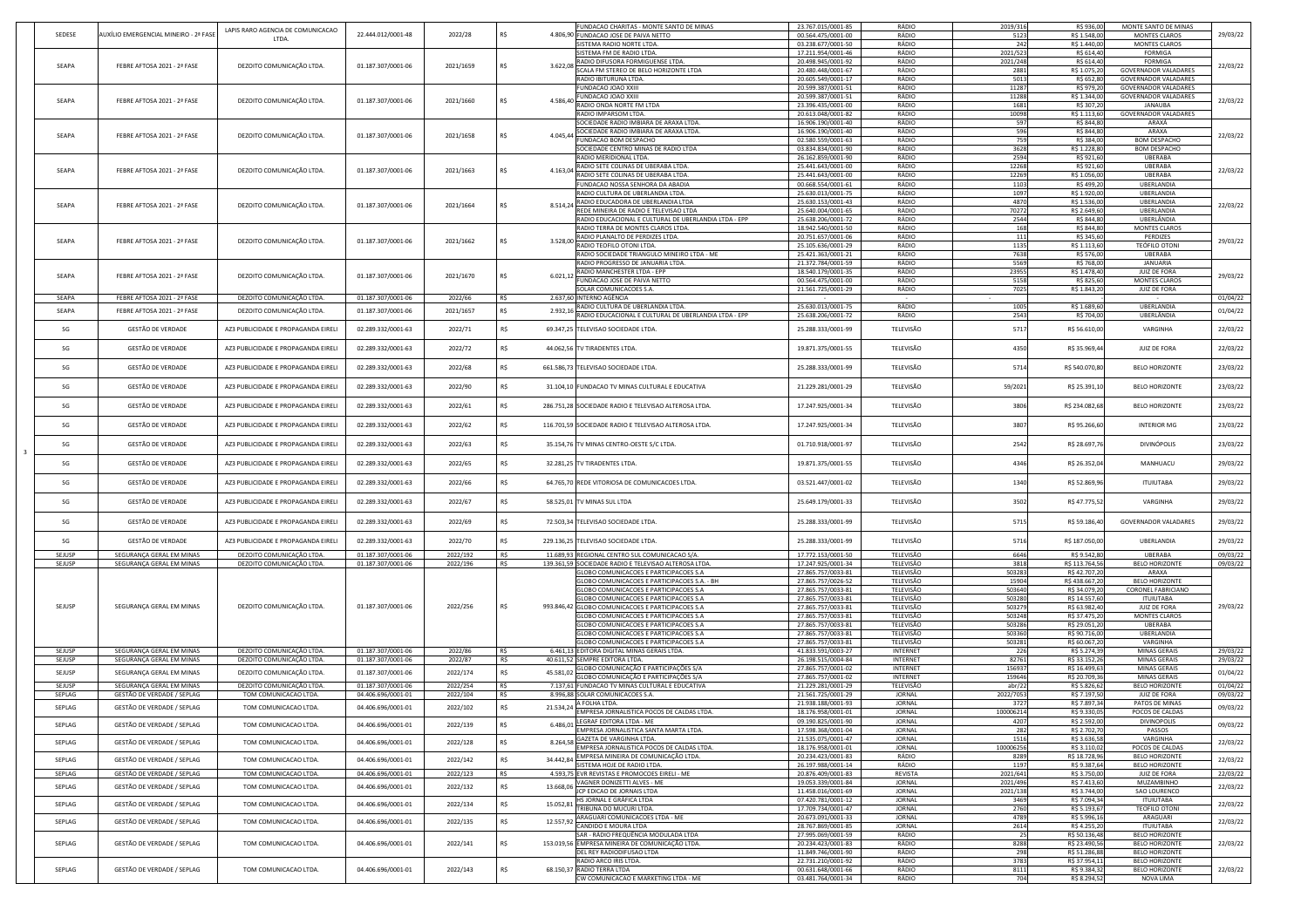| | | | | | | | | | | | | | | |
|---|---|---|---|---|---|---|---|---|---|---|---|---|---|---|
| | SEDESE | AUXÍLIO EMERGENCIAL MINEIRO - 2ª FASE | LAPIS RARO AGENCIA DE COMUNICACAO LTDA. | 22.444.012/0001-48 | 2022/28 | R$ | 4.806,90 | FUNDACAO CHARITAS - MONTE SANTO DE MINAS | 23.767.015/0001-85 | RÁDIO | 2019/316 | R$ 936,00 | MONTE SANTO DE MINAS | 29/03/22 |
| | | | | | | | | FUNDACAO JOSE DE PAIVA NETTO | 00.564.475/0001-00 | RÁDIO | 5123 | R$ 1.548,00 | MONTES CLAROS | |
| | | | | | | | | SISTEMA RADIO NORTE LTDA. | 03.238.677/0001-50 | RÁDIO | 242 | R$ 1.440,00 | MONTES CLAROS | |
| | SEAPA | FEBRE AFTOSA 2021 - 2ª FASE | DEZOITO COMUNICAÇÃO LTDA. | 01.187.307/0001-06 | 2021/1659 | R$ | 3.622,08 | SISTEMA FM DE RADIO LTDA. | 17.211.954/0001-46 | RÁDIO | 2021/523 | R$ 614,40 | FORMIGA | 22/03/22 |
| | | | | | | | | RADIO DIFUSORA FORMIGUENSE LTDA. | 20.498.945/0001-92 | RÁDIO | 2021/248 | R$ 614,40 | FORMIGA | |
| | | | | | | | | SCALA FM STEREO DE BELO HORIZONTE LTDA | 20.480.448/0001-67 | RÁDIO | 2881 | R$ 1.075,20 | GOVERNADOR VALADARES | |
| | | | | | | | | RADIO IBITURUNA LTDA. | 20.605.549/0001-17 | RÁDIO | 5013 | R$ 652,80 | GOVERNADOR VALADARES | |
| | SEAPA | FEBRE AFTOSA 2021 - 2ª FASE | DEZOITO COMUNICAÇÃO LTDA. | 01.187.307/0001-06 | 2021/1660 | R$ | 4.586,40 | FUNDACAO JOAO XXIII | 20.599.387/0001-51 | RÁDIO | 11287 | R$ 979,20 | GOVERNADOR VALADARES | 22/03/22 |
| | | | | | | | | FUNDACAO JOAO XXIII | 20.599.387/0001-51 | RÁDIO | 11288 | R$ 1.344,00 | GOVERNADOR VALADARES | |
| | | | | | | | | RADIO ONDA NORTE FM LTDA | 23.396.435/0001-00 | RÁDIO | 1681 | R$ 307,20 | JANAUBA | |
| | | | | | | | | RADIO IMPARSOM LTDA. | 20.613.048/0001-82 | RÁDIO | 10098 | R$ 1.113,60 | GOVERNADOR VALADARES | |
| | SEAPA | FEBRE AFTOSA 2021 - 2ª FASE | DEZOITO COMUNICAÇÃO LTDA. | 01.187.307/0001-06 | 2021/1658 | R$ | 4.045,44 | SOCIEDADE RADIO IMBIARA DE ARAXA LTDA. | 16.906.190/0001-40 | RÁDIO | 597 | R$ 844,80 | ARAXÁ | 22/03/22 |
| | | | | | | | | SOCIEDADE RADIO IMBIARA DE ARAXA LTDA. | 16.906.190/0001-40 | RÁDIO | 596 | R$ 844,80 | ARAXA | |
| | | | | | | | | FUNDACAO BOM DESPACHO | 02.580.559/0001-63 | RÁDIO | 759 | R$ 384,00 | BOM DESPACHO | |
| | | | | | | | | SOCIEDADE CENTRO MINAS DE RADIO LTDA | 03.834.834/0001-90 | RÁDIO | 3628 | R$ 1.228,80 | BOM DESPACHO | |
| | SEAPA | FEBRE AFTOSA 2021 - 2ª FASE | DEZOITO COMUNICAÇÃO LTDA. | 01.187.307/0001-06 | 2021/1663 | R$ | 4.163,04 | RADIO MERIDIONAL LTDA. | 26.162.859/0001-90 | RÁDIO | 2594 | R$ 921,60 | UBERABA | 22/03/22 |
| | | | | | | | | RADIO SETE COLINAS DE UBERABA LTDA. | 25.441.643/0001-00 | RÁDIO | 12268 | R$ 921,60 | UBERABA | |
| | | | | | | | | RADIO SETE COLINAS DE UBERABA LTDA. | 25.441.643/0001-00 | RÁDIO | 12269 | R$ 1.056,00 | UBERABA | |
| | | | | | | | | FUNDACAO NOSSA SENHORA DA ABADIA | 00.668.554/0001-61 | RÁDIO | 1103 | R$ 499,20 | UBERLANDIA | |
| | SEAPA | FEBRE AFTOSA 2021 - 2ª FASE | DEZOITO COMUNICAÇÃO LTDA. | 01.187.307/0001-06 | 2021/1664 | R$ | 8.514,24 | RADIO CULTURA DE UBERLANDIA LTDA. | 25.630.013/0001-75 | RÁDIO | 1097 | R$ 1.920,00 | UBERLANDIA | 22/03/22 |
| | | | | | | | | RADIO EDUCADORA DE UBERLANDIA LTDA | 25.630.153/0001-43 | RÁDIO | 4870 | R$ 1.536,00 | UBERLANDIA | |
| | | | | | | | | REDE MINEIRA DE RADIO E TELEVISAO LTDA | 25.640.004/0001-65 | RÁDIO | 70272 | R$ 2.649,60 | UBERLANDIA | |
| | | | | | | | | RADIO EDUCACIONAL E CULTURAL DE UBERLANDIA LTDA - EPP | 25.638.206/0001-72 | RÁDIO | 2544 | R$ 844,80 | UBERLÂNDIA | |
| | SEAPA | FEBRE AFTOSA 2021 - 2ª FASE | DEZOITO COMUNICAÇÃO LTDA. | 01.187.307/0001-06 | 2021/1662 | R$ | 3.528,00 | RADIO TERRA DE MONTES CLAROS LTDA. | 18.942.540/0001-50 | RÁDIO | 168 | R$ 844,80 | MONTES CLAROS | 29/03/22 |
| | | | | | | | | RADIO PLANALTO DE PERDIZES LTDA. | 20.751.657/0001-06 | RÁDIO | 111 | R$ 345,60 | PERDIZES | |
| | | | | | | | | RADIO TEOFILO OTONI LTDA. | 25.105.636/0001-29 | RÁDIO | 1135 | R$ 1.113,60 | TEÓFILO OTONI | |
| | | | | | | | | RADIO SOCIEDADE TRIANGULO MINEIRO LTDA - ME | 25.421.363/0001-21 | RÁDIO | 7638 | R$ 576,00 | UBERABA | |
| | SEAPA | FEBRE AFTOSA 2021 - 2ª FASE | DEZOITO COMUNICAÇÃO LTDA. | 01.187.307/0001-06 | 2021/1670 | R$ | 6.021,12 | RADIO PROGRESSO DE JANUARIA LTDA. | 21.372.784/0001-59 | RÁDIO | 5569 | R$ 768,00 | JANUARIA | 29/03/22 |
| | | | | | | | | RADIO MANCHESTER LTDA - EPP | 18.540.179/0001-35 | RÁDIO | 23955 | R$ 1.478,40 | JUIZ DE FORA | |
| | | | | | | | | FUNDACAO JOSE DE PAIVA NETTO | 00.564.475/0001-00 | RÁDIO | 5158 | R$ 825,60 | MONTES CLAROS | |
| | | | | | | | | SOLAR COMUNICACOES S.A. | 21.561.725/0001-29 | RÁDIO | 7025 | R$ 1.843,20 | JUIZ DE FORA | |
| | SEAPA | FEBRE AFTOSA 2021 - 2ª FASE | DEZOITO COMUNICAÇÃO LTDA. | 01.187.307/0001-06 | 2022/66 | R$ | 2.637,60 | INTERNO AGÊNCIA | - | - | - | - | - | 01/04/22 |
| | SEAPA | FEBRE AFTOSA 2021 - 2ª FASE | DEZOITO COMUNICAÇÃO LTDA. | 01.187.307/0001-06 | 2021/1657 | R$ | 2.932,16 | RADIO CULTURA DE UBERLANDIA LTDA. | 25.630.013/0001-75 | RÁDIO | 1005 | R$ 1.689,60 | UBERLANDIA | 01/04/22 |
| | | | | | | | | RADIO EDUCACIONAL E CULTURAL DE UBERLANDIA LTDA - EPP | 25.638.206/0001-72 | RÁDIO | 2543 | R$ 704,00 | UBERLÂNDIA | |
| | SG | GESTÃO DE VERDADE | AZ3 PUBLICIDADE E PROPAGANDA EIRELI | 02.289.332/0001-63 | 2022/71 | R$ | 69.347,25 | TELEVISAO SOCIEDADE LTDA. | 25.288.333/0001-99 | TELEVISÃO | 5717 | R$ 56.610,00 | VARGINHA | 22/03/22 |
| | SG | GESTÃO DE VERDADE | AZ3 PUBLICIDADE E PROPAGANDA EIRELI | 02.289.332/0001-63 | 2022/72 | R$ | 44.062,56 | TV TIRADENTES LTDA. | 19.871.375/0001-55 | TELEVISÃO | 4350 | R$ 35.969,44 | JUIZ DE FORA | 22/03/22 |
| | SG | GESTÃO DE VERDADE | AZ3 PUBLICIDADE E PROPAGANDA EIRELI | 02.289.332/0001-63 | 2022/68 | R$ | 661.586,73 | TELEVISAO SOCIEDADE LTDA. | 25.288.333/0001-99 | TELEVISÃO | 5714 | R$ 540.070,80 | BELO HORIZONTE | 23/03/22 |
| | SG | GESTÃO DE VERDADE | AZ3 PUBLICIDADE E PROPAGANDA EIRELI | 02.289.332/0001-63 | 2022/90 | R$ | 31.104,10 | FUNDACAO TV MINAS CULTURAL E EDUCATIVA | 21.229.281/0001-29 | TELEVISÃO | 59/2021 | R$ 25.391,10 | BELO HORIZONTE | 23/03/22 |
| | SG | GESTÃO DE VERDADE | AZ3 PUBLICIDADE E PROPAGANDA EIRELI | 02.289.332/0001-63 | 2022/61 | R$ | 286.751,28 | SOCIEDADE RADIO E TELEVISAO ALTEROSA LTDA. | 17.247.925/0001-34 | TELEVISÃO | 3806 | R$ 234.082,68 | BELO HORIZONTE | 23/03/22 |
| | SG | GESTÃO DE VERDADE | AZ3 PUBLICIDADE E PROPAGANDA EIRELI | 02.289.332/0001-63 | 2022/62 | R$ | 116.701,59 | SOCIEDADE RADIO E TELEVISAO ALTEROSA LTDA. | 17.247.925/0001-34 | TELEVISÃO | 3807 | R$ 95.266,60 | INTERIOR MG | 23/03/22 |
| 3 | SG | GESTÃO DE VERDADE | AZ3 PUBLICIDADE E PROPAGANDA EIRELI | 02.289.332/0001-63 | 2022/63 | R$ | 35.154,76 | TV MINAS CENTRO-OESTE S/C LTDA. | 01.710.918/0001-97 | TELEVISÃO | 2542 | R$ 28.697,76 | DIVINÓPOLIS | 23/03/22 |
| | SG | GESTÃO DE VERDADE | AZ3 PUBLICIDADE E PROPAGANDA EIRELI | 02.289.332/0001-63 | 2022/65 | R$ | 32.281,25 | TV TIRADENTES LTDA. | 19.871.375/0001-55 | TELEVISÃO | 4346 | R$ 26.352,04 | MANHUACU | 29/03/22 |
| | SG | GESTÃO DE VERDADE | AZ3 PUBLICIDADE E PROPAGANDA EIRELI | 02.289.332/0001-63 | 2022/66 | R$ | 64.765,70 | REDE VITORIOSA DE COMUNICACOES LTDA. | 03.521.447/0001-02 | TELEVISÃO | 1340 | R$ 52.869,96 | ITUIUTABA | 29/03/22 |
| | SG | GESTÃO DE VERDADE | AZ3 PUBLICIDADE E PROPAGANDA EIRELI | 02.289.332/0001-63 | 2022/67 | R$ | 58.525,01 | TV MINAS SUL LTDA | 25.649.179/0001-33 | TELEVISÃO | 3502 | R$ 47.775,52 | VARGINHA | 29/03/22 |
| | SG | GESTÃO DE VERDADE | AZ3 PUBLICIDADE E PROPAGANDA EIRELI | 02.289.332/0001-63 | 2022/69 | R$ | 72.503,34 | TELEVISAO SOCIEDADE LTDA. | 25.288.333/0001-99 | TELEVISÃO | 5715 | R$ 59.186,40 | GOVERNADOR VALADARES | 29/03/22 |
| | SG | GESTÃO DE VERDADE | AZ3 PUBLICIDADE E PROPAGANDA EIRELI | 02.289.332/0001-63 | 2022/70 | R$ | 229.136,25 | TELEVISAO SOCIEDADE LTDA. | 25.288.333/0001-99 | TELEVISÃO | 5716 | R$ 187.050,00 | UBERLANDIA | 29/03/22 |
| | SEJUSP | SEGURANÇA GERAL EM MINAS | DEZOITO COMUNICAÇÃO LTDA. | 01.187.307/0001-06 | 2022/192 | R$ | 11.689,93 | REGIONAL CENTRO SUL COMUNICACAO S/A. | 17.772.153/0001-50 | TELEVISÃO | 6646 | R$ 9.542,80 | UBERABA | 09/03/22 |
| | SEJUSP | SEGURANÇA GERAL EM MINAS | DEZOITO COMUNICAÇÃO LTDA. | 01.187.307/0001-06 | 2022/196 | R$ | 139.361,59 | SOCIEDADE RADIO E TELEVISAO ALTEROSA LTDA. | 17.247.925/0001-34 | TELEVISÃO | 3818 | R$ 113.764,56 | BELO HORIZONTE | 09/03/22 |
| | SEJUSP | SEGURANÇA GERAL EM MINAS | DEZOITO COMUNICAÇÃO LTDA. | 01.187.307/0001-06 | 2022/256 | R$ | 993.846,42 | GLOBO COMUNICACOES E PARTICIPACOES S.A | 27.865.757/0033-81 | TELEVISÃO | 503283 | R$ 42.707,20 | ARAXA | 29/03/22 |
| | | | | | | | | GLOBO COMUNICACOES E PARTICIPACOES S.A. - BH | 27.865.757/0026-52 | TELEVISÃO | 15904 | R$ 438.667,20 | BELO HORIZONTE | |
| | | | | | | | | GLOBO COMUNICACOES E PARTICIPACOES S.A | 27.865.757/0033-81 | TELEVISÃO | 503640 | R$ 34.079,20 | CORONEL FABRICIANO | |
| | | | | | | | | GLOBO COMUNICACOES E PARTICIPACOES S.A | 27.865.757/0033-81 | TELEVISÃO | 503280 | R$ 14.557,60 | ITUIUTABA | |
| | | | | | | | | GLOBO COMUNICACOES E PARTICIPACOES S.A | 27.865.757/0033-81 | TELEVISÃO | 503279 | R$ 63.982,40 | JUIZ DE FORA | |
| | | | | | | | | GLOBO COMUNICACOES E PARTICIPACOES S.A | 27.865.757/0033-81 | TELEVISÃO | 503248 | R$ 37.475,20 | MONTES CLAROS | |
| | | | | | | | | GLOBO COMUNICACOES E PARTICIPACOES S.A | 27.865.757/0033-81 | TELEVISÃO | 503286 | R$ 29.051,20 | UBERABA | |
| | | | | | | | | GLOBO COMUNICACOES E PARTICIPACOES S.A | 27.865.757/0033-81 | TELEVISÃO | 503360 | R$ 90.716,00 | UBERLANDIA | |
| | | | | | | | | GLOBO COMUNICACOES E PARTICIPACOES S.A | 27.865.757/0033-81 | TELEVISÃO | 503281 | R$ 60.067,20 | VARGINHA | |
| | SEJUSP | SEGURANÇA GERAL EM MINAS | DEZOITO COMUNICAÇÃO LTDA. | 01.187.307/0001-06 | 2022/86 | R$ | 6.461,13 | EDITORA DIGITAL MINAS GERAIS LTDA. | 41.833.591/0003-27 | INTERNET | 226 | R$ 5.274,39 | MINAS GERAIS | 29/03/22 |
| | SEJUSP | SEGURANÇA GERAL EM MINAS | DEZOITO COMUNICAÇÃO LTDA. | 01.187.307/0001-06 | 2022/87 | R$ | 40.611,52 | SEMPRE EDITORA LTDA. | 26.198.515/0004-84 | INTERNET | 82761 | R$ 33.152,26 | MINAS GERAIS | 29/03/22 |
| | SEJUSP | SEGURANÇA GERAL EM MINAS | DEZOITO COMUNICAÇÃO LTDA. | 01.187.307/0001-06 | 2022/174 | R$ | 45.581,02 | GLOBO COMUNICAÇÃO E PARTICIPAÇÕES S/A | 27.865.757/0001-02 | INTERNET | 156937 | R$ 16.499,63 | MINAS GERAIS | 01/04/22 |
| | | | | | | | | GLOBO COMUNICAÇÃO E PARTICIPAÇÕES S/A | 27.865.757/0001-02 | INTERNET | 159646 | R$ 20.709,36 | MINAS GERAIS | |
| | SEJUSP | SEGURANÇA GERAL EM MINAS | DEZOITO COMUNICAÇÃO LTDA. | 01.187.307/0001-06 | 2022/254 | R$ | 7.137,61 | FUNDACAO TV MINAS CULTURAL E EDUCATIVA | 21.229.281/0001-29 | TELEVISÃO | abr/22 | R$ 5.826,62 | BELO HORIZONTE | 01/04/22 |
| | SEPLAG | GESTÃO DE VERDADE / SEPLAG | TOM COMUNICACAO LTDA. | 04.406.696/0001-01 | 2022/104 | R$ | 8.996,88 | SOLAR COMUNICACOES S.A. | 21.561.725/0001-29 | JORNAL | 2022/7053 | R$ 7.197,50 | JUIZ DE FORA | 09/03/22 |
| | SEPLAG | GESTÃO DE VERDADE / SEPLAG | TOM COMUNICACAO LTDA. | 04.406.696/0001-01 | 2022/102 | R$ | 21.534,24 | A FOLHA LTDA. | 21.938.188/0001-93 | JORNAL | 3727 | R$ 7.897,34 | PATOS DE MINAS | 09/03/22 |
| | | | | | | | | EMPRESA JORNALISTICA POCOS DE CALDAS LTDA. | 18.176.958/0001-01 | JORNAL | 100006214 | R$ 9.330,05 | POCOS DE CALDAS | |
| | SEPLAG | GESTÃO DE VERDADE / SEPLAG | TOM COMUNICACAO LTDA. | 04.406.696/0001-01 | 2022/139 | R$ | 6.486,01 | LEGRAF EDITORA LTDA - ME | 09.190.825/0001-90 | JORNAL | 4207 | R$ 2.592,00 | DIVINOPOLIS | 09/03/22 |
| | | | | | | | | EMPRESA JORNALISTICA SANTA MARTA LTDA. | 17.598.368/0001-04 | JORNAL | 282 | R$ 2.702,70 | PASSOS | |
| | SEPLAG | GESTÃO DE VERDADE / SEPLAG | TOM COMUNICACAO LTDA. | 04.406.696/0001-01 | 2022/128 | R$ | 8.264,58 | GAZETA DE VARGINHA LTDA. | 21.535.075/0001-47 | JORNAL | 1516 | R$ 3.636,58 | VARGINHA | 22/03/22 |
| | | | | | | | | EMPRESA JORNALISTICA POCOS DE CALDAS LTDA. | 18.176.958/0001-01 | JORNAL | 100006256 | R$ 3.110,02 | POCOS DE CALDAS | |
| | SEPLAG | GESTÃO DE VERDADE / SEPLAG | TOM COMUNICACAO LTDA. | 04.406.696/0001-01 | 2022/101 | R$ | 34.442,84 | EMPRESA MINEIRA DE COMUNICAÇÃO LTDA. | 20.234.423/0001-83 | RÁDIO | 8289 | R$ 18.728,96 | BELO HORIZONTE | 22/03/22 |
| | | | | | | | | SISTEMA HOJE DE RADIO LTDA. | 26.197.988/0001-14 | RÁDIO | 1197 | R$ 9.387,64 | BELO HORIZONTE | |
| | SEPLAG | GESTÃO DE VERDADE / SEPLAG | TOM COMUNICACAO LTDA. | 04.406.696/0001-01 | 2022/123 | R$ | 4.593,75 | EVR REVISTAS E PROMOCOES EIRELI - ME | 20.876.409/0001-83 | REVISTA | 2021/641 | R$ 3.750,00 | JUIZ DE FORA | 22/03/22 |
| | SEPLAG | GESTÃO DE VERDADE / SEPLAG | TOM COMUNICACAO LTDA. | 04.406.696/0001-01 | 2022/132 | R$ | 13.668,06 | VAGNER DONIZETTI ALVES - ME | 19.053.339/0001-84 | JORNAL | 2021/496 | R$ 7.413,60 | MUZAMBINHO | 22/03/22 |
| | | | | | | | | JCP EDICAO DE JORNAIS LTDA | 11.458.016/0001-69 | JORNAL | 2021/138 | R$ 3.744,00 | SAO LOURENCO | |
| | SEPLAG | GESTÃO DE VERDADE / SEPLAG | TOM COMUNICACAO LTDA. | 04.406.696/0001-01 | 2022/134 | R$ | 15.052,81 | HS JORNAL E GRÁFICA LTDA | 07.420.781/0001-12 | JORNAL | 3469 | R$ 7.094,34 | ITUIUTABA | 22/03/22 |
| | | | | | | | | TRIBUNA DO MUCURI LTDA. | 17.709.734/0001-47 | JORNAL | 2760 | R$ 5.193,67 | TEOFILO OTONI | |
| | SEPLAG | GESTÃO DE VERDADE / SEPLAG | TOM COMUNICACAO LTDA. | 04.406.696/0001-01 | 2022/135 | R$ | 12.557,92 | ARAGUARI COMUNICACOES LTDA - ME | 20.673.091/0001-33 | JORNAL | 4789 | R$ 5.996,16 | ARAGUARI | 22/03/22 |
| | | | | | | | | CANDIDO E MOURA LTDA | 28.767.869/0001-85 | JORNAL | 2614 | R$ 4.255,20 | ITUIUTABA | |
| | SEPLAG | GESTÃO DE VERDADE / SEPLAG | TOM COMUNICACAO LTDA. | 04.406.696/0001-01 | 2022/141 | R$ | 153.019,56 | SAR - RÁDIO FREQUÊNCIA MODULADA LTDA | 27.995.069/0001-59 | RÁDIO | 25 | R$ 50.136,48 | BELO HORIZONTE | 22/03/22 |
| | | | | | | | | EMPRESA MINEIRA DE COMUNICAÇÃO LTDA. | 20.234.423/0001-83 | RÁDIO | 8288 | R$ 23.490,56 | BELO HORIZONTE | |
| | | | | | | | | DEL REY RADIODIFUSAO LTDA | 11.849.746/0001-90 | RÁDIO | 298 | R$ 51.286,88 | BELO HORIZONTE | |
| | SEPLAG | GESTÃO DE VERDADE / SEPLAG | TOM COMUNICACAO LTDA. | 04.406.696/0001-01 | 2022/143 | R$ | 68.150,37 | RADIO ARCO IRIS LTDA. | 22.731.210/0001-92 | RÁDIO | 3783 | R$ 37.954,11 | BELO HORIZONTE | 22/03/22 |
| | | | | | | | | RADIO TERRA LTDA | 00.631.648/0001-66 | RÁDIO | 8111 | R$ 9.384,32 | BELO HORIZONTE | |
| | | | | | | | | CW COMUNICACAO E MARKETING LTDA - ME | 03.481.764/0001-34 | RÁDIO | 704 | R$ 8.294,52 | NOVA LIMA | |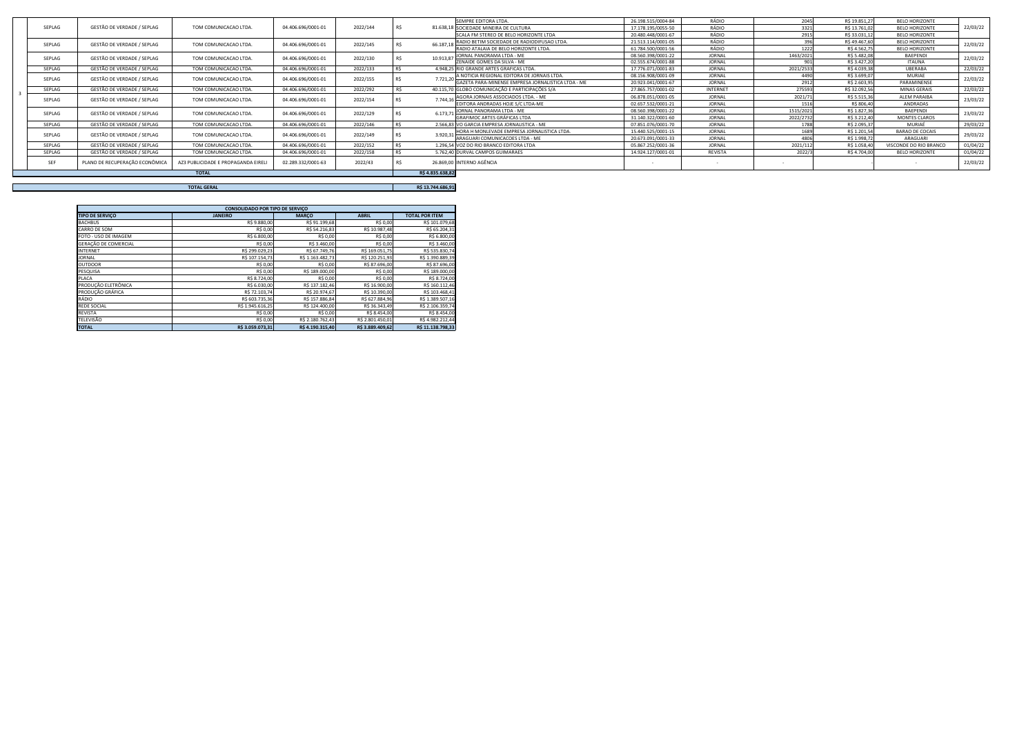| | | | | | | | | | | | | | |
|---|---|---|---|---|---|---|---|---|---|---|---|---|---|
| 3 | SEPLAG | GESTÃO DE VERDADE / SEPLAG | TOM COMUNICACAO LTDA. | 04.406.696/0001-01 | 2022/144 | R$ 81.638,18 | SEMPRE EDITORA LTDA. | 26.198.515/0004-84 | RÁDIO | 2045 | R$ 19.851,27 | BELO HORIZONTE | 22/03/22 |
| | | | | | | | SOCIEDADE MINEIRA DE CULTURA | 17.178.195/0055-50 | RÁDIO | 3321 | R$ 13.761,02 | BELO HORIZONTE | |
| | | | | | | | SCALA FM STEREO DE BELO HORIZONTE LTDA | 20.480.448/0001-67 | RÁDIO | 2915 | R$ 33.031,12 | BELO HORIZONTE | |
| | SEPLAG | GESTÃO DE VERDADE / SEPLAG | TOM COMUNICACAO LTDA. | 04.406.696/0001-01 | 2022/145 | R$ 66.187,18 | RADIO BETIM SOCIEDADE DE RADIODIFUSAO LTDA. | 21.513.114/0001-05 | RÁDIO | 396 | R$ 49.467,60 | BELO HORIZONTE | 22/03/22 |
| | | | | | | | RADIO ATALAIA DE BELO HORIZONTE LTDA. | 61.784.500/0001-56 | RÁDIO | 1222 | R$ 4.562,75 | BELO HORIZONTE | |
| | SEPLAG | GESTÃO DE VERDADE / SEPLAG | TOM COMUNICACAO LTDA. | 04.406.696/0001-01 | 2022/130 | R$ 10.913,87 | JORNAL PANORAMA LTDA - ME | 08.560.398/0001-22 | JORNAL | 1463/2021 | R$ 5.482,08 | BAEPENDI | 22/03/22 |
| | | | | | | | ZENAIDE GOMES DA SILVA - ME | 02.555.674/0001-88 | JORNAL | 901 | R$ 3.427,20 | ITAUNA | |
| | SEPLAG | GESTÃO DE VERDADE / SEPLAG | TOM COMUNICACAO LTDA. | 04.406.696/0001-01 | 2022/133 | R$ 4.948,25 | RIO GRANDE ARTES GRAFICAS LTDA. | 17.776.071/0001-83 | JORNAL | 2021/2533 | R$ 4.039,38 | UBERABA | 22/03/22 |
| | SEPLAG | GESTÃO DE VERDADE / SEPLAG | TOM COMUNICACAO LTDA. | 04.406.696/0001-01 | 2022/155 | R$ 7.721,20 | A NOTICIA REGIONAL EDITORA DE JORNAIS LTDA. | 08.156.908/0001-09 | JORNAL | 4490 | R$ 3.699,07 | MURIAE | 22/03/22 |
| | | | | | | | GAZETA PARA-MINENSE EMPRESA JORNALISTICA LTDA - ME | 20.923.041/0001-67 | JORNAL | 2912 | R$ 2.603,95 | PARAMINENSE | |
| | SEPLAG | GESTÃO DE VERDADE / SEPLAG | TOM COMUNICACAO LTDA. | 04.406.696/0001-01 | 2022/292 | R$ 40.115,70 | GLOBO COMUNICAÇÃO E PARTICIPAÇÕES S/A | 27.865.757/0001-02 | INTERNET | 275593 | R$ 32.092,56 | MINAS GERAIS | 22/03/22 |
| | SEPLAG | GESTÃO DE VERDADE / SEPLAG | TOM COMUNICACAO LTDA. | 04.406.696/0001-01 | 2022/154 | R$ 7.744,16 | AGORA JORNAIS ASSOCIADOS LTDA. - ME | 06.878.051/0001-05 | JORNAL | 2021/71 | R$ 5.515,36 | ALEM PARAIBA | 23/03/22 |
| | | | | | | | EDITORA ANDRADAS HOJE S/C LTDA-ME | 02.657.532/0001-21 | JORNAL | 1516 | R$ 806,40 | ANDRADAS | |
| | SEPLAG | GESTÃO DE VERDADE / SEPLAG | TOM COMUNICACAO LTDA. | 04.406.696/0001-01 | 2022/129 | R$ 6.173,71 | JORNAL PANORAMA LTDA - ME | 08.560.398/0001-22 | JORNAL | 1515/2021 | R$ 1.827,36 | BAEPENDI | 23/03/22 |
| | | | | | | | GRAFIMOC ARTES GRÁFICAS LTDA | 31.140.322/0001-60 | JORNAL | 2022/2732 | R$ 3.212,40 | MONTES CLAROS | |
| | SEPLAG | GESTÃO DE VERDADE / SEPLAG | TOM COMUNICACAO LTDA. | 04.406.696/0001-01 | 2022/146 | R$ 2.566,83 | VO GARCIA EMPRESA JORNALISTICA - ME | 07.851.076/0001-70 | JORNAL | 1788 | R$ 2.095,37 | MURIAE | 29/03/22 |
| | SEPLAG | GESTÃO DE VERDADE / SEPLAG | TOM COMUNICACAO LTDA. | 04.406.696/0001-01 | 2022/149 | R$ 3.920,31 | HORA H MONLEVADE EMPRESA JORNALISTICA LTDA. | 15.440.525/0001-15 | JORNAL | 1689 | R$ 1.201,54 | BARAO DE COCAIS | 29/03/22 |
| | | | | | | | ARAGUARI COMUNICACOES LTDA - ME | 20.673.091/0001-33 | JORNAL | 4806 | R$ 1.998,72 | ARAGUARI | |
| | SEPLAG | GESTÃO DE VERDADE / SEPLAG | TOM COMUNICACAO LTDA. | 04.406.696/0001-01 | 2022/152 | R$ 1.296,54 | VOZ DO RIO BRANCO EDITORA LTDA | 05.867.252/0001-36 | JORNAL | 2021/112 | R$ 1.058,40 | VISCONDE DO RIO BRANCO | 01/04/22 |
| | SEPLAG | GESTÃO DE VERDADE / SEPLAG | TOM COMUNICACAO LTDA. | 04.406.696/0001-01 | 2022/158 | R$ 5.762,40 | DURVAL CAMPOS GUIMARAES | 14.924.127/0001-01 | REVISTA | 2022/3 | R$ 4.704,00 | BELO HORIZONTE | 01/04/22 |
| | SEF | PLANO DE RECUPERAÇÃO ECONÔMICA | AZ3 PUBLICIDADE E PROPAGANDA EIRELI | 02.289.332/0001-63 | 2022/43 | R$ 26.869,00 | INTERNO AGÊNCIA | - | - | - | | - | 22/03/22 |
| | | | TOTAL | | | R$ 4.835.638,82 | | | | | | | |

| | |
|---|---|
| TOTAL GERAL | R$ 13.744.686,91 |

| CONSOLIDADO POR TIPO DE SERVIÇO | | | | |
|---|---|---|---|---|
| TIPO DE SERVIÇO | JANEIRO | MARÇO | ABRIL | TOTAL POR ITEM |
| BACHBUS | R$ 9.880,00 | R$ 91.199,68 | R$ 0,00 | R$ 101.079,68 |
| CARRO DE SOM | R$ 0,00 | R$ 54.216,83 | R$ 10.987,48 | R$ 65.204,31 |
| FOTO - USO DE IMAGEM | R$ 6.800,00 | R$ 0,00 | R$ 0,00 | R$ 6.800,00 |
| GERAÇÃO DE COMERCIAL | R$ 0,00 | R$ 3.460,00 | R$ 0,00 | R$ 3.460,00 |
| INTERNET | R$ 299.029,23 | R$ 67.749,76 | R$ 169.051,75 | R$ 535.830,74 |
| JORNAL | R$ 107.154,73 | R$ 1.163.482,73 | R$ 120.251,93 | R$ 1.390.889,39 |
| OUTDOOR | R$ 0,00 | R$ 0,00 | R$ 87.696,00 | R$ 87.696,00 |
| PESQUISA | R$ 0,00 | R$ 189.000,00 | R$ 0,00 | R$ 189.000,00 |
| PLACA | R$ 8.724,00 | R$ 0,00 | R$ 0,00 | R$ 8.724,00 |
| PRODUÇÃO ELETRÔNICA | R$ 6.030,00 | R$ 137.182,46 | R$ 16.900,00 | R$ 160.112,46 |
| PRODUÇÃO GRÁFICA | R$ 72.103,74 | R$ 20.974,67 | R$ 10.390,00 | R$ 103.468,41 |
| RÁDIO | R$ 603.735,36 | R$ 157.886,84 | R$ 627.884,96 | R$ 1.389.507,16 |
| REDE SOCIAL | R$ 1.945.616,25 | R$ 124.400,00 | R$ 36.343,49 | R$ 2.106.359,74 |
| REVISTA | R$ 0,00 | R$ 0,00 | R$ 8.454,00 | R$ 8.454,00 |
| TELEVISÃO | R$ 0,00 | R$ 2.180.762,43 | R$ 2.801.450,01 | R$ 4.982.212,44 |
| TOTAL | R$ 3.059.073,31 | R$ 4.190.315,40 | R$ 3.889.409,62 | R$ 11.138.798,33 |